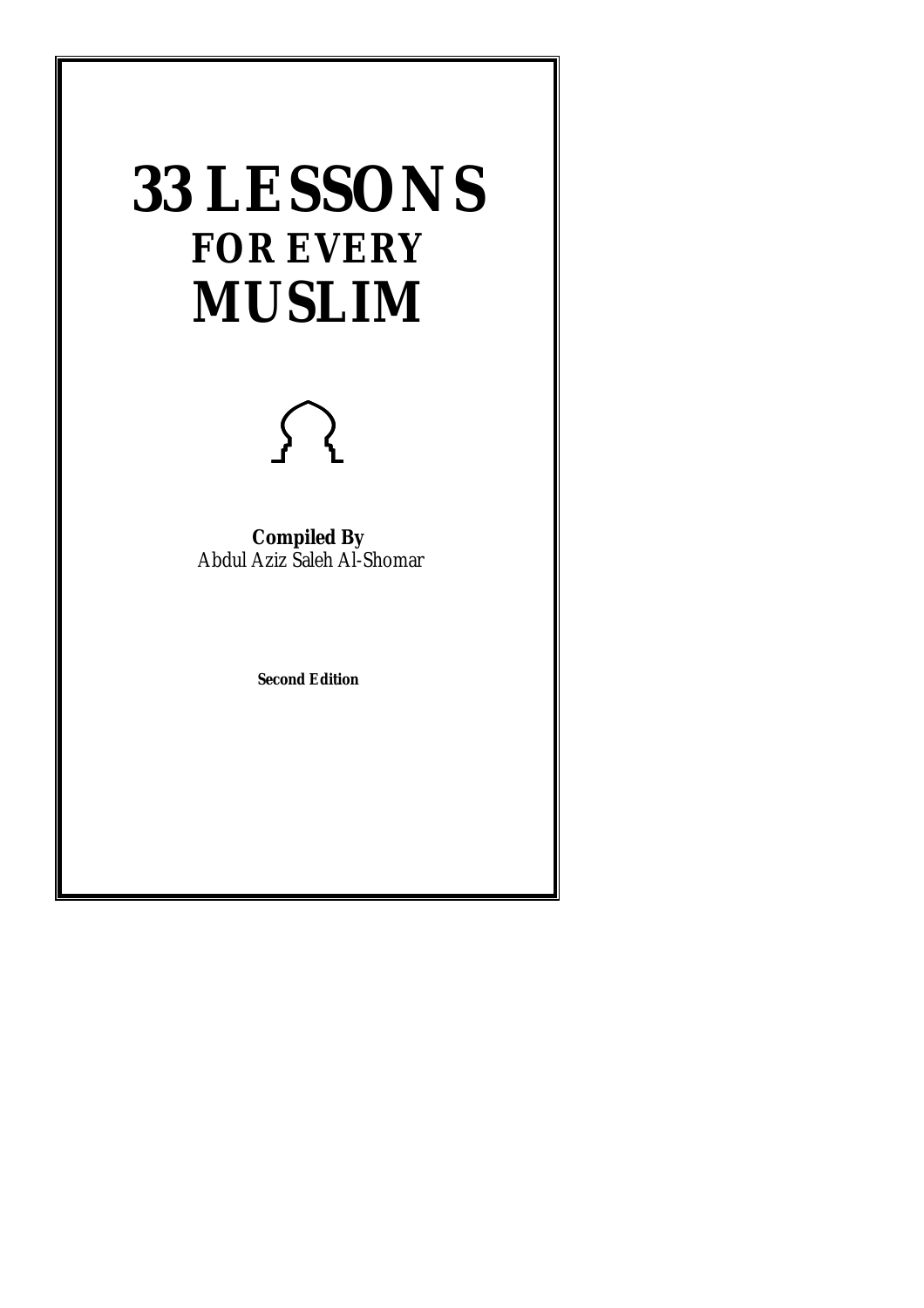# 33 LESSONS
## FOR EVERY
# MUSLIM

**Compiled By**
*Abdul Aziz Saleh Al-Shomar*

**Second Edition**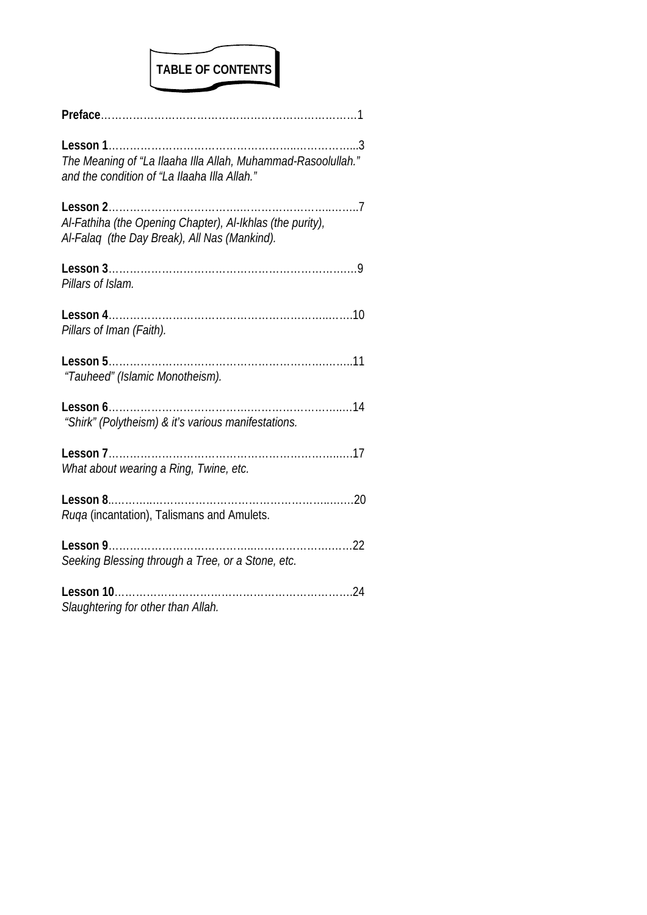# TABLE OF CONTENTS

**Preface**……………………………………………………………………1

**Lesson 1**…………………………………………………..……………...3
*The Meaning of "La Ilaaha Illa Allah, Muhammad-Rasoolullah." and the condition of "La Ilaaha Illa Allah."*

**Lesson 2**………………………………..………………………..……..7
*Al-Fathiha (the Opening Chapter), Al-Ikhlas (the purity), Al-Falaq (the Day Break), All Nas (Mankind).*

**Lesson 3**……………………………………………………………..….9
*Pillars of Islam.*

**Lesson 4**…………………………………………………………..…….10
*Pillars of Iman (Faith).*

**Lesson 5**……………………………………………………………..…..11
*"Tauheed" (Islamic Monotheism).*

**Lesson 6**………………………………..…………………………..….14
*"Shirk" (Polytheism) & it's various manifestations.*

**Lesson 7**……………………………………………………………..….17
*What about wearing a Ring, Twine, etc.*

**Lesson 8**.…………..…………………………………………..…….20
*Ruqa* (incantation), Talismans and Amulets.

**Lesson 9**……………………………..…………………….……22
*Seeking Blessing through a Tree, or a Stone, etc.*

**Lesson 10**…………………………………………………………….24
*Slaughtering for other than Allah.*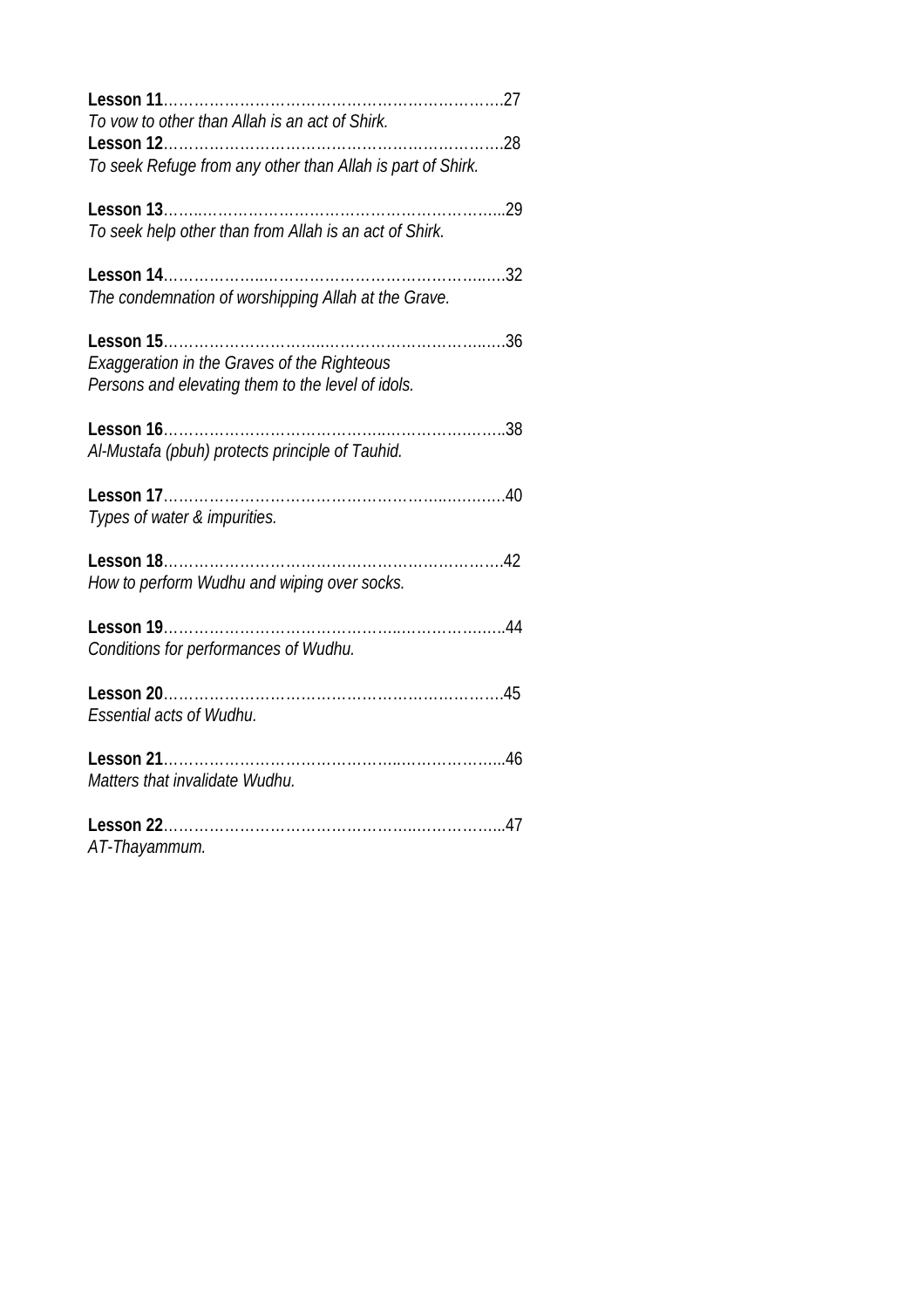**Lesson 11**……………………………………………………………27
*To vow to other than Allah is an act of Shirk.*

**Lesson 12**……………………………………………………………28
*To seek Refuge from any other than Allah is part of Shirk.*

**Lesson 13**……..…………………………………………………...29
*To seek help other than from Allah is an act of Shirk.*

**Lesson 14**………………...………………………………….…..…32
*The condemnation of worshipping Allah at the Grave.*

**Lesson 15**…………………………...……………………………..….36
*Exaggeration in the Graves of the Righteous Persons and elevating them to the level of idols.*

**Lesson 16**……………………………………...……………….…..38
*Al-Mustafa (pbuh) protects principle of Tauhid.*

**Lesson 17**…………………………………………………...……….40
*Types of water & impurities.*

**Lesson 18**……………………………………………………………..42
*How to perform Wudhu and wiping over socks.*

**Lesson 19**……………………………………...……………….…..44
*Conditions for performances of Wudhu.*

**Lesson 20**…………………………………………………………….45
*Essential acts of Wudhu.*

**Lesson 21**……………………………………..……………………..46
*Matters that invalidate Wudhu.*

**Lesson 22**……………………………………………..……………...47
*AT-Thayammum.*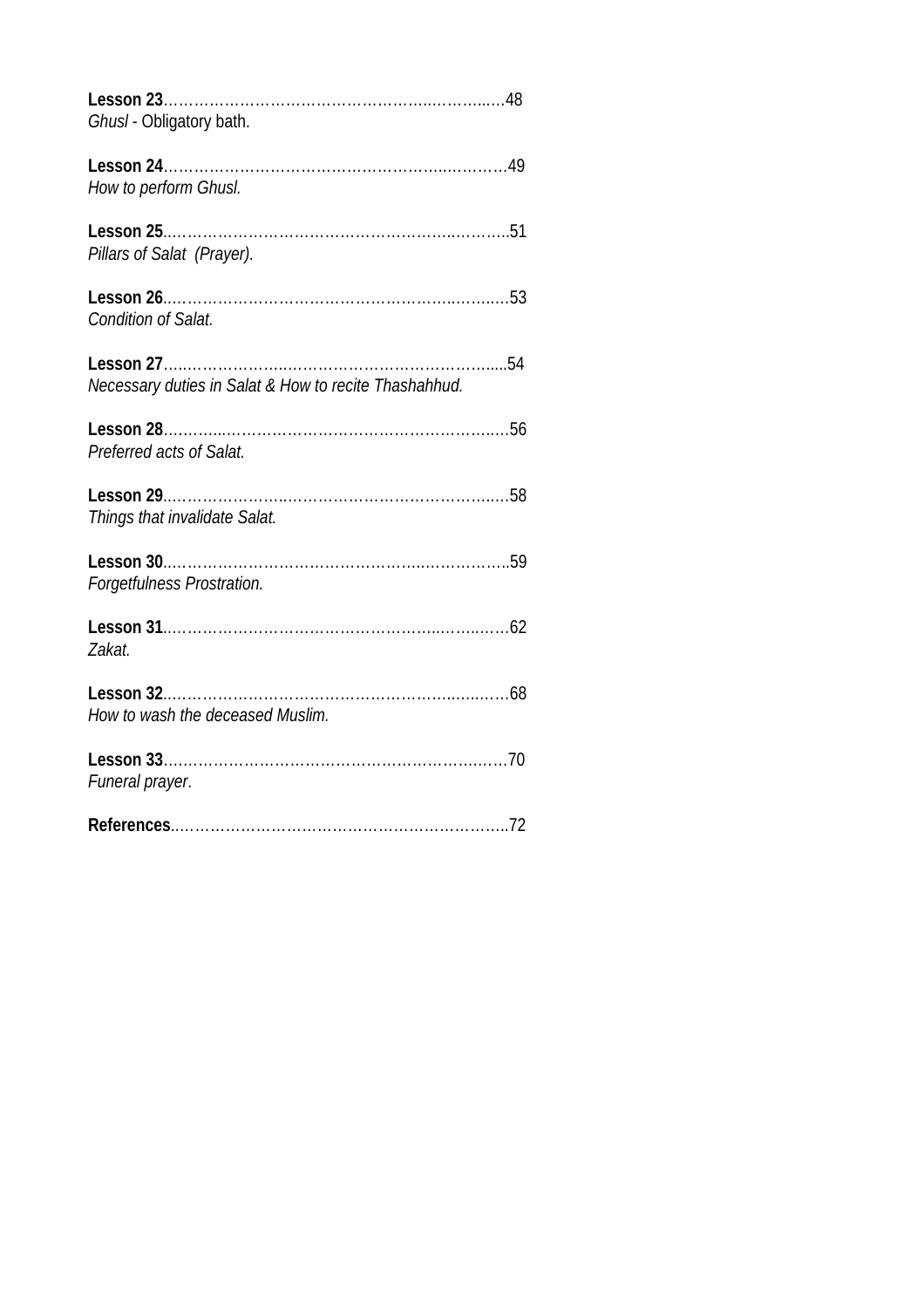**Lesson 23**……………………………………………..……...…48
*Ghusl* - Obligatory bath.

**Lesson 24**………………………………………………..………49
*How to perform Ghusl.*

**Lesson 25**..…………………………………………….…..……..51
*Pillars of Salat (Prayer).*

**Lesson 26**..……………………………………………….…….…53
*Condition of Salat.*

**Lesson 27**…..……………...……………………………….....54
*Necessary duties in Salat & How to recite Thashahhud.*

**Lesson 28**………...……………………………………………..…56
*Preferred acts of Salat.*

**Lesson 29**..…………………...………………………………..…58
*Things that invalidate Salat.*

**Lesson 30**..……………………………………….…………..59
*Forgetfulness Prostration.*

**Lesson 31**..…………………………………………..…..……62
*Zakat.*

**Lesson 32**..…………………………………………..…..……68
*How to wash the deceased Muslim.*

**Lesson 33**…………………………………………………….……70
*Funeral prayer*.

**References**..……………………………………………………..72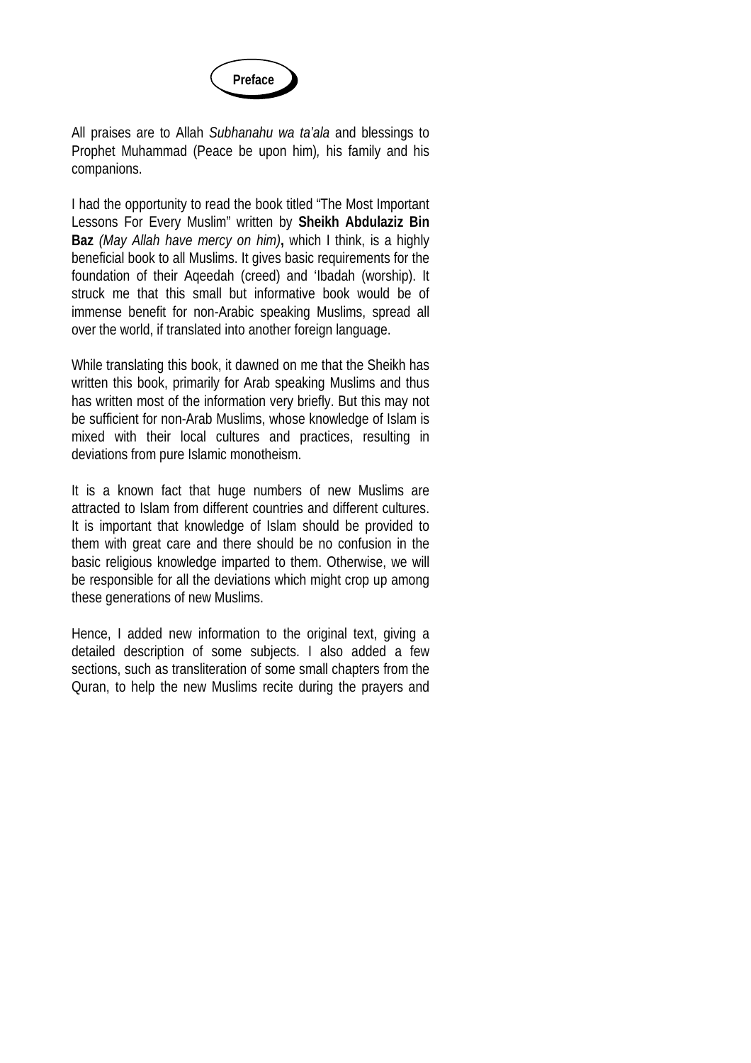# Preface

All praises are to Allah *Subhanahu wa ta'ala* and blessings to Prophet Muhammad (Peace be upon him)*,* his family and his companions.

I had the opportunity to read the book titled "The Most Important Lessons For Every Muslim" written by **Sheikh Abdulaziz Bin Baz** *(May Allah have mercy on him)***,** which I think, is a highly beneficial book to all Muslims. It gives basic requirements for the foundation of their Aqeedah (creed) and 'Ibadah (worship). It struck me that this small but informative book would be of immense benefit for non-Arabic speaking Muslims, spread all over the world, if translated into another foreign language.

While translating this book, it dawned on me that the Sheikh has written this book, primarily for Arab speaking Muslims and thus has written most of the information very briefly. But this may not be sufficient for non-Arab Muslims, whose knowledge of Islam is mixed with their local cultures and practices, resulting in deviations from pure Islamic monotheism.

It is a known fact that huge numbers of new Muslims are attracted to Islam from different countries and different cultures. It is important that knowledge of Islam should be provided to them with great care and there should be no confusion in the basic religious knowledge imparted to them. Otherwise, we will be responsible for all the deviations which might crop up among these generations of new Muslims.

Hence, I added new information to the original text, giving a detailed description of some subjects. I also added a few sections, such as transliteration of some small chapters from the Quran, to help the new Muslims recite during the prayers and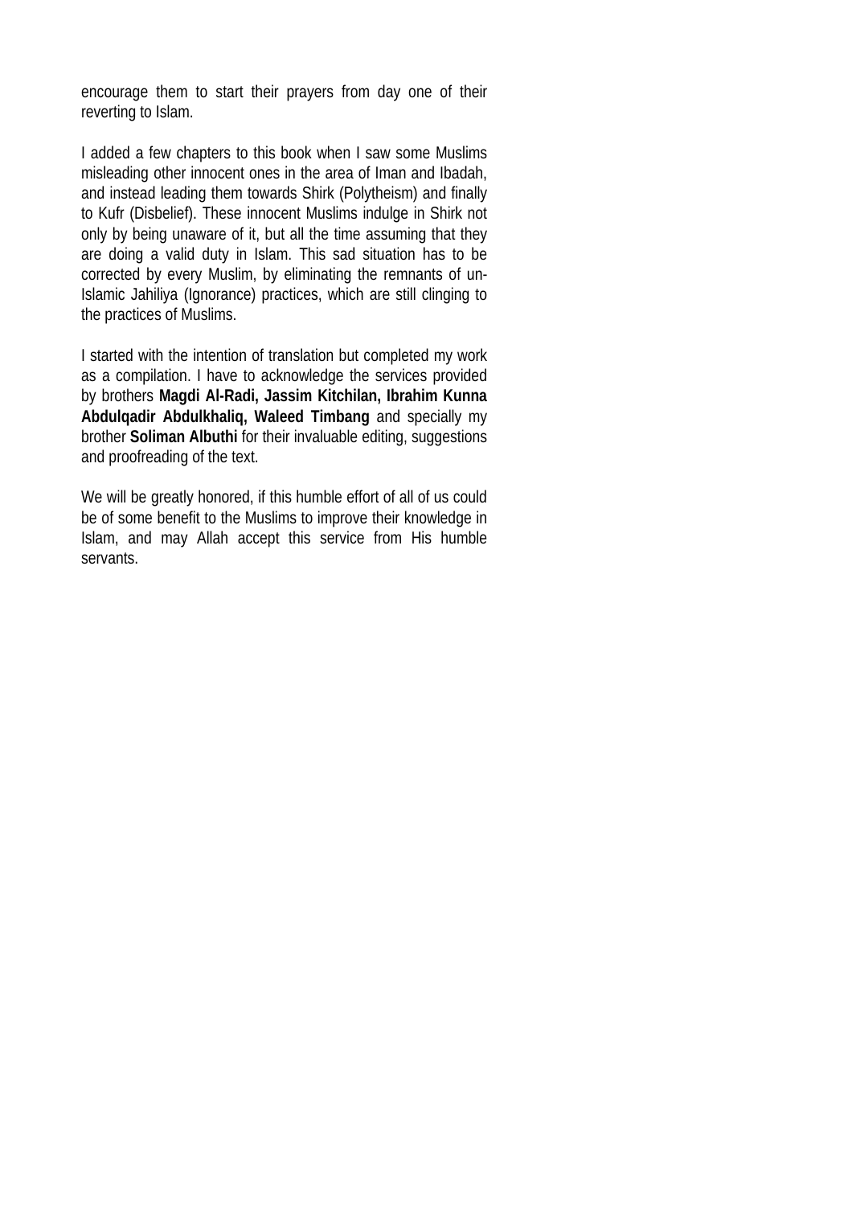encourage them to start their prayers from day one of their reverting to Islam.

I added a few chapters to this book when I saw some Muslims misleading other innocent ones in the area of Iman and Ibadah, and instead leading them towards Shirk (Polytheism) and finally to Kufr (Disbelief). These innocent Muslims indulge in Shirk not only by being unaware of it, but all the time assuming that they are doing a valid duty in Islam. This sad situation has to be corrected by every Muslim, by eliminating the remnants of un-Islamic Jahiliya (Ignorance) practices, which are still clinging to the practices of Muslims.

I started with the intention of translation but completed my work as a compilation. I have to acknowledge the services provided by brothers **Magdi Al-Radi, Jassim Kitchilan, Ibrahim Kunna Abdulqadir Abdulkhaliq, Waleed Timbang** and specially my brother **Soliman Albuthi** for their invaluable editing, suggestions and proofreading of the text.

We will be greatly honored, if this humble effort of all of us could be of some benefit to the Muslims to improve their knowledge in Islam, and may Allah accept this service from His humble servants.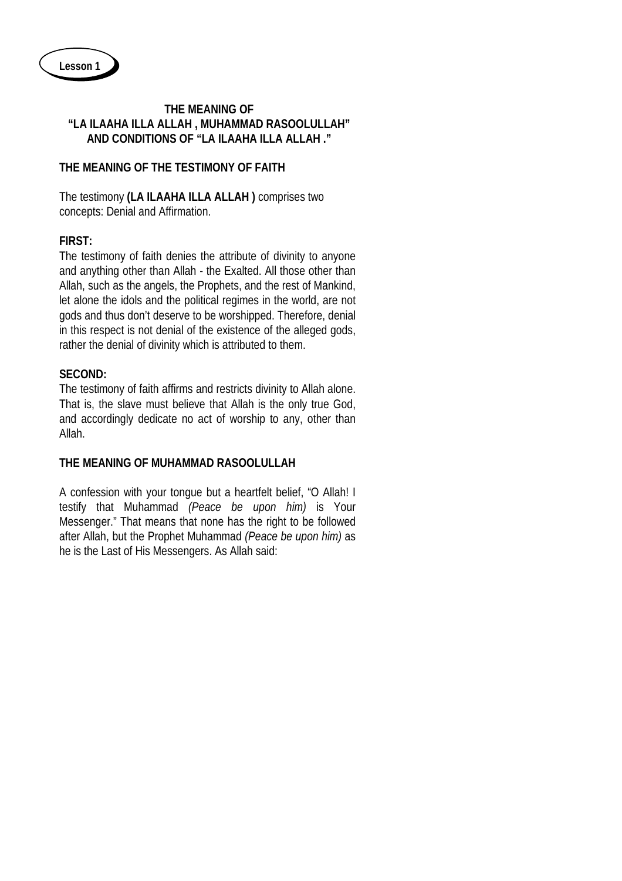**Lesson 1**

## THE MEANING OF "LA ILAAHA ILLA ALLAH , MUHAMMAD RASOOLULLAH" AND CONDITIONS OF "LA ILAAHA ILLA ALLAH ."

### THE MEANING OF THE TESTIMONY OF FAITH

The testimony **(LA ILAAHA ILLA ALLAH )** comprises two concepts: Denial and Affirmation.

**FIRST:**
The testimony of faith denies the attribute of divinity to anyone and anything other than Allah - the Exalted. All those other than Allah, such as the angels, the Prophets, and the rest of Mankind, let alone the idols and the political regimes in the world, are not gods and thus don't deserve to be worshipped. Therefore, denial in this respect is not denial of the existence of the alleged gods, rather the denial of divinity which is attributed to them.

**SECOND:**
The testimony of faith affirms and restricts divinity to Allah alone. That is, the slave must believe that Allah is the only true God, and accordingly dedicate no act of worship to any, other than Allah.

### THE MEANING OF MUHAMMAD RASOOLULLAH

A confession with your tongue but a heartfelt belief, "O Allah! I testify that Muhammad *(Peace be upon him)* is Your Messenger." That means that none has the right to be followed after Allah, but the Prophet Muhammad *(Peace be upon him)* as he is the Last of His Messengers. As Allah said: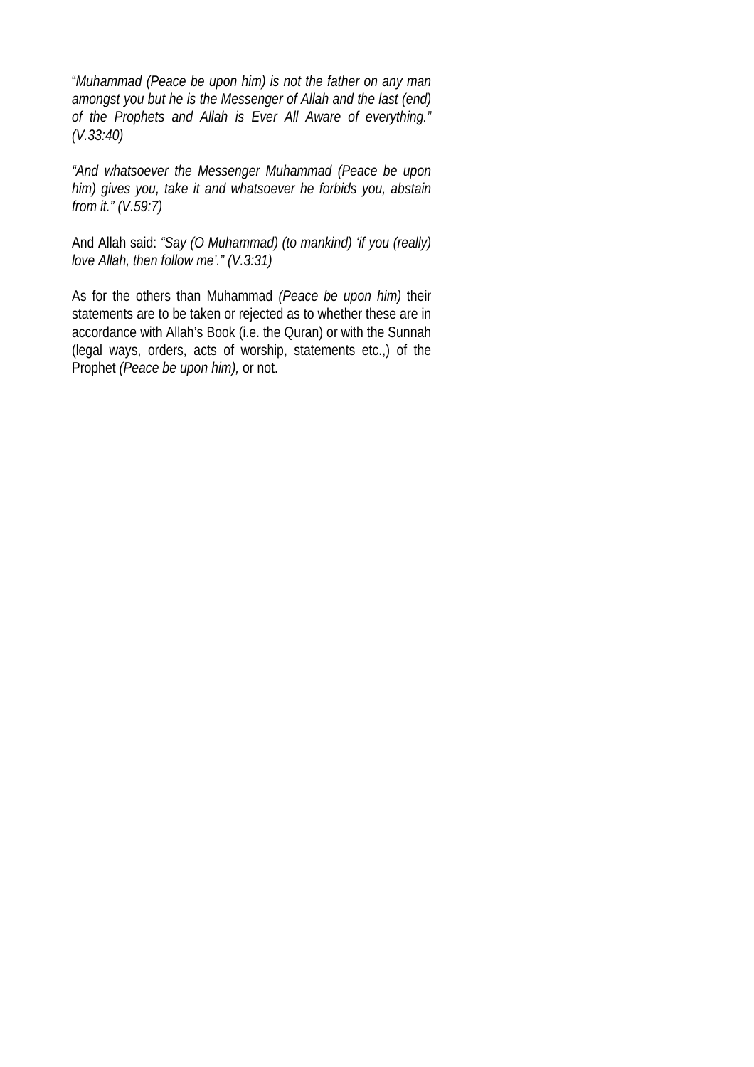"*Muhammad (Peace be upon him) is not the father on any man amongst you but he is the Messenger of Allah and the last (end) of the Prophets and Allah is Ever All Aware of everything." (V.33:40)*

*"And whatsoever the Messenger Muhammad (Peace be upon him) gives you, take it and whatsoever he forbids you, abstain from it." (V.59:7)*

And Allah said: *"Say (O Muhammad) (to mankind) 'if you (really) love Allah, then follow me'." (V.3:31)*

As for the others than Muhammad *(Peace be upon him)* their statements are to be taken or rejected as to whether these are in accordance with Allah's Book (i.e. the Quran) or with the Sunnah (legal ways, orders, acts of worship, statements etc.,) of the Prophet *(Peace be upon him),* or not.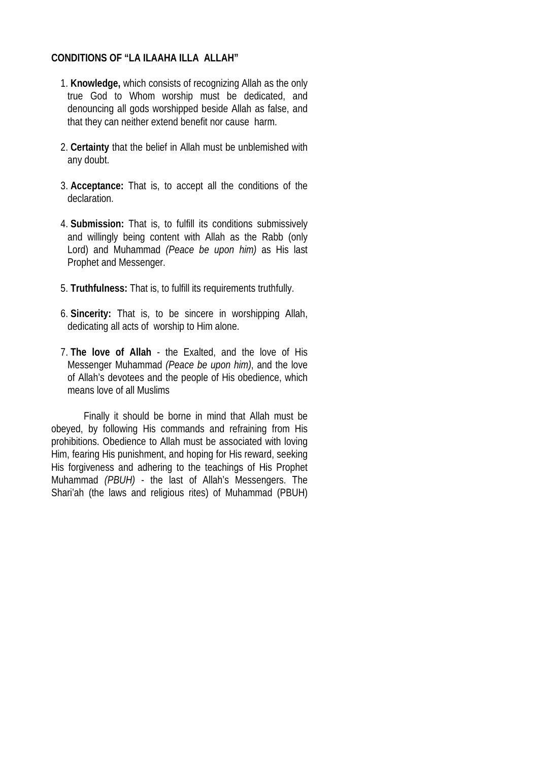**CONDITIONS OF "LA ILAAHA ILLA ALLAH"**

1. **Knowledge,** which consists of recognizing Allah as the only true God to Whom worship must be dedicated, and denouncing all gods worshipped beside Allah as false, and that they can neither extend benefit nor cause harm.

2. **Certainty** that the belief in Allah must be unblemished with any doubt.

3. **Acceptance:** That is, to accept all the conditions of the declaration.

4. **Submission:** That is, to fulfill its conditions submissively and willingly being content with Allah as the Rabb (only Lord) and Muhammad *(Peace be upon him)* as His last Prophet and Messenger.

5. **Truthfulness:** That is, to fulfill its requirements truthfully.

6. **Sincerity:** That is, to be sincere in worshipping Allah, dedicating all acts of worship to Him alone.

7. **The love of Allah** - the Exalted, and the love of His Messenger Muhammad *(Peace be upon him)*, and the love of Allah's devotees and the people of His obedience, which means love of all Muslims

Finally it should be borne in mind that Allah must be obeyed, by following His commands and refraining from His prohibitions. Obedience to Allah must be associated with loving Him, fearing His punishment, and hoping for His reward, seeking His forgiveness and adhering to the teachings of His Prophet Muhammad *(PBUH)* - the last of Allah's Messengers. The Shari'ah (the laws and religious rites) of Muhammad (PBUH)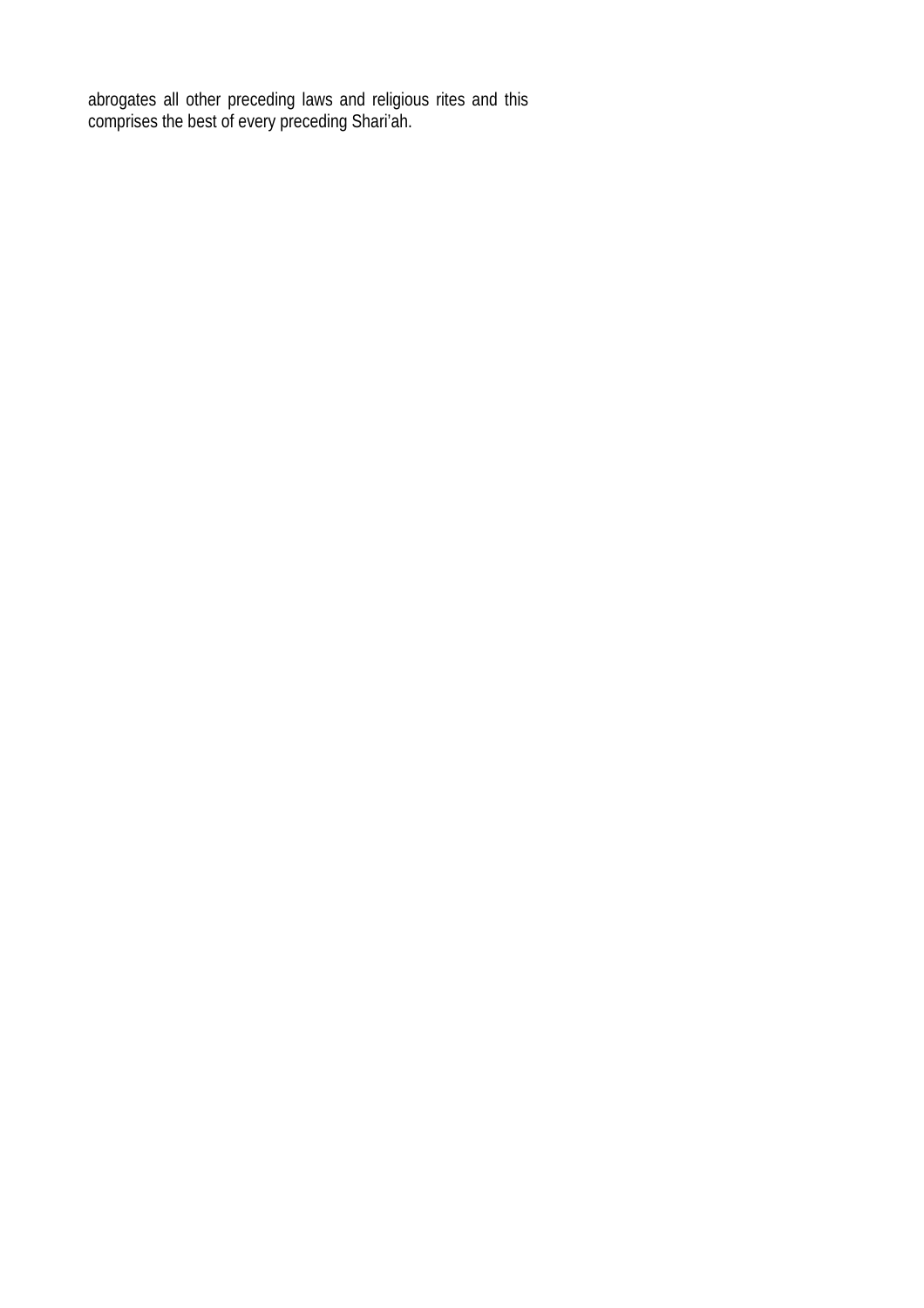abrogates all other preceding laws and religious rites and this comprises the best of every preceding Shari'ah.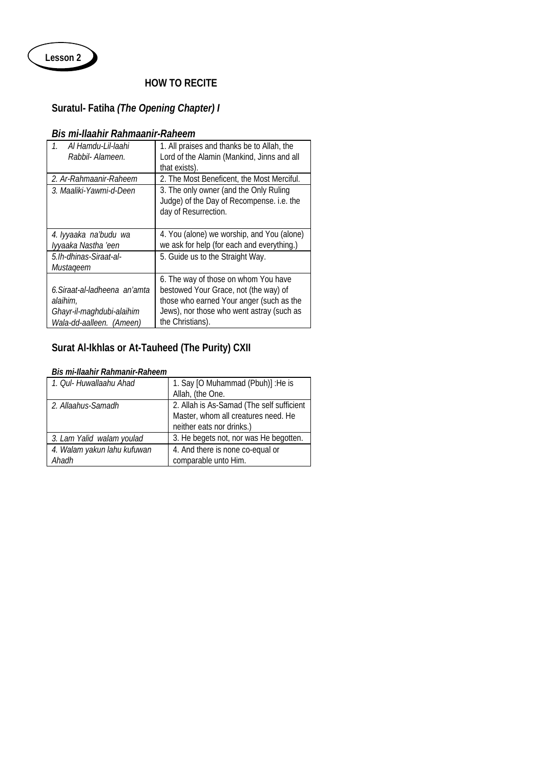**Lesson 2**

## HOW TO RECITE

### Suratul- Fatiha *(The Opening Chapter) I*

***Bis mi-Ilaahir Rahmaanir-Raheem***

| | |
|---|---|
| *1. Al Hamdu-Lil-laahi Rabbil- Alameen.* | 1. All praises and thanks be to Allah, the Lord of the Alamin (Mankind, Jinns and all that exists). |
| *2. Ar-Rahmaanir-Raheem* | 2. The Most Beneficent, the Most Merciful. |
| *3. Maaliki-Yawmi-d-Deen* | 3. The only owner (and the Only Ruling Judge) of the Day of Recompense. i.e. the day of Resurrection. |
| *4. Iyyaaka na'budu wa Iyyaaka Nastha 'een* | 4. You (alone) we worship, and You (alone) we ask for help (for each and everything.) |
| *5.Ih-dhinas-Siraat-al-Mustaqeem* | 5. Guide us to the Straight Way. |
| *6.Siraat-al-ladheena an'amta alaihim, Ghayr-il-maghdubi-alaihim Wala-dd-aalleen. (Ameen)* | 6. The way of those on whom You have bestowed Your Grace, not (the way) of those who earned Your anger (such as the Jews), nor those who went astray (such as the Christians). |

### Surat Al-Ikhlas or At-Tauheed (The Purity) CXII

***Bis mi-Ilaahir Rahmanir-Raheem***

| | |
|---|---|
| *1. Qul- Huwallaahu Ahad* | 1. Say [O Muhammad (Pbuh)] :He is Allah, (the One. |
| *2. Allaahus-Samadh* | 2. Allah is As-Samad (The self sufficient Master, whom all creatures need. He neither eats nor drinks.) |
| *3. Lam Yalid walam youlad* | 3. He begets not, nor was He begotten. |
| *4. Walam yakun lahu kufuwan Ahadh* | 4. And there is none co-equal or comparable unto Him. |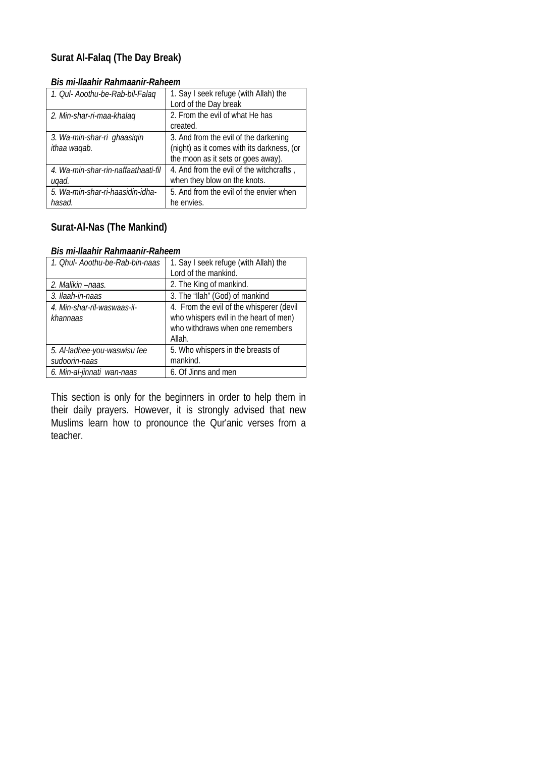## Surat Al-Falaq (The Day Break)

***Bis mi-llaahir Rahmaanir-Raheem***

| | |
|---|---|
| *1. Qul- Aoothu-be-Rab-bil-Falaq* | 1. Say I seek refuge (with Allah) the Lord of the Day break |
| *2. Min-shar-ri-maa-khalaq* | 2. From the evil of what He has created. |
| *3. Wa-min-shar-ri ghaasiqin ithaa waqab.* | 3. And from the evil of the darkening (night) as it comes with its darkness, (or the moon as it sets or goes away). |
| *4. Wa-min-shar-rin-naffaathaati-fil uqad.* | 4. And from the evil of the witchcrafts , when they blow on the knots. |
| *5. Wa-min-shar-ri-haasidin-idha-hasad.* | 5. And from the evil of the envier when he envies. |

## Surat-Al-Nas (The Mankind)

***Bis mi-llaahir Rahmaanir-Raheem***

| | |
|---|---|
| *1. Qhul- Aoothu-be-Rab-bin-naas* | 1. Say I seek refuge (with Allah) the Lord of the mankind. |
| *2. Malikin –naas.* | 2. The King of mankind. |
| *3. Ilaah-in-naas* | 3. The "Ilah" (God) of mankind |
| *4. Min-shar-ril-waswaas-il-khannaas* | 4. From the evil of the whisperer (devil who whispers evil in the heart of men) who withdraws when one remembers Allah. |
| *5. Al-ladhee-you-waswisu fee sudoorin-naas* | 5. Who whispers in the breasts of mankind. |
| *6. Min-al-jinnati wan-naas* | 6. Of Jinns and men |

This section is only for the beginners in order to help them in their daily prayers. However, it is strongly advised that new Muslims learn how to pronounce the Qur'anic verses from a teacher.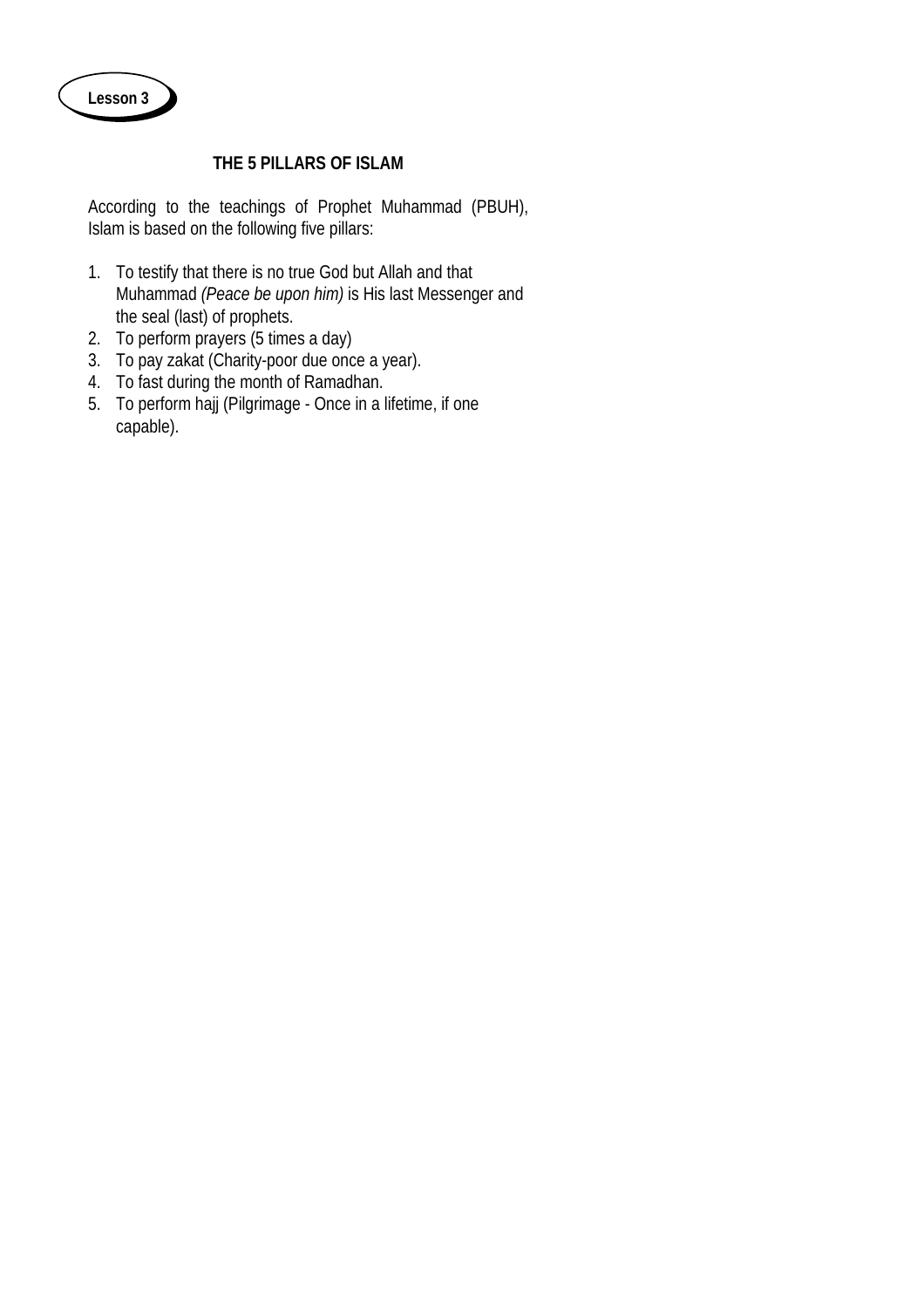**Lesson 3**

## THE 5 PILLARS OF ISLAM

According to the teachings of Prophet Muhammad (PBUH), Islam is based on the following five pillars:

1. To testify that there is no true God but Allah and that Muhammad *(Peace be upon him)* is His last Messenger and the seal (last) of prophets.
2. To perform prayers (5 times a day)
3. To pay zakat (Charity-poor due once a year).
4. To fast during the month of Ramadhan.
5. To perform hajj (Pilgrimage - Once in a lifetime, if one capable).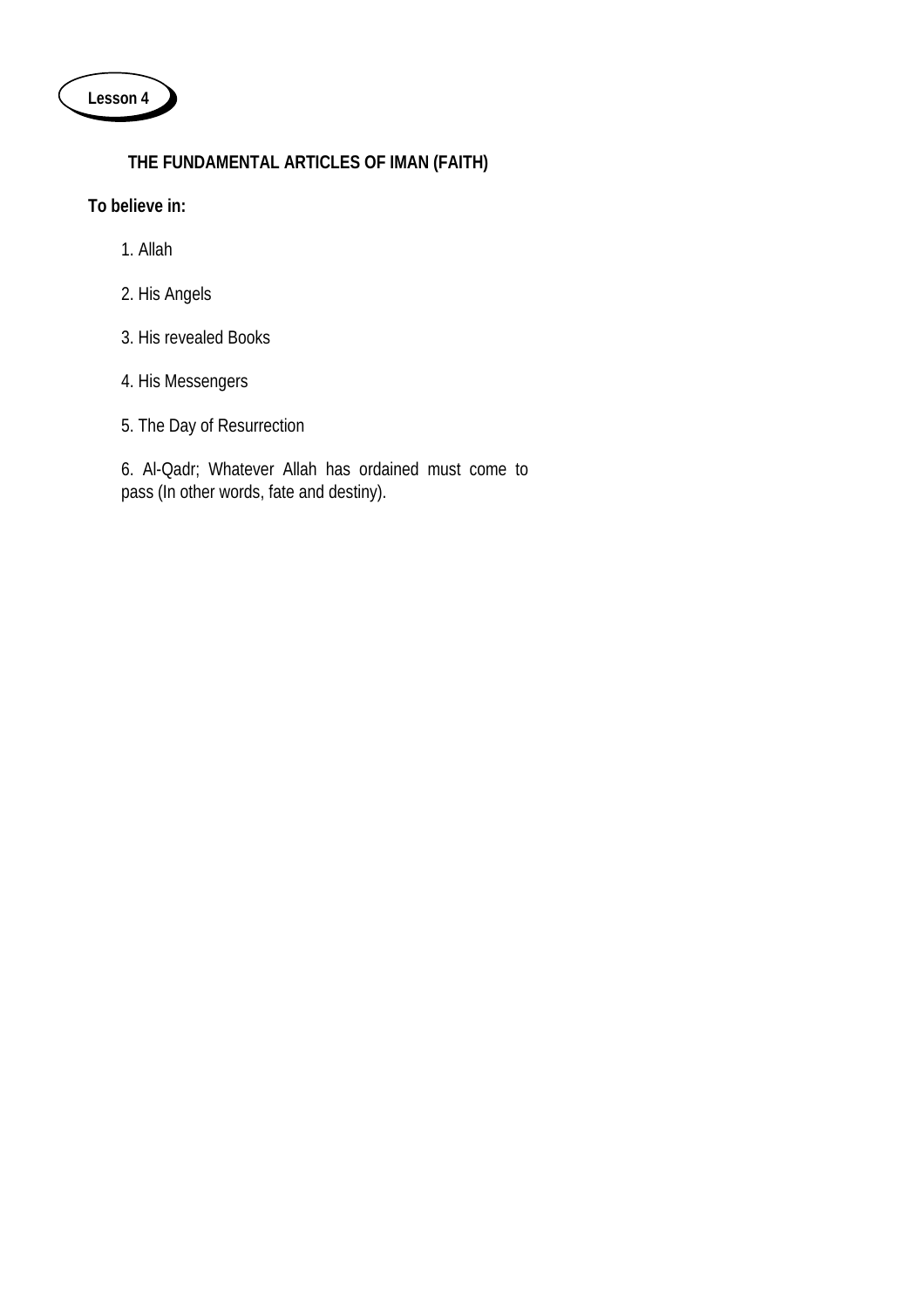**Lesson 4**

## THE FUNDAMENTAL ARTICLES OF IMAN (FAITH)

**To believe in:**

1. Allah

2. His Angels

3. His revealed Books

4. His Messengers

5. The Day of Resurrection

6. Al-Qadr; Whatever Allah has ordained must come to pass (In other words, fate and destiny).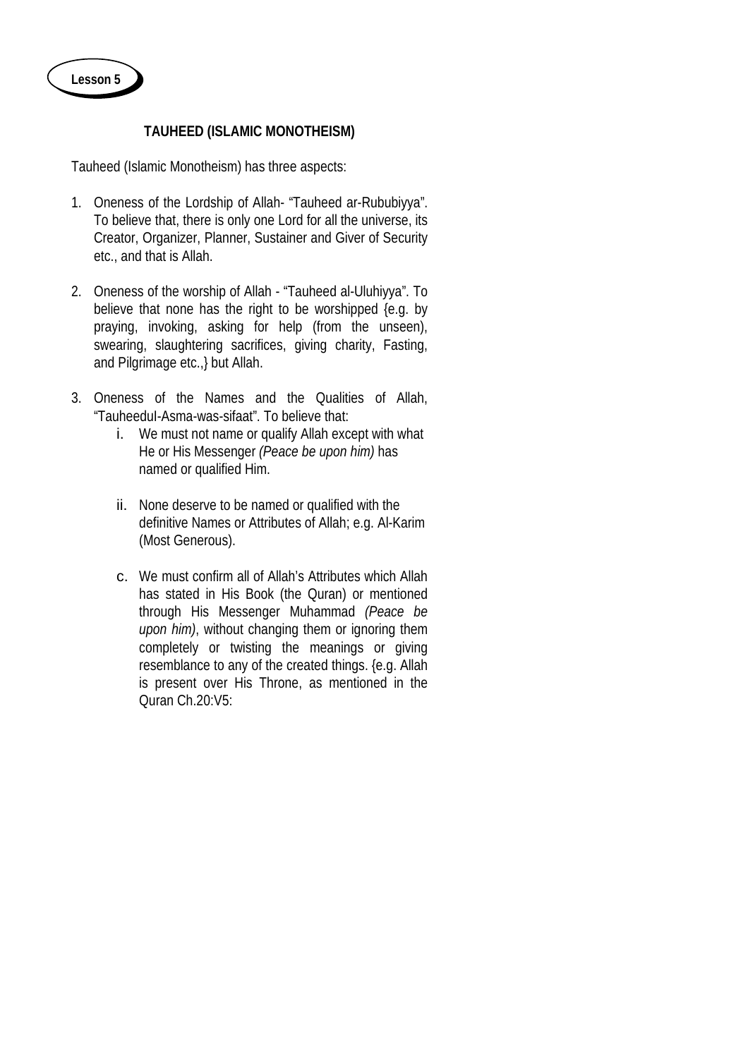**Lesson 5**

## TAUHEED (ISLAMIC MONOTHEISM)

Tauheed (Islamic Monotheism) has three aspects:

1. Oneness of the Lordship of Allah- "Tauheed ar-Rububiyya". To believe that, there is only one Lord for all the universe, its Creator, Organizer, Planner, Sustainer and Giver of Security etc., and that is Allah.

2. Oneness of the worship of Allah - "Tauheed al-Uluhiyya". To believe that none has the right to be worshipped {e.g. by praying, invoking, asking for help (from the unseen), swearing, slaughtering sacrifices, giving charity, Fasting, and Pilgrimage etc.,} but Allah.

3. Oneness of the Names and the Qualities of Allah, "Tauheedul-Asma-was-sifaat". To believe that:

   i. We must not name or qualify Allah except with what He or His Messenger *(Peace be upon him)* has named or qualified Him.

   ii. None deserve to be named or qualified with the definitive Names or Attributes of Allah; e.g. Al-Karim (Most Generous).

   c. We must confirm all of Allah's Attributes which Allah has stated in His Book (the Quran) or mentioned through His Messenger Muhammad *(Peace be upon him)*, without changing them or ignoring them completely or twisting the meanings or giving resemblance to any of the created things. {e.g. Allah is present over His Throne, as mentioned in the Quran Ch.20:V5: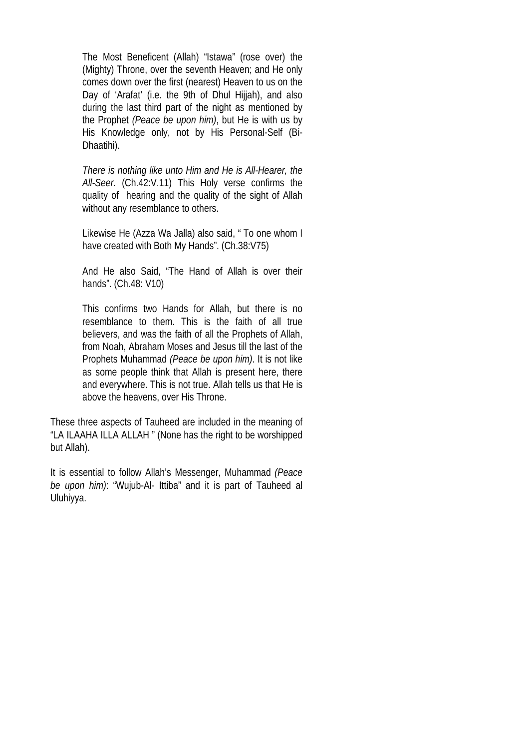The Most Beneficent (Allah) “Istawa” (rose over) the (Mighty) Throne, over the seventh Heaven; and He only comes down over the first (nearest) Heaven to us on the Day of ‘Arafat’ (i.e. the 9th of Dhul Hijjah), and also during the last third part of the night as mentioned by the Prophet *(Peace be upon him)*, but He is with us by His Knowledge only, not by His Personal-Self (Bi-Dhaatihi).

*There is nothing like unto Him and He is All-Hearer, the All-Seer.* (Ch.42:V.11) This Holy verse confirms the quality of hearing and the quality of the sight of Allah without any resemblance to others.

Likewise He (Azza Wa Jalla) also said, “ To one whom I have created with Both My Hands”. (Ch.38:V75)

And He also Said, “The Hand of Allah is over their hands”. (Ch.48: V10)

This confirms two Hands for Allah, but there is no resemblance to them. This is the faith of all true believers, and was the faith of all the Prophets of Allah, from Noah, Abraham Moses and Jesus till the last of the Prophets Muhammad *(Peace be upon him)*. It is not like as some people think that Allah is present here, there and everywhere. This is not true. Allah tells us that He is above the heavens, over His Throne.

These three aspects of Tauheed are included in the meaning of “LA ILAAHA ILLA ALLAH ” (None has the right to be worshipped but Allah).

It is essential to follow Allah’s Messenger, Muhammad *(Peace be upon him)*: “Wujub-Al- Ittiba” and it is part of Tauheed al Uluhiyya.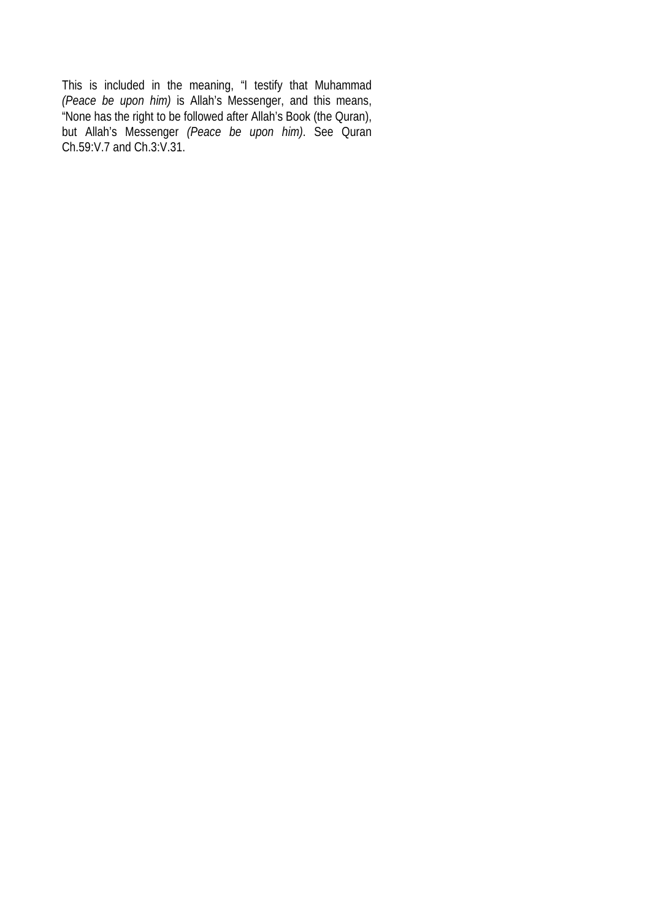This is included in the meaning, “I testify that Muhammad *(Peace be upon him)* is Allah’s Messenger, and this means, “None has the right to be followed after Allah’s Book (the Quran), but Allah’s Messenger *(Peace be upon him)*. See Quran Ch.59:V.7 and Ch.3:V.31.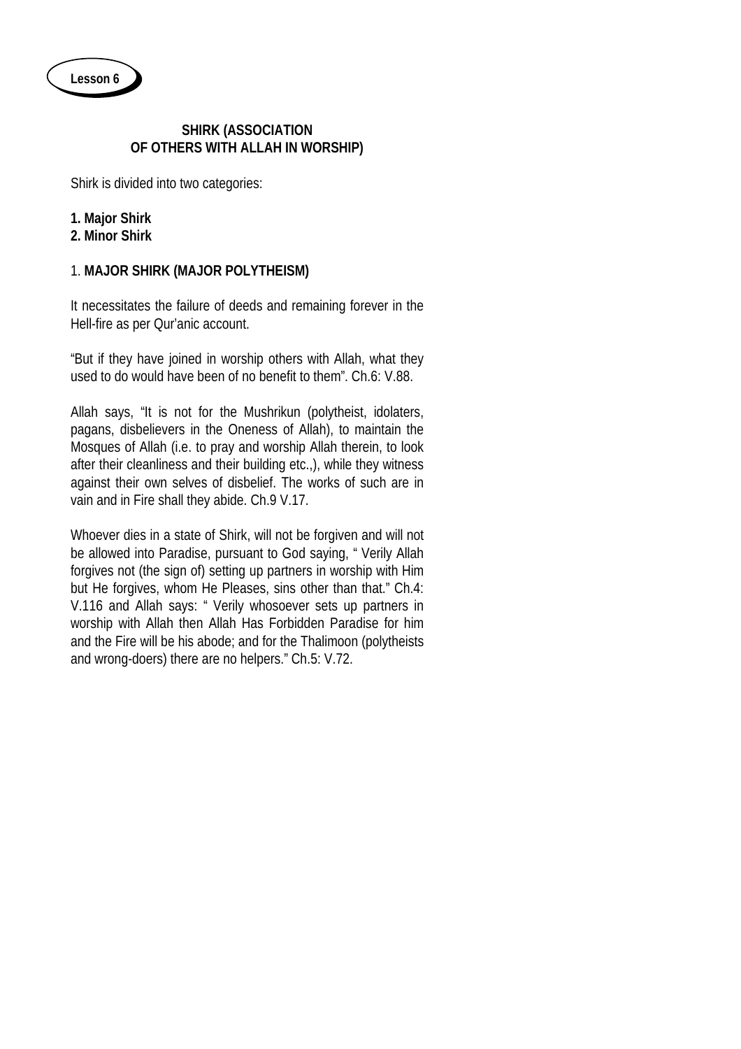**Lesson 6**

## SHIRK (ASSOCIATION OF OTHERS WITH ALLAH IN WORSHIP)

Shirk is divided into two categories:

**1. Major Shirk**
**2. Minor Shirk**

### 1. **MAJOR SHIRK (MAJOR POLYTHEISM)**

It necessitates the failure of deeds and remaining forever in the Hell-fire as per Qur'anic account.

"But if they have joined in worship others with Allah, what they used to do would have been of no benefit to them". Ch.6: V.88.

Allah says, "It is not for the Mushrikun (polytheist, idolaters, pagans, disbelievers in the Oneness of Allah), to maintain the Mosques of Allah (i.e. to pray and worship Allah therein, to look after their cleanliness and their building etc.,), while they witness against their own selves of disbelief. The works of such are in vain and in Fire shall they abide. Ch.9 V.17.

Whoever dies in a state of Shirk, will not be forgiven and will not be allowed into Paradise, pursuant to God saying, " Verily Allah forgives not (the sign of) setting up partners in worship with Him but He forgives, whom He Pleases, sins other than that." Ch.4: V.116 and Allah says: " Verily whosoever sets up partners in worship with Allah then Allah Has Forbidden Paradise for him and the Fire will be his abode; and for the Thalimoon (polytheists and wrong-doers) there are no helpers." Ch.5: V.72.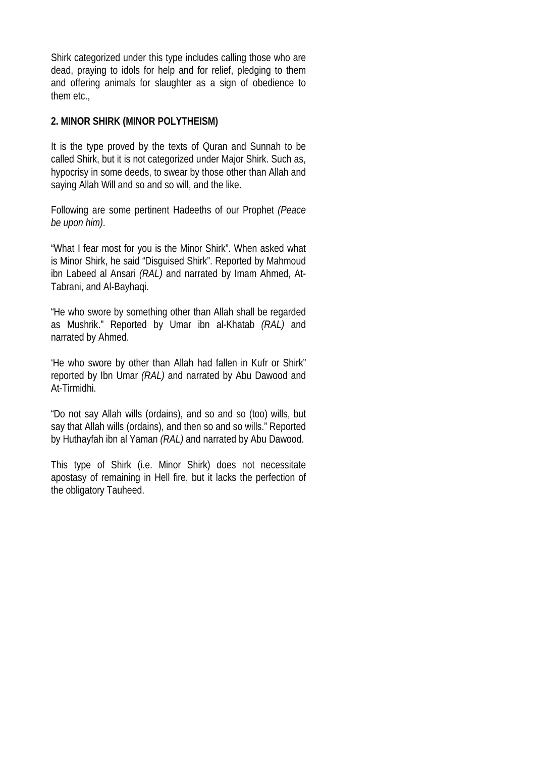Shirk categorized under this type includes calling those who are dead, praying to idols for help and for relief, pledging to them and offering animals for slaughter as a sign of obedience to them etc.,

**2. MINOR SHIRK (MINOR POLYTHEISM)**

It is the type proved by the texts of Quran and Sunnah to be called Shirk, but it is not categorized under Major Shirk. Such as, hypocrisy in some deeds, to swear by those other than Allah and saying Allah Will and so and so will, and the like.

Following are some pertinent Hadeeths of our Prophet *(Peace be upon him)*.

"What I fear most for you is the Minor Shirk". When asked what is Minor Shirk, he said "Disguised Shirk". Reported by Mahmoud ibn Labeed al Ansari *(RAL)* and narrated by Imam Ahmed, At-Tabrani, and Al-Bayhaqi.

"He who swore by something other than Allah shall be regarded as Mushrik." Reported by Umar ibn al-Khatab *(RAL)* and narrated by Ahmed.

'He who swore by other than Allah had fallen in Kufr or Shirk" reported by Ibn Umar *(RAL)* and narrated by Abu Dawood and At-Tirmidhi.

"Do not say Allah wills (ordains), and so and so (too) wills, but say that Allah wills (ordains), and then so and so wills." Reported by Huthayfah ibn al Yaman *(RAL)* and narrated by Abu Dawood.

This type of Shirk (i.e. Minor Shirk) does not necessitate apostasy of remaining in Hell fire, but it lacks the perfection of the obligatory Tauheed.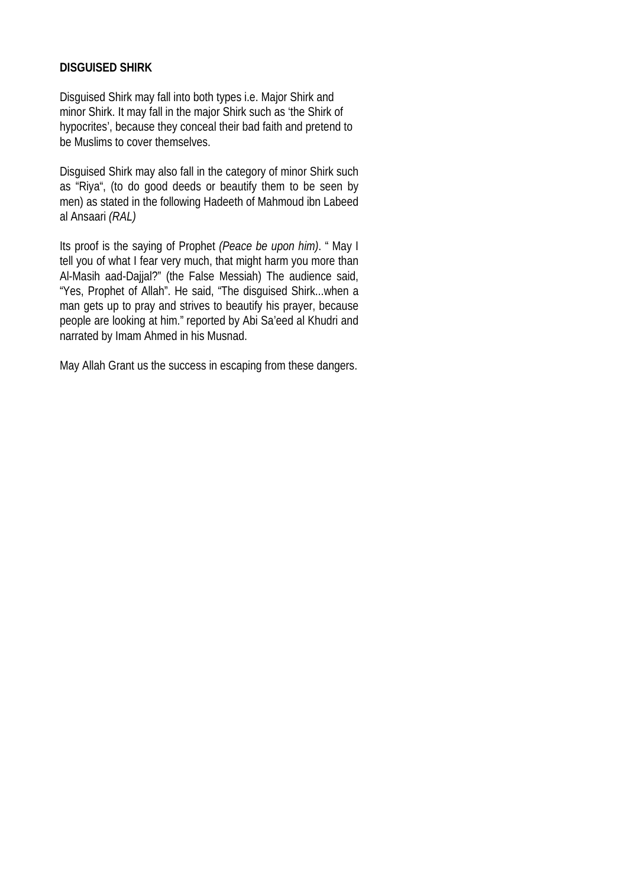**DISGUISED SHIRK**

Disguised Shirk may fall into both types i.e. Major Shirk and minor Shirk. It may fall in the major Shirk such as 'the Shirk of hypocrites', because they conceal their bad faith and pretend to be Muslims to cover themselves.

Disguised Shirk may also fall in the category of minor Shirk such as "Riya", (to do good deeds or beautify them to be seen by men) as stated in the following Hadeeth of Mahmoud ibn Labeed al Ansaari *(RAL)*

Its proof is the saying of Prophet *(Peace be upon him)*. " May I tell you of what I fear very much, that might harm you more than Al-Masih aad-Dajjal?" (the False Messiah) The audience said, "Yes, Prophet of Allah". He said, "The disguised Shirk...when a man gets up to pray and strives to beautify his prayer, because people are looking at him." reported by Abi Sa'eed al Khudri and narrated by Imam Ahmed in his Musnad.

May Allah Grant us the success in escaping from these dangers.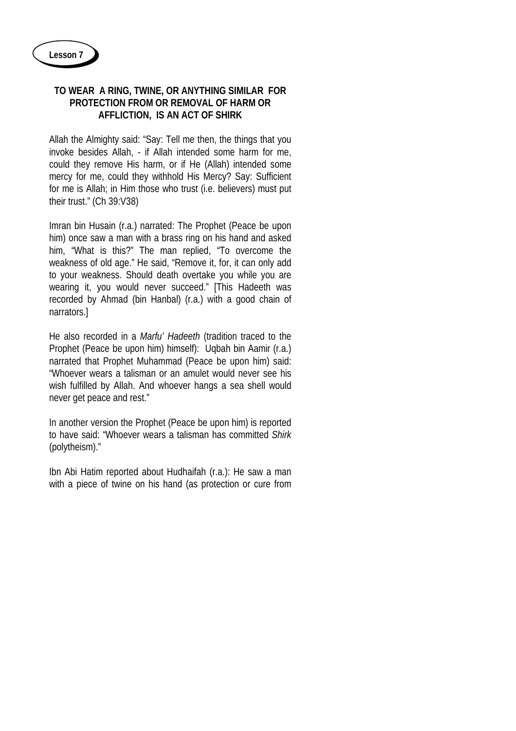**Lesson 7**

## TO WEAR A RING, TWINE, OR ANYTHING SIMILAR FOR PROTECTION FROM OR REMOVAL OF HARM OR AFFLICTION, IS AN ACT OF SHIRK

Allah the Almighty said: "Say: Tell me then, the things that you invoke besides Allah, - if Allah intended some harm for me, could they remove His harm, or if He (Allah) intended some mercy for me, could they withhold His Mercy? Say: Sufficient for me is Allah; in Him those who trust (i.e. believers) must put their trust." (Ch 39:V38)

Imran bin Husain (r.a.) narrated: The Prophet (Peace be upon him) once saw a man with a brass ring on his hand and asked him, "What is this?" The man replied, "To overcome the weakness of old age." He said, "Remove it, for, it can only add to your weakness. Should death overtake you while you are wearing it, you would never succeed." [This Hadeeth was recorded by Ahmad (bin Hanbal) (r.a.) with a good chain of narrators.]

He also recorded in a *Marfu' Hadeeth* (tradition traced to the Prophet (Peace be upon him) himself): Uqbah bin Aamir (r.a.) narrated that Prophet Muhammad (Peace be upon him) said: "Whoever wears a talisman or an amulet would never see his wish fulfilled by Allah. And whoever hangs a sea shell would never get peace and rest."

In another version the Prophet (Peace be upon him) is reported to have said: "Whoever wears a talisman has committed *Shirk* (polytheism)."

Ibn Abi Hatim reported about Hudhaifah (r.a.): He saw a man with a piece of twine on his hand (as protection or cure from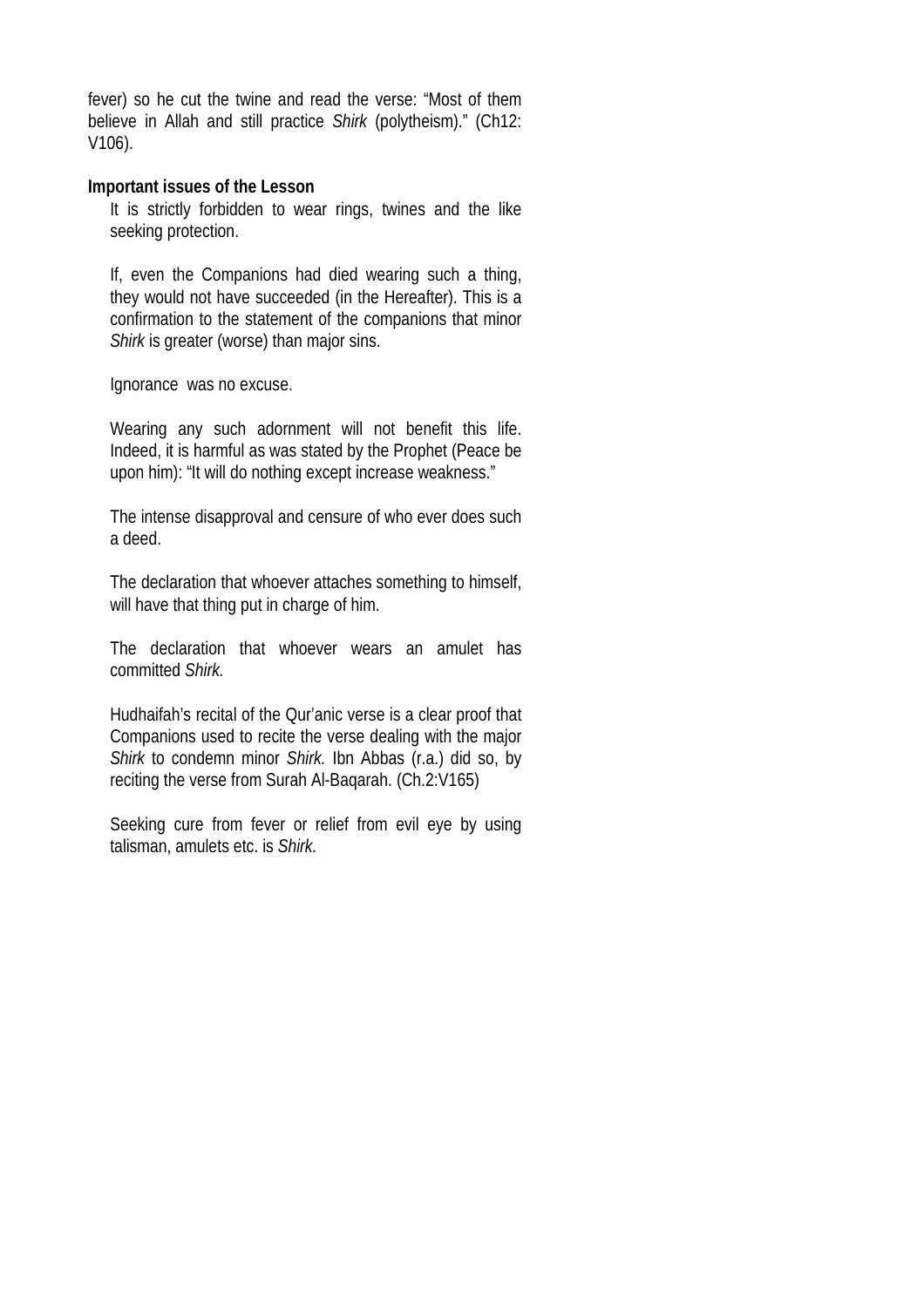fever) so he cut the twine and read the verse: "Most of them believe in Allah and still practice *Shirk* (polytheism)." (Ch12: V106).

**Important issues of the Lesson**

It is strictly forbidden to wear rings, twines and the like seeking protection.

If, even the Companions had died wearing such a thing, they would not have succeeded (in the Hereafter). This is a confirmation to the statement of the companions that minor *Shirk* is greater (worse) than major sins.

Ignorance was no excuse.

Wearing any such adornment will not benefit this life. Indeed, it is harmful as was stated by the Prophet (Peace be upon him): "It will do nothing except increase weakness."

The intense disapproval and censure of who ever does such a deed.

The declaration that whoever attaches something to himself, will have that thing put in charge of him.

The declaration that whoever wears an amulet has committed *Shirk.*

Hudhaifah's recital of the Qur'anic verse is a clear proof that Companions used to recite the verse dealing with the major *Shirk* to condemn minor *Shirk.* Ibn Abbas (r.a.) did so, by reciting the verse from Surah Al-Baqarah. (Ch.2:V165)

Seeking cure from fever or relief from evil eye by using talisman, amulets etc. is *Shirk.*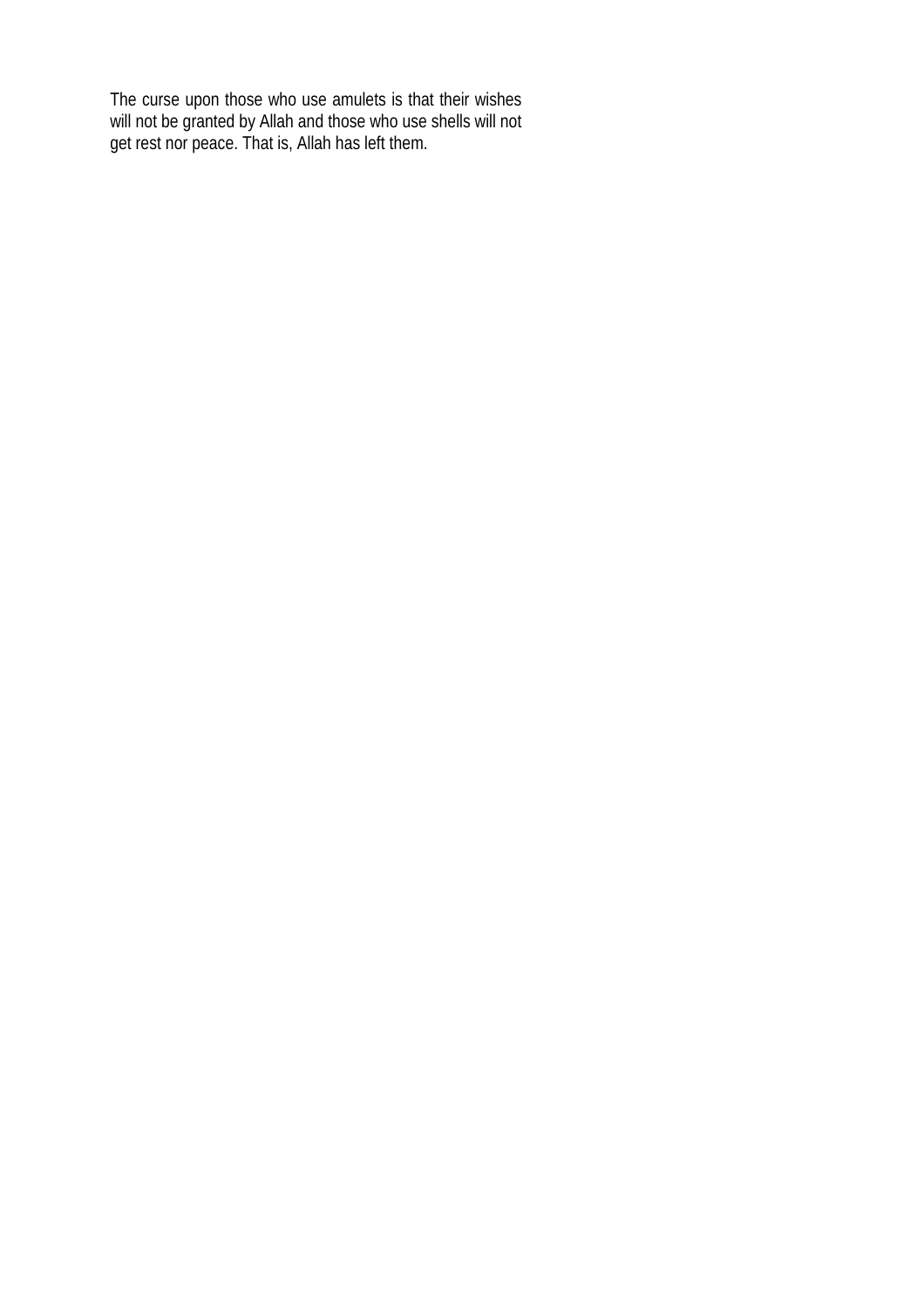The curse upon those who use amulets is that their wishes will not be granted by Allah and those who use shells will not get rest nor peace. That is, Allah has left them.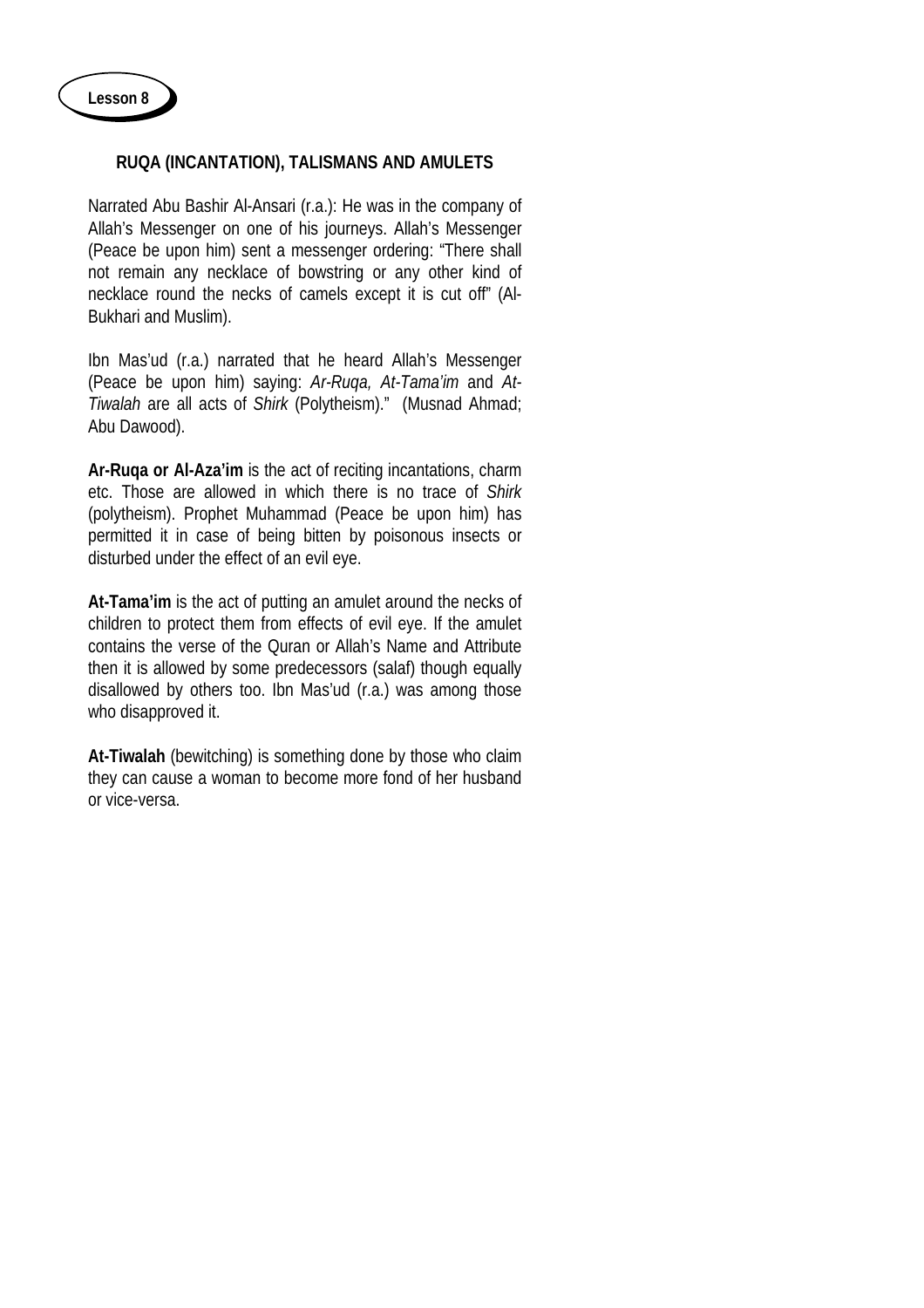**Lesson 8**

## RUQA (INCANTATION), TALISMANS AND AMULETS

Narrated Abu Bashir Al-Ansari (r.a.): He was in the company of Allah's Messenger on one of his journeys. Allah's Messenger (Peace be upon him) sent a messenger ordering: "There shall not remain any necklace of bowstring or any other kind of necklace round the necks of camels except it is cut off" (Al-Bukhari and Muslim).

Ibn Mas'ud (r.a.) narrated that he heard Allah's Messenger (Peace be upon him) saying: *Ar-Ruqa, At-Tama'im* and *At-Tiwalah* are all acts of *Shirk* (Polytheism)." (Musnad Ahmad; Abu Dawood).

**Ar-Ruqa or Al-Aza'im** is the act of reciting incantations, charm etc. Those are allowed in which there is no trace of *Shirk* (polytheism). Prophet Muhammad (Peace be upon him) has permitted it in case of being bitten by poisonous insects or disturbed under the effect of an evil eye.

**At-Tama'im** is the act of putting an amulet around the necks of children to protect them from effects of evil eye. If the amulet contains the verse of the Quran or Allah's Name and Attribute then it is allowed by some predecessors (salaf) though equally disallowed by others too. Ibn Mas'ud (r.a.) was among those who disapproved it.

**At-Tiwalah** (bewitching) is something done by those who claim they can cause a woman to become more fond of her husband or vice-versa.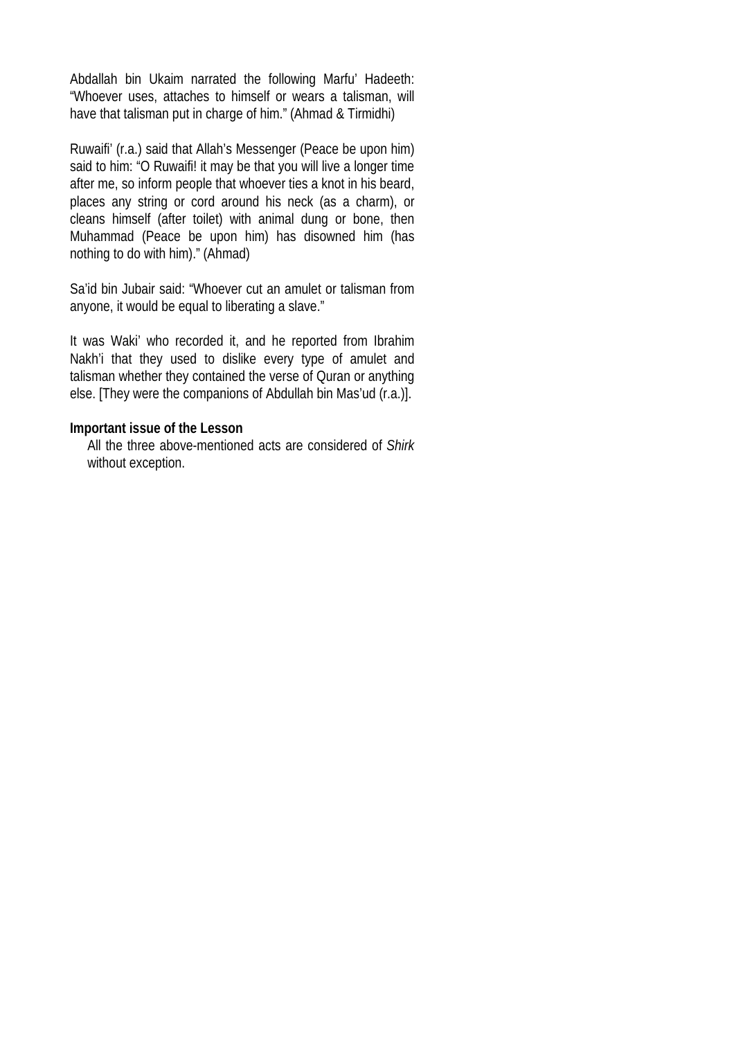Abdallah bin Ukaim narrated the following Marfu' Hadeeth: "Whoever uses, attaches to himself or wears a talisman, will have that talisman put in charge of him." (Ahmad & Tirmidhi)

Ruwaifi' (r.a.) said that Allah's Messenger (Peace be upon him) said to him: "O Ruwaifi! it may be that you will live a longer time after me, so inform people that whoever ties a knot in his beard, places any string or cord around his neck (as a charm), or cleans himself (after toilet) with animal dung or bone, then Muhammad (Peace be upon him) has disowned him (has nothing to do with him)." (Ahmad)

Sa'id bin Jubair said: "Whoever cut an amulet or talisman from anyone, it would be equal to liberating a slave."

It was Waki' who recorded it, and he reported from Ibrahim Nakh'i that they used to dislike every type of amulet and talisman whether they contained the verse of Quran or anything else. [They were the companions of Abdullah bin Mas'ud (r.a.)].

**Important issue of the Lesson**

All the three above-mentioned acts are considered of *Shirk* without exception.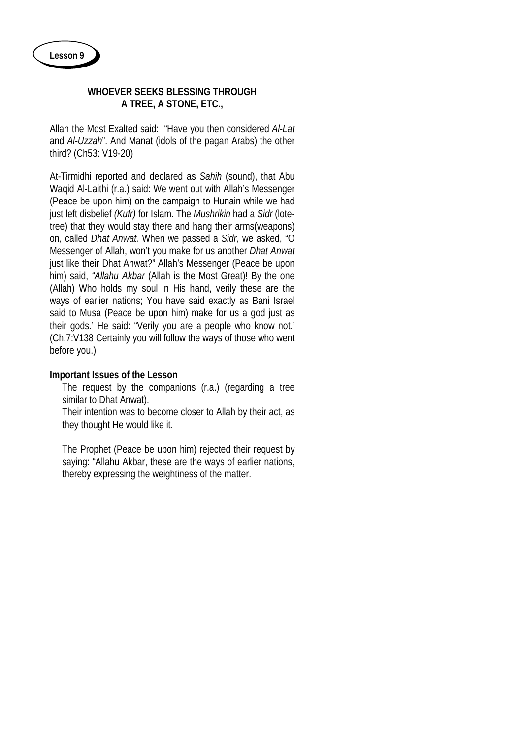**Lesson 9**

## WHOEVER SEEKS BLESSING THROUGH A TREE, A STONE, ETC.,

Allah the Most Exalted said: "Have you then considered *Al-Lat* and *Al-Uzzah*". And Manat (idols of the pagan Arabs) the other third? (Ch53: V19-20)

At-Tirmidhi reported and declared as *Sahih* (sound), that Abu Waqid Al-Laithi (r.a.) said: We went out with Allah's Messenger (Peace be upon him) on the campaign to Hunain while we had just left disbelief *(Kufr)* for Islam. The *Mushrikin* had a *Sidr* (lote-tree) that they would stay there and hang their arms(weapons) on, called *Dhat Anwat.* When we passed a *Sidr*, we asked, "O Messenger of Allah, won't you make for us another *Dhat Anwat* just like their Dhat Anwat?" Allah's Messenger (Peace be upon him) said, *"Allahu Akbar* (Allah is the Most Great)! By the one (Allah) Who holds my soul in His hand, verily these are the ways of earlier nations; You have said exactly as Bani Israel said to Musa (Peace be upon him) make for us a god just as their gods.' He said: "Verily you are a people who know not.' (Ch.7:V138 Certainly you will follow the ways of those who went before you.)

**Important Issues of the Lesson**

The request by the companions (r.a.) (regarding a tree similar to Dhat Anwat).

Their intention was to become closer to Allah by their act, as they thought He would like it.

The Prophet (Peace be upon him) rejected their request by saying: "Allahu Akbar, these are the ways of earlier nations, thereby expressing the weightiness of the matter.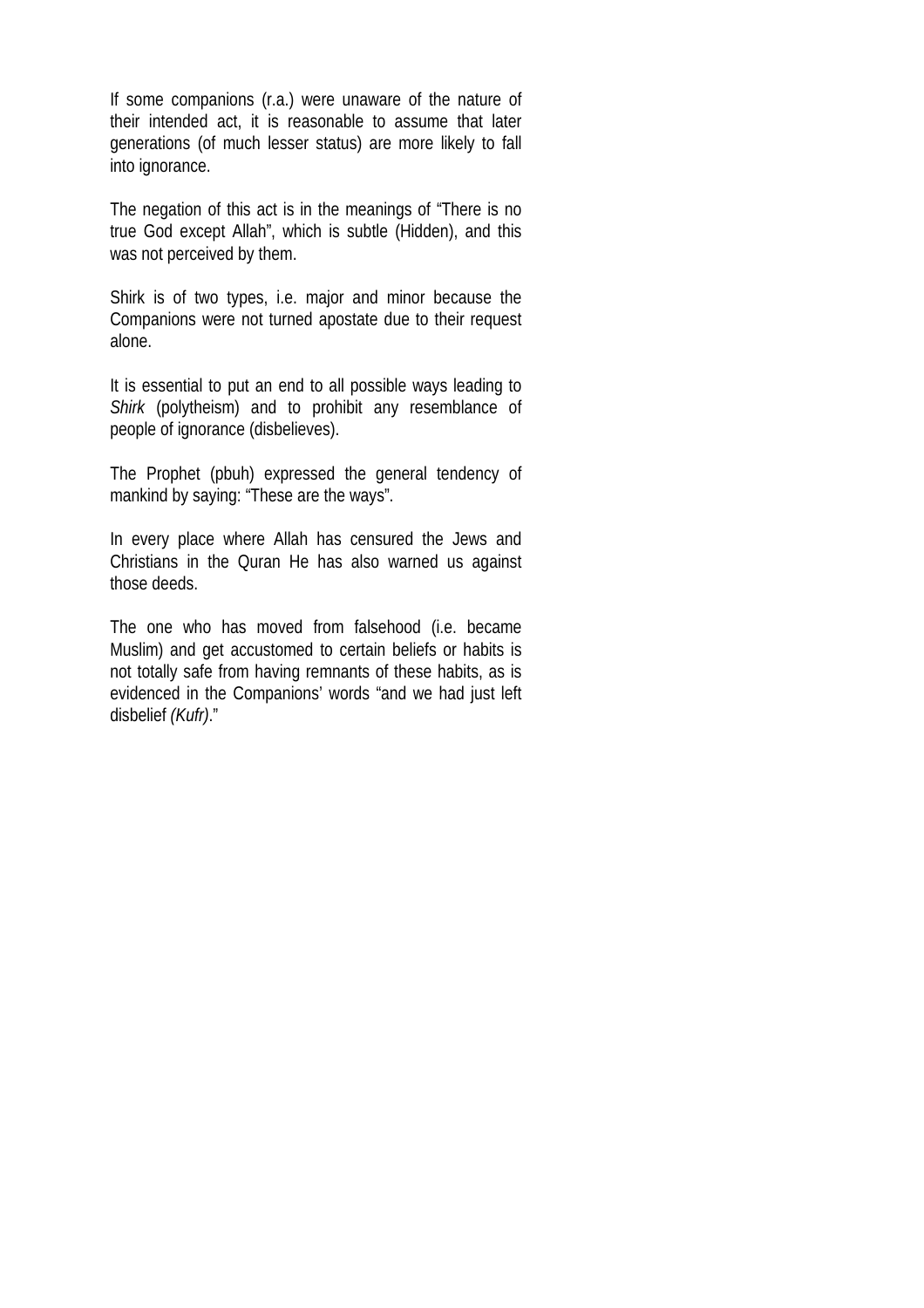If some companions (r.a.) were unaware of the nature of their intended act, it is reasonable to assume that later generations (of much lesser status) are more likely to fall into ignorance.

The negation of this act is in the meanings of "There is no true God except Allah", which is subtle (Hidden), and this was not perceived by them.

Shirk is of two types, i.e. major and minor because the Companions were not turned apostate due to their request alone.

It is essential to put an end to all possible ways leading to *Shirk* (polytheism) and to prohibit any resemblance of people of ignorance (disbelieves).

The Prophet (pbuh) expressed the general tendency of mankind by saying: "These are the ways".

In every place where Allah has censured the Jews and Christians in the Quran He has also warned us against those deeds.

The one who has moved from falsehood (i.e. became Muslim) and get accustomed to certain beliefs or habits is not totally safe from having remnants of these habits, as is evidenced in the Companions' words "and we had just left disbelief *(Kufr)*."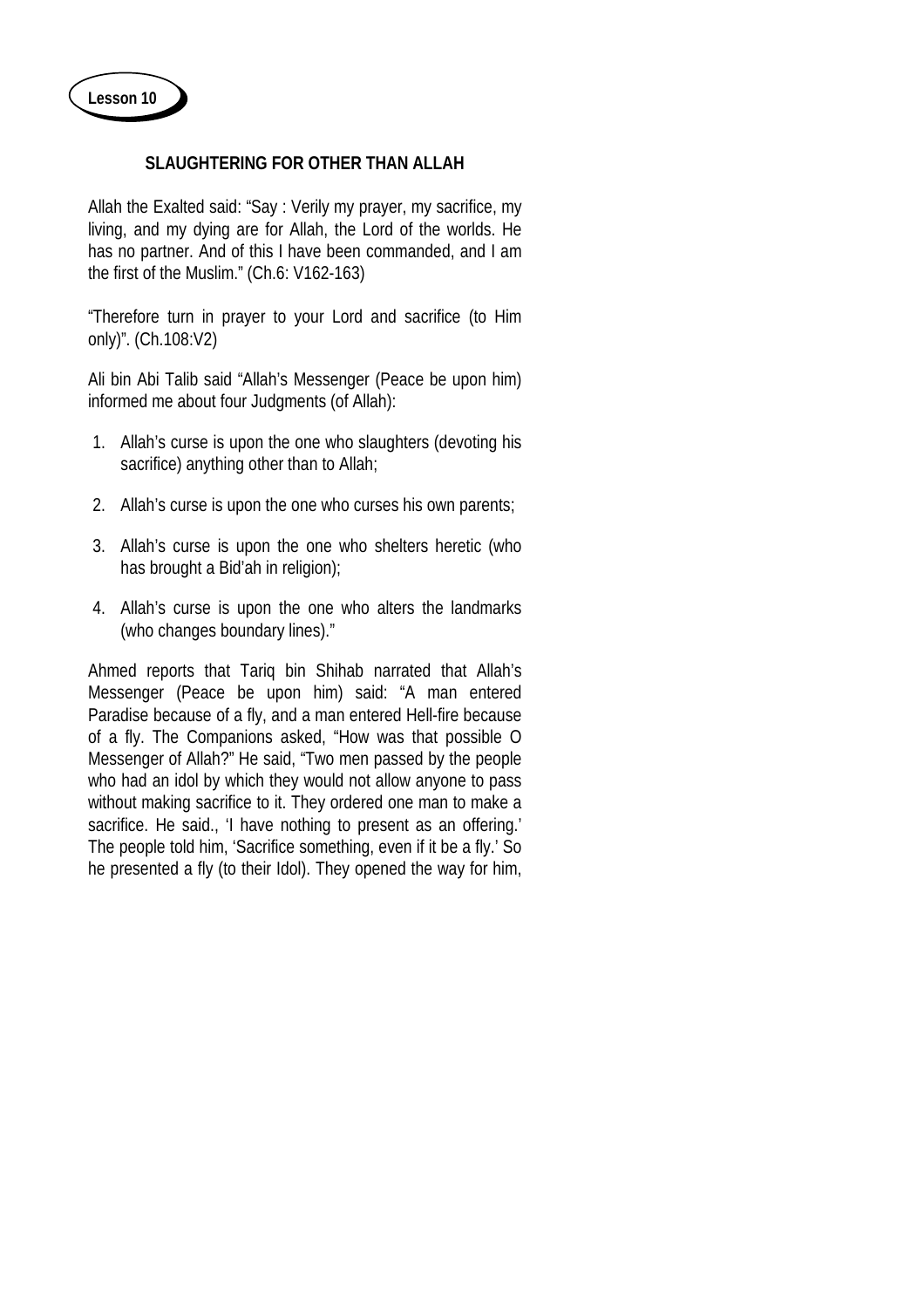**Lesson 10**

## SLAUGHTERING FOR OTHER THAN ALLAH

Allah the Exalted said: "Say : Verily my prayer, my sacrifice, my living, and my dying are for Allah, the Lord of the worlds. He has no partner. And of this I have been commanded, and I am the first of the Muslim." (Ch.6: V162-163)

"Therefore turn in prayer to your Lord and sacrifice (to Him only)". (Ch.108:V2)

Ali bin Abi Talib said "Allah's Messenger (Peace be upon him) informed me about four Judgments (of Allah):

1. Allah's curse is upon the one who slaughters (devoting his sacrifice) anything other than to Allah;
2. Allah's curse is upon the one who curses his own parents;
3. Allah's curse is upon the one who shelters heretic (who has brought a Bid'ah in religion);
4. Allah's curse is upon the one who alters the landmarks (who changes boundary lines)."

Ahmed reports that Tariq bin Shihab narrated that Allah's Messenger (Peace be upon him) said: "A man entered Paradise because of a fly, and a man entered Hell-fire because of a fly. The Companions asked, "How was that possible O Messenger of Allah?" He said, "Two men passed by the people who had an idol by which they would not allow anyone to pass without making sacrifice to it. They ordered one man to make a sacrifice. He said., 'I have nothing to present as an offering.' The people told him, 'Sacrifice something, even if it be a fly.' So he presented a fly (to their Idol). They opened the way for him,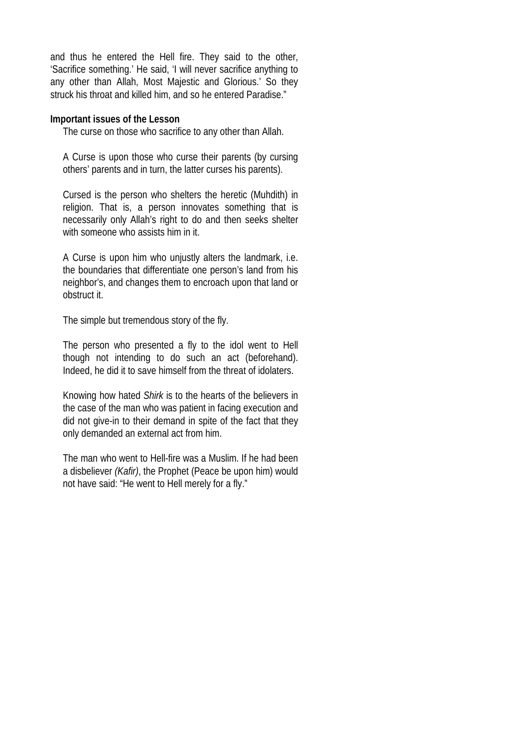and thus he entered the Hell fire. They said to the other, 'Sacrifice something.' He said, 'I will never sacrifice anything to any other than Allah, Most Majestic and Glorious.' So they struck his throat and killed him, and so he entered Paradise."

**Important issues of the Lesson**

The curse on those who sacrifice to any other than Allah.

A Curse is upon those who curse their parents (by cursing others' parents and in turn, the latter curses his parents).

Cursed is the person who shelters the heretic (Muhdith) in religion. That is, a person innovates something that is necessarily only Allah's right to do and then seeks shelter with someone who assists him in it.

A Curse is upon him who unjustly alters the landmark, i.e. the boundaries that differentiate one person's land from his neighbor's, and changes them to encroach upon that land or obstruct it.

The simple but tremendous story of the fly.

The person who presented a fly to the idol went to Hell though not intending to do such an act (beforehand). Indeed, he did it to save himself from the threat of idolaters.

Knowing how hated *Shirk* is to the hearts of the believers in the case of the man who was patient in facing execution and did not give-in to their demand in spite of the fact that they only demanded an external act from him.

The man who went to Hell-fire was a Muslim. If he had been a disbeliever *(Kafir)*, the Prophet (Peace be upon him) would not have said: "He went to Hell merely for a fly."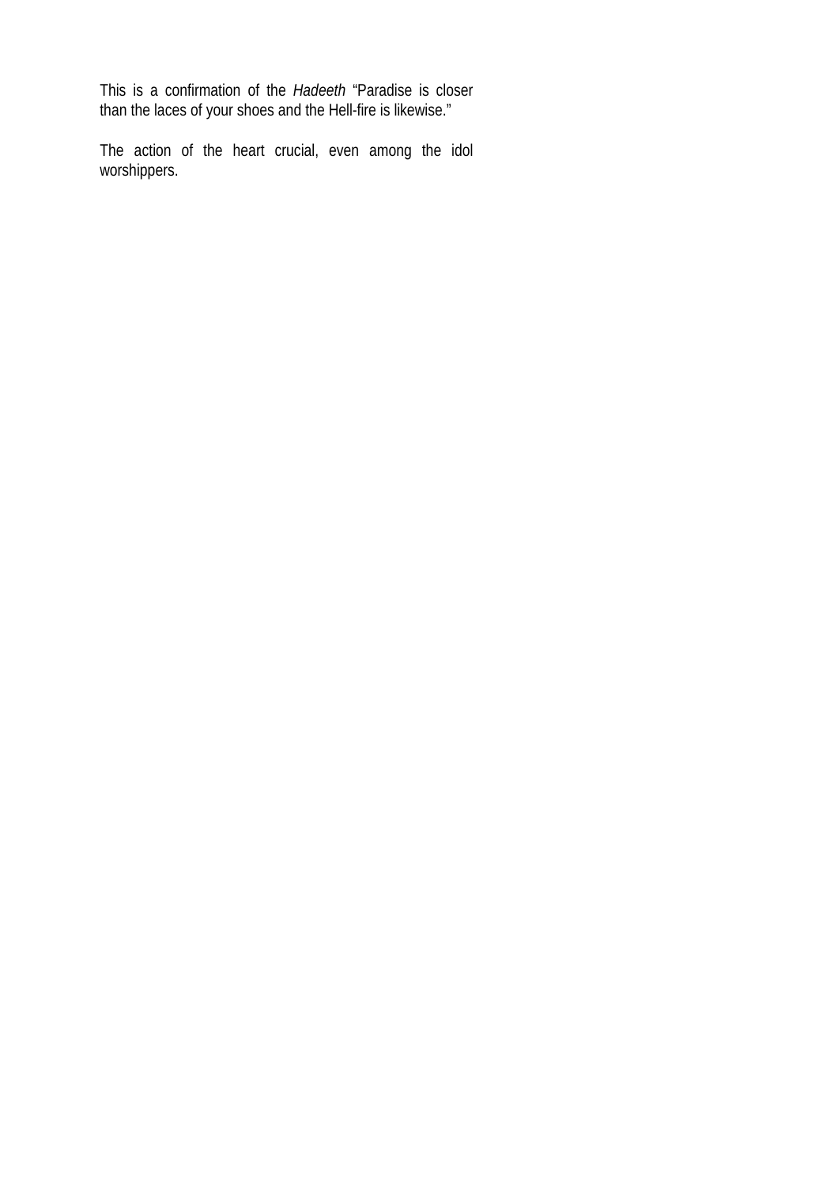This is a confirmation of the *Hadeeth* “Paradise is closer than the laces of your shoes and the Hell-fire is likewise.”

The action of the heart crucial, even among the idol worshippers.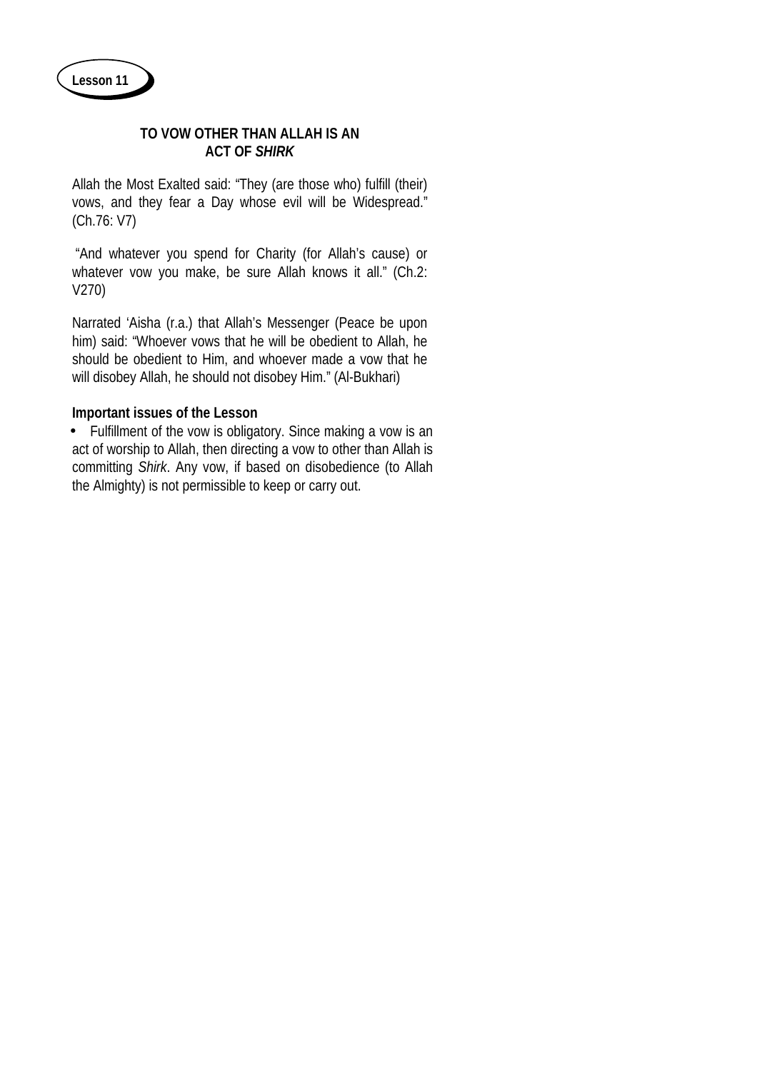**Lesson 11**

## TO VOW OTHER THAN ALLAH IS AN ACT OF *SHIRK*

Allah the Most Exalted said: "They (are those who) fulfill (their) vows, and they fear a Day whose evil will be Widespread." (Ch.76: V7)

"And whatever you spend for Charity (for Allah's cause) or whatever vow you make, be sure Allah knows it all." (Ch.2: V270)

Narrated 'Aisha (r.a.) that Allah's Messenger (Peace be upon him) said: "Whoever vows that he will be obedient to Allah, he should be obedient to Him, and whoever made a vow that he will disobey Allah, he should not disobey Him." (Al-Bukhari)

**Important issues of the Lesson**

- Fulfillment of the vow is obligatory. Since making a vow is an act of worship to Allah, then directing a vow to other than Allah is committing *Shirk*. Any vow, if based on disobedience (to Allah the Almighty) is not permissible to keep or carry out.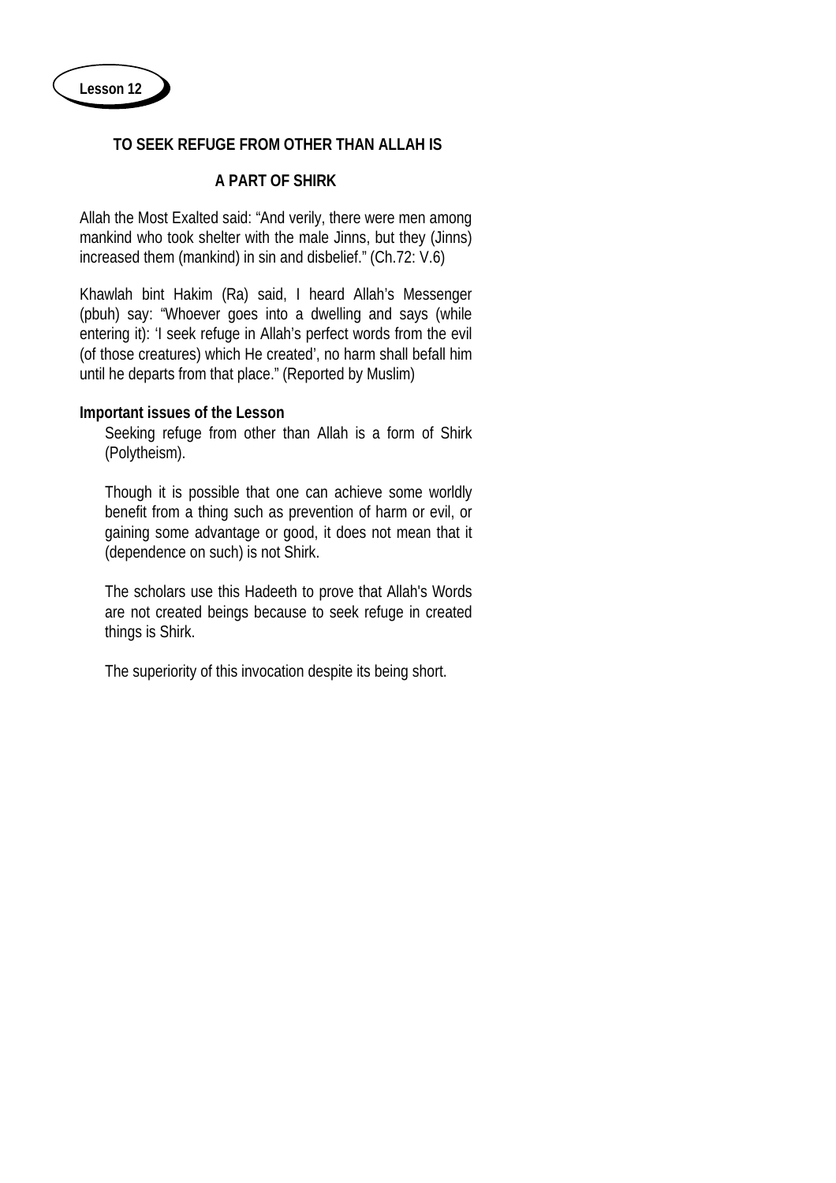**Lesson 12**

## TO SEEK REFUGE FROM OTHER THAN ALLAH IS A PART OF SHIRK

Allah the Most Exalted said: "And verily, there were men among mankind who took shelter with the male Jinns, but they (Jinns) increased them (mankind) in sin and disbelief." (Ch.72: V.6)

Khawlah bint Hakim (Ra) said, I heard Allah's Messenger (pbuh) say: "Whoever goes into a dwelling and says (while entering it): 'I seek refuge in Allah's perfect words from the evil (of those creatures) which He created', no harm shall befall him until he departs from that place." (Reported by Muslim)

**Important issues of the Lesson**

Seeking refuge from other than Allah is a form of Shirk (Polytheism).

Though it is possible that one can achieve some worldly benefit from a thing such as prevention of harm or evil, or gaining some advantage or good, it does not mean that it (dependence on such) is not Shirk.

The scholars use this Hadeeth to prove that Allah's Words are not created beings because to seek refuge in created things is Shirk.

The superiority of this invocation despite its being short.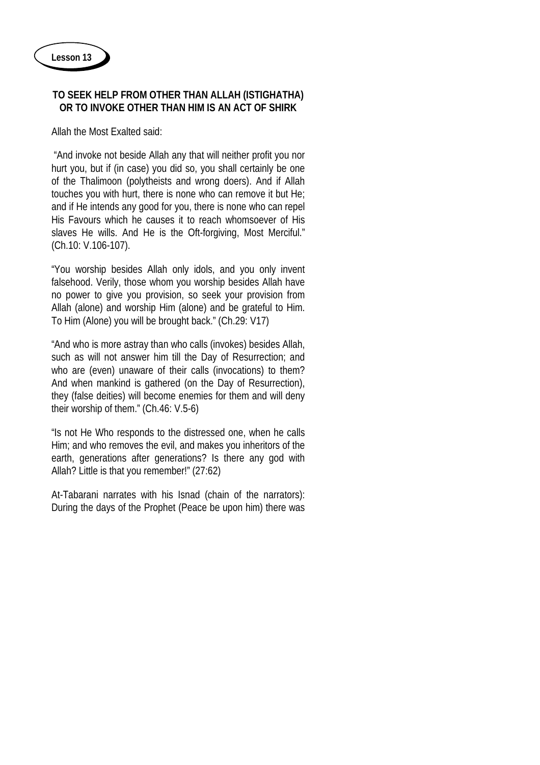**Lesson 13**

## TO SEEK HELP FROM OTHER THAN ALLAH (ISTIGHATHA) OR TO INVOKE OTHER THAN HIM IS AN ACT OF SHIRK

Allah the Most Exalted said:

"And invoke not beside Allah any that will neither profit you nor hurt you, but if (in case) you did so, you shall certainly be one of the Thalimoon (polytheists and wrong doers). And if Allah touches you with hurt, there is none who can remove it but He; and if He intends any good for you, there is none who can repel His Favours which he causes it to reach whomsoever of His slaves He wills. And He is the Oft-forgiving, Most Merciful." (Ch.10: V.106-107).

"You worship besides Allah only idols, and you only invent falsehood. Verily, those whom you worship besides Allah have no power to give you provision, so seek your provision from Allah (alone) and worship Him (alone) and be grateful to Him. To Him (Alone) you will be brought back." (Ch.29: V17)

"And who is more astray than who calls (invokes) besides Allah, such as will not answer him till the Day of Resurrection; and who are (even) unaware of their calls (invocations) to them? And when mankind is gathered (on the Day of Resurrection), they (false deities) will become enemies for them and will deny their worship of them." (Ch.46: V.5-6)

"Is not He Who responds to the distressed one, when he calls Him; and who removes the evil, and makes you inheritors of the earth, generations after generations? Is there any god with Allah? Little is that you remember!" (27:62)

At-Tabarani narrates with his Isnad (chain of the narrators): During the days of the Prophet (Peace be upon him) there was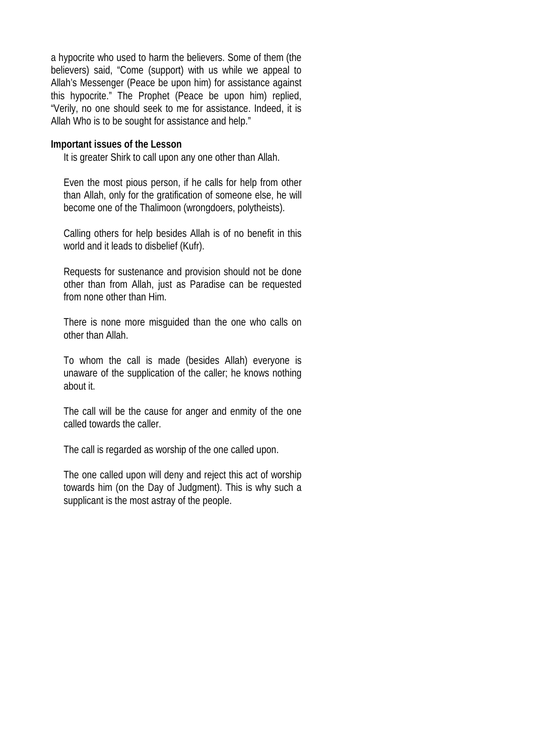a hypocrite who used to harm the believers. Some of them (the believers) said, “Come (support) with us while we appeal to Allah’s Messenger (Peace be upon him) for assistance against this hypocrite.” The Prophet (Peace be upon him) replied, “Verily, no one should seek to me for assistance. Indeed, it is Allah Who is to be sought for assistance and help.”

**Important issues of the Lesson**

It is greater Shirk to call upon any one other than Allah.

Even the most pious person, if he calls for help from other than Allah, only for the gratification of someone else, he will become one of the Thalimoon (wrongdoers, polytheists).

Calling others for help besides Allah is of no benefit in this world and it leads to disbelief (Kufr).

Requests for sustenance and provision should not be done other than from Allah, just as Paradise can be requested from none other than Him.

There is none more misguided than the one who calls on other than Allah.

To whom the call is made (besides Allah) everyone is unaware of the supplication of the caller; he knows nothing about it.

The call will be the cause for anger and enmity of the one called towards the caller.

The call is regarded as worship of the one called upon.

The one called upon will deny and reject this act of worship towards him (on the Day of Judgment). This is why such a supplicant is the most astray of the people.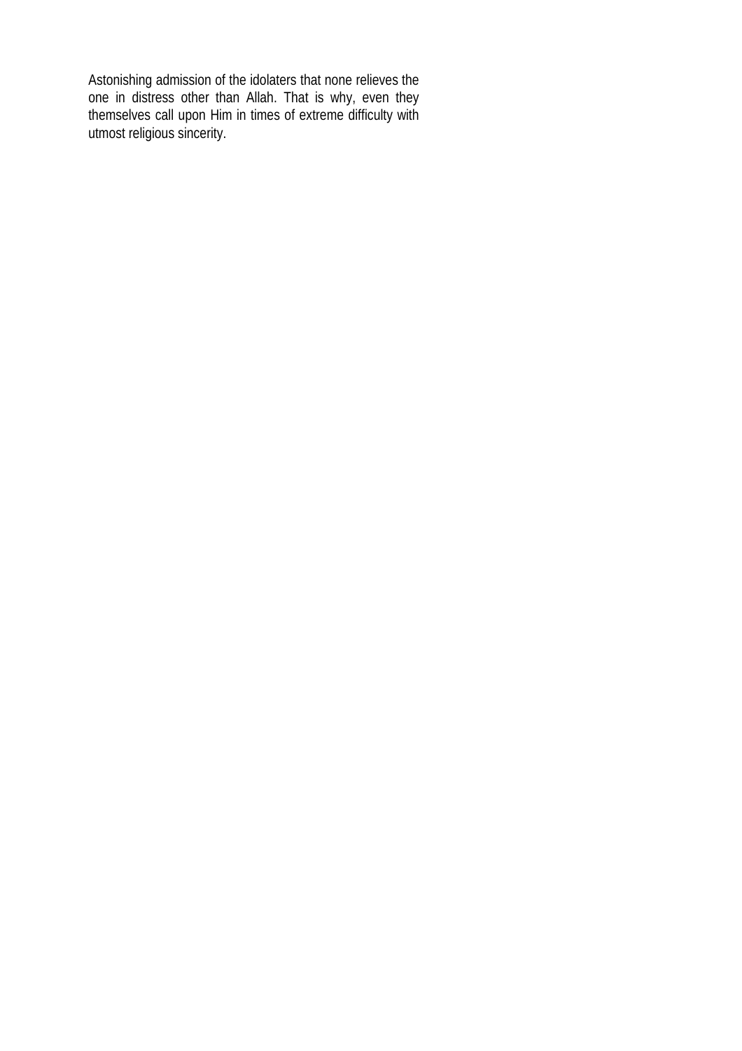Astonishing admission of the idolaters that none relieves the one in distress other than Allah. That is why, even they themselves call upon Him in times of extreme difficulty with utmost religious sincerity.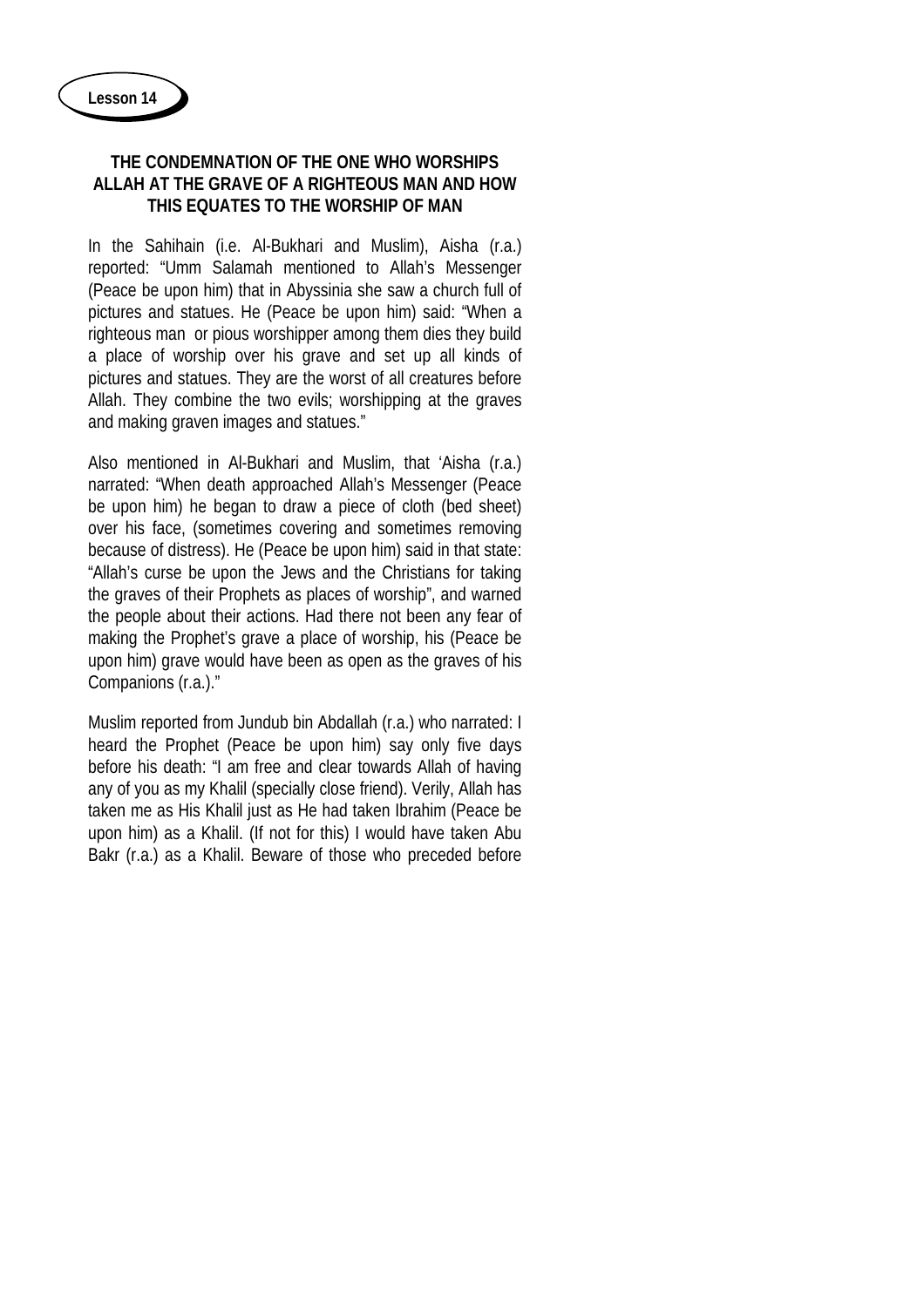**Lesson 14**

### THE CONDEMNATION OF THE ONE WHO WORSHIPS ALLAH AT THE GRAVE OF A RIGHTEOUS MAN AND HOW THIS EQUATES TO THE WORSHIP OF MAN

In the Sahihain (i.e. Al-Bukhari and Muslim), Aisha (r.a.) reported: "Umm Salamah mentioned to Allah's Messenger (Peace be upon him) that in Abyssinia she saw a church full of pictures and statues. He (Peace be upon him) said: "When a righteous man or pious worshipper among them dies they build a place of worship over his grave and set up all kinds of pictures and statues. They are the worst of all creatures before Allah. They combine the two evils; worshipping at the graves and making graven images and statues."

Also mentioned in Al-Bukhari and Muslim, that 'Aisha (r.a.) narrated: "When death approached Allah's Messenger (Peace be upon him) he began to draw a piece of cloth (bed sheet) over his face, (sometimes covering and sometimes removing because of distress). He (Peace be upon him) said in that state: "Allah's curse be upon the Jews and the Christians for taking the graves of their Prophets as places of worship", and warned the people about their actions. Had there not been any fear of making the Prophet's grave a place of worship, his (Peace be upon him) grave would have been as open as the graves of his Companions (r.a.)."

Muslim reported from Jundub bin Abdallah (r.a.) who narrated: I heard the Prophet (Peace be upon him) say only five days before his death: "I am free and clear towards Allah of having any of you as my Khalil (specially close friend). Verily, Allah has taken me as His Khalil just as He had taken Ibrahim (Peace be upon him) as a Khalil. (If not for this) I would have taken Abu Bakr (r.a.) as a Khalil. Beware of those who preceded before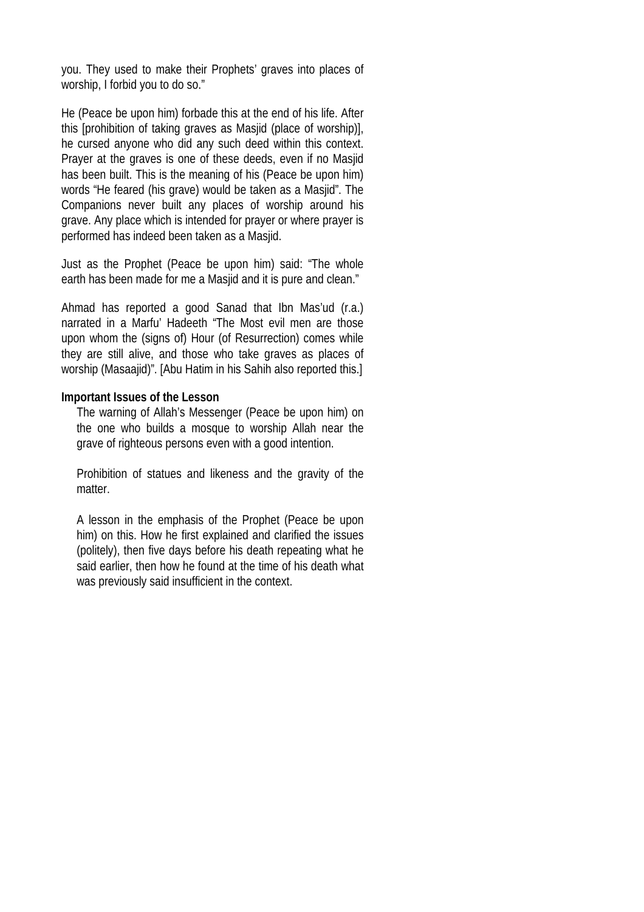you. They used to make their Prophets' graves into places of worship, I forbid you to do so."

He (Peace be upon him) forbade this at the end of his life. After this [prohibition of taking graves as Masjid (place of worship)], he cursed anyone who did any such deed within this context. Prayer at the graves is one of these deeds, even if no Masjid has been built. This is the meaning of his (Peace be upon him) words "He feared (his grave) would be taken as a Masjid". The Companions never built any places of worship around his grave. Any place which is intended for prayer or where prayer is performed has indeed been taken as a Masjid.

Just as the Prophet (Peace be upon him) said: "The whole earth has been made for me a Masjid and it is pure and clean."

Ahmad has reported a good Sanad that Ibn Mas'ud (r.a.) narrated in a Marfu' Hadeeth "The Most evil men are those upon whom the (signs of) Hour (of Resurrection) comes while they are still alive, and those who take graves as places of worship (Masaajid)". [Abu Hatim in his Sahih also reported this.]

**Important Issues of the Lesson**

The warning of Allah's Messenger (Peace be upon him) on the one who builds a mosque to worship Allah near the grave of righteous persons even with a good intention.

Prohibition of statues and likeness and the gravity of the matter.

A lesson in the emphasis of the Prophet (Peace be upon him) on this. How he first explained and clarified the issues (politely), then five days before his death repeating what he said earlier, then how he found at the time of his death what was previously said insufficient in the context.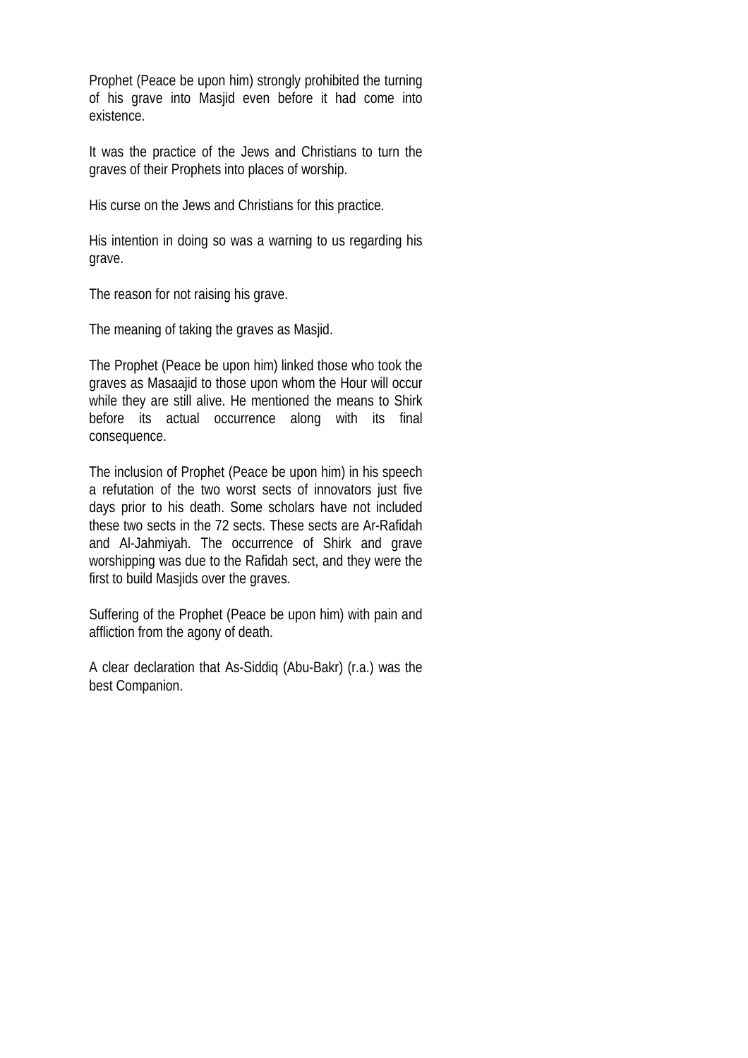Prophet (Peace be upon him) strongly prohibited the turning of his grave into Masjid even before it had come into existence.

It was the practice of the Jews and Christians to turn the graves of their Prophets into places of worship.

His curse on the Jews and Christians for this practice.

His intention in doing so was a warning to us regarding his grave.

The reason for not raising his grave.

The meaning of taking the graves as Masjid.

The Prophet (Peace be upon him) linked those who took the graves as Masaajid to those upon whom the Hour will occur while they are still alive. He mentioned the means to Shirk before its actual occurrence along with its final consequence.

The inclusion of Prophet (Peace be upon him) in his speech a refutation of the two worst sects of innovators just five days prior to his death. Some scholars have not included these two sects in the 72 sects. These sects are Ar-Rafidah and Al-Jahmiyah. The occurrence of Shirk and grave worshipping was due to the Rafidah sect, and they were the first to build Masjids over the graves.

Suffering of the Prophet (Peace be upon him) with pain and affliction from the agony of death.

A clear declaration that As-Siddiq (Abu-Bakr) (r.a.) was the best Companion.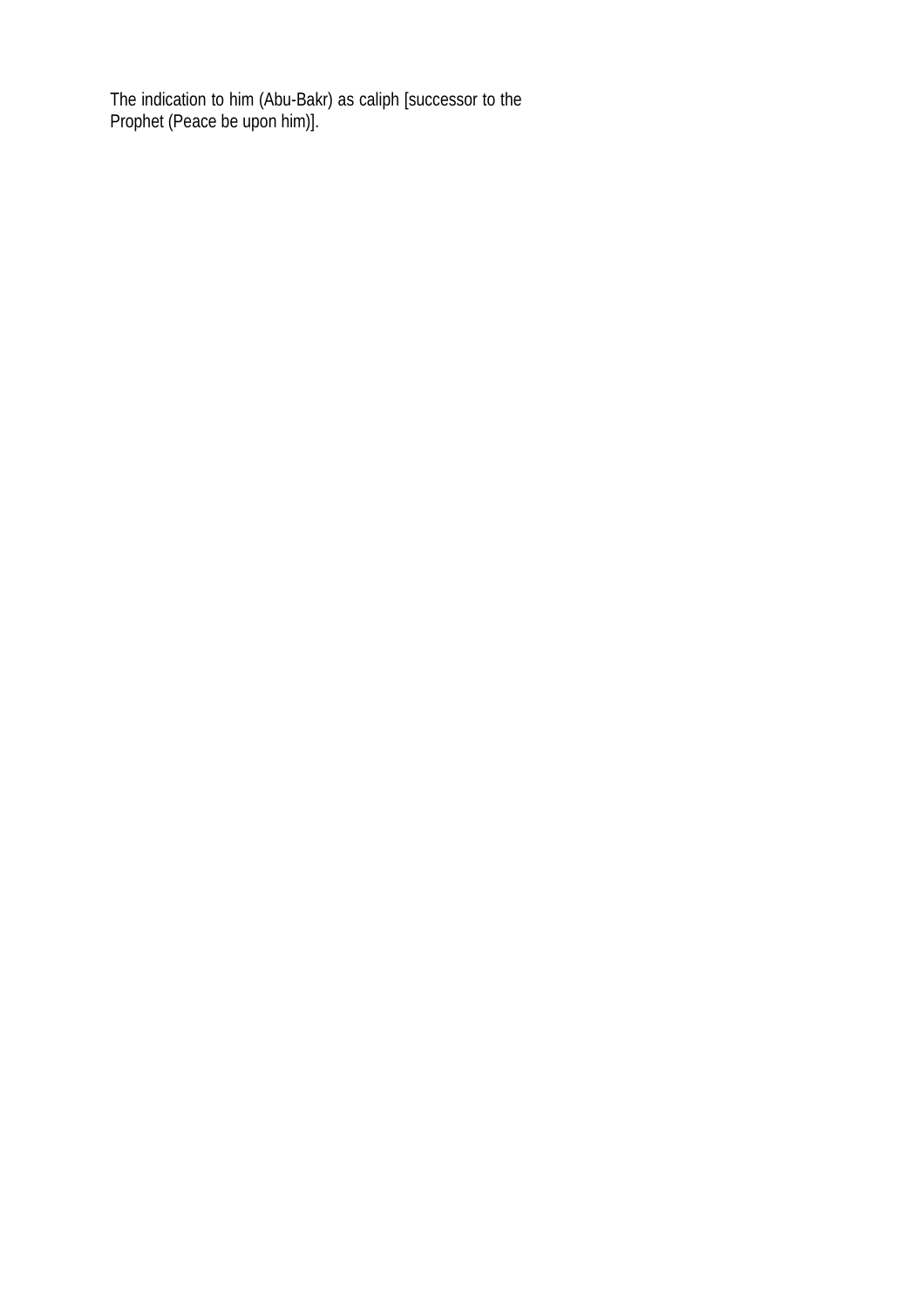The indication to him (Abu-Bakr) as caliph [successor to the Prophet (Peace be upon him)].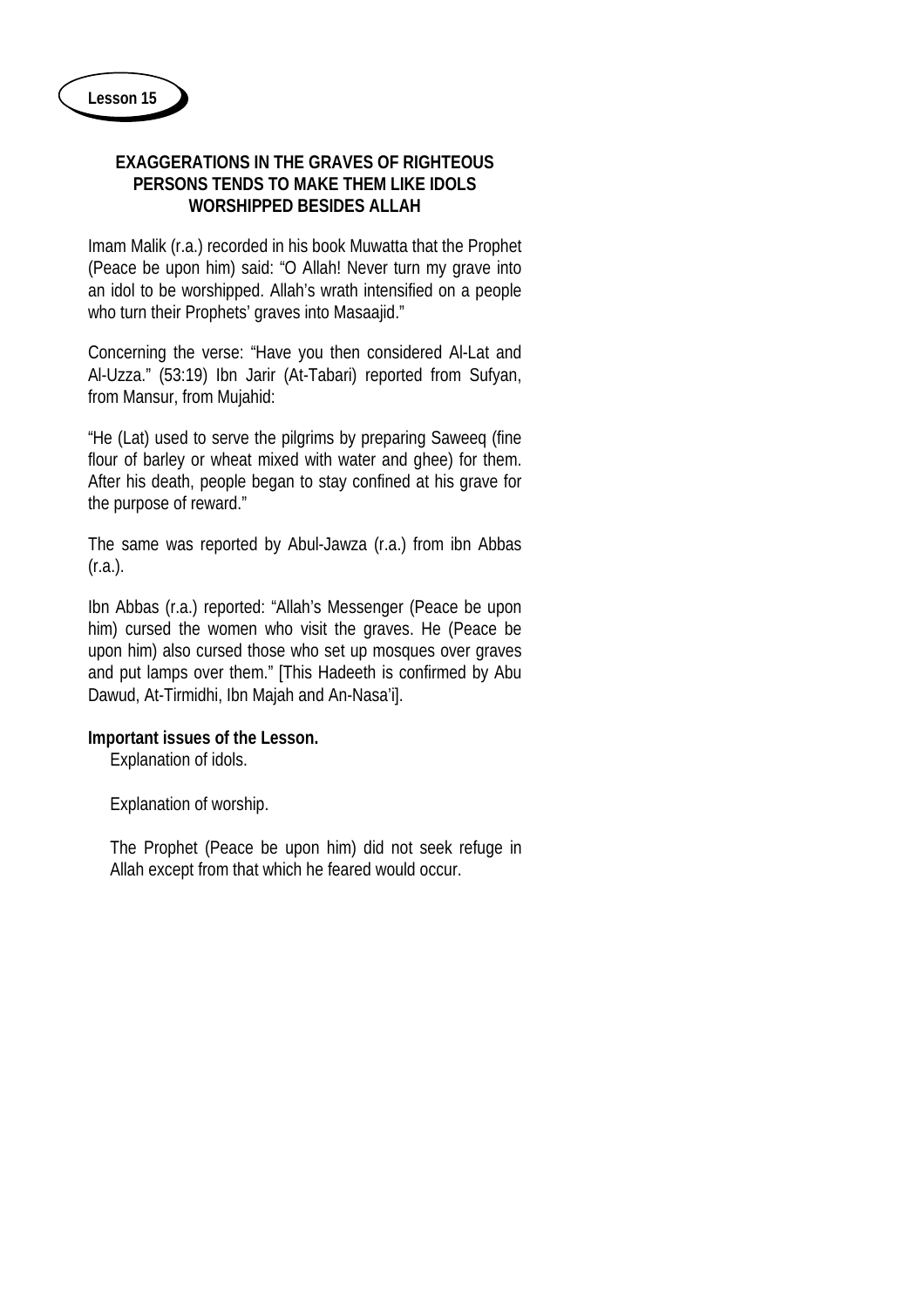**Lesson 15**

## EXAGGERATIONS IN THE GRAVES OF RIGHTEOUS PERSONS TENDS TO MAKE THEM LIKE IDOLS WORSHIPPED BESIDES ALLAH

Imam Malik (r.a.) recorded in his book Muwatta that the Prophet (Peace be upon him) said: "O Allah! Never turn my grave into an idol to be worshipped. Allah's wrath intensified on a people who turn their Prophets' graves into Masaajid."

Concerning the verse: "Have you then considered Al-Lat and Al-Uzza." (53:19) Ibn Jarir (At-Tabari) reported from Sufyan, from Mansur, from Mujahid:

"He (Lat) used to serve the pilgrims by preparing Saweeq (fine flour of barley or wheat mixed with water and ghee) for them. After his death, people began to stay confined at his grave for the purpose of reward."

The same was reported by Abul-Jawza (r.a.) from ibn Abbas (r.a.).

Ibn Abbas (r.a.) reported: "Allah's Messenger (Peace be upon him) cursed the women who visit the graves. He (Peace be upon him) also cursed those who set up mosques over graves and put lamps over them." [This Hadeeth is confirmed by Abu Dawud, At-Tirmidhi, Ibn Majah and An-Nasa'i].

**Important issues of the Lesson.**

Explanation of idols.

Explanation of worship.

The Prophet (Peace be upon him) did not seek refuge in Allah except from that which he feared would occur.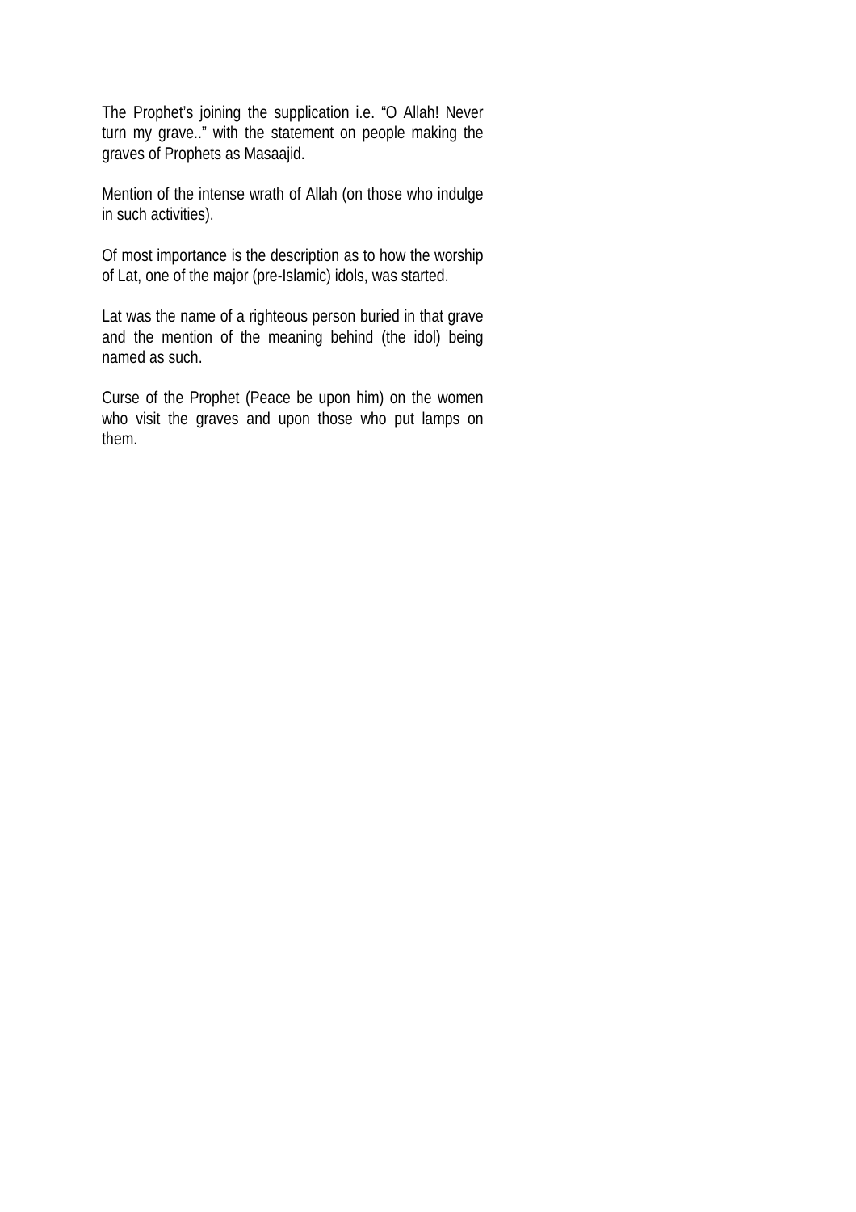The Prophet's joining the supplication i.e. "O Allah! Never turn my grave.." with the statement on people making the graves of Prophets as Masaajid.

Mention of the intense wrath of Allah (on those who indulge in such activities).

Of most importance is the description as to how the worship of Lat, one of the major (pre-Islamic) idols, was started.

Lat was the name of a righteous person buried in that grave and the mention of the meaning behind (the idol) being named as such.

Curse of the Prophet (Peace be upon him) on the women who visit the graves and upon those who put lamps on them.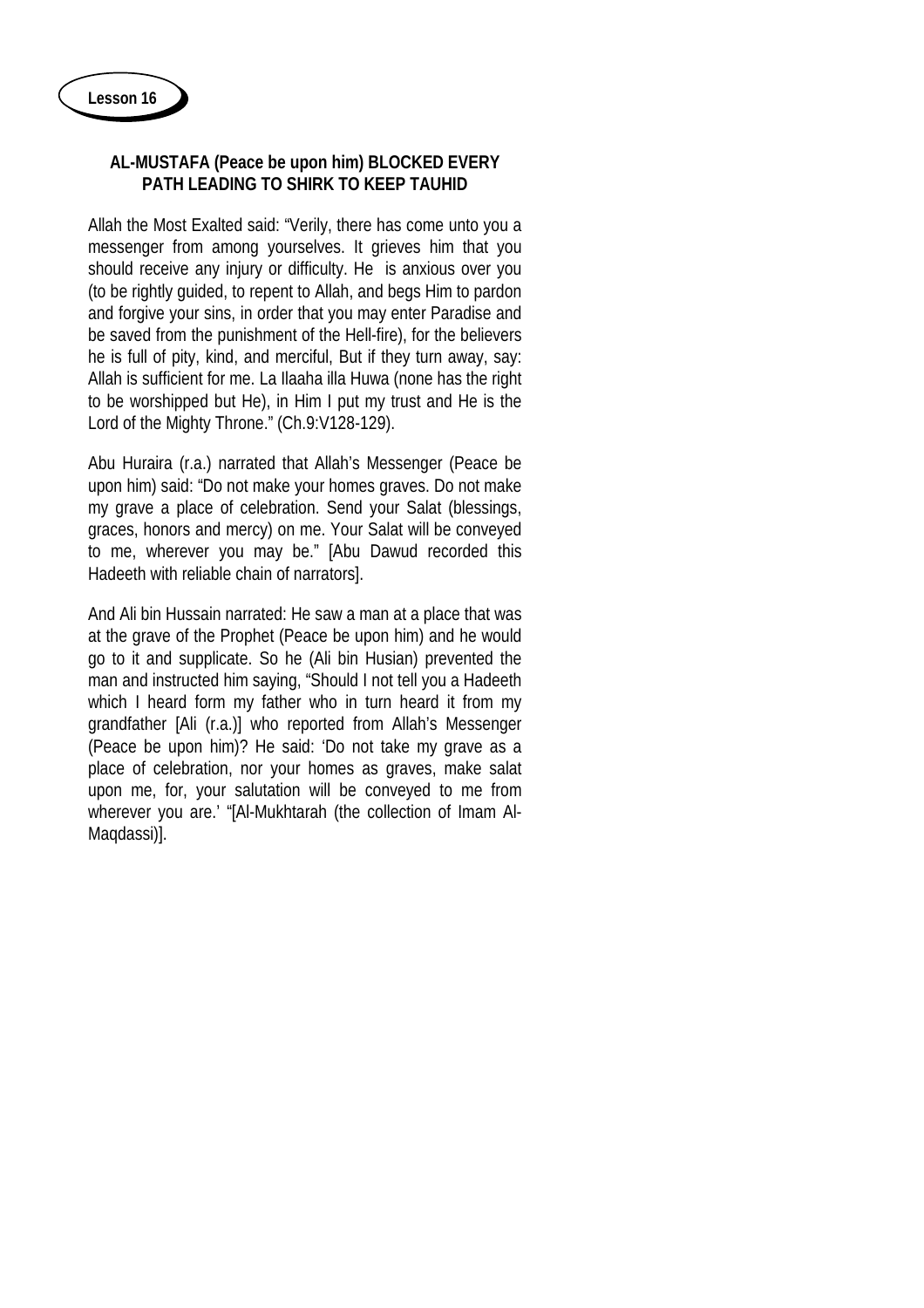**Lesson 16**

## AL-MUSTAFA (Peace be upon him) BLOCKED EVERY PATH LEADING TO SHIRK TO KEEP TAUHID

Allah the Most Exalted said: "Verily, there has come unto you a messenger from among yourselves. It grieves him that you should receive any injury or difficulty. He is anxious over you (to be rightly guided, to repent to Allah, and begs Him to pardon and forgive your sins, in order that you may enter Paradise and be saved from the punishment of the Hell-fire), for the believers he is full of pity, kind, and merciful, But if they turn away, say: Allah is sufficient for me. La Ilaaha illa Huwa (none has the right to be worshipped but He), in Him I put my trust and He is the Lord of the Mighty Throne." (Ch.9:V128-129).

Abu Huraira (r.a.) narrated that Allah's Messenger (Peace be upon him) said: "Do not make your homes graves. Do not make my grave a place of celebration. Send your Salat (blessings, graces, honors and mercy) on me. Your Salat will be conveyed to me, wherever you may be." [Abu Dawud recorded this Hadeeth with reliable chain of narrators].

And Ali bin Hussain narrated: He saw a man at a place that was at the grave of the Prophet (Peace be upon him) and he would go to it and supplicate. So he (Ali bin Husian) prevented the man and instructed him saying, "Should I not tell you a Hadeeth which I heard form my father who in turn heard it from my grandfather [Ali (r.a.)] who reported from Allah's Messenger (Peace be upon him)? He said: 'Do not take my grave as a place of celebration, nor your homes as graves, make salat upon me, for, your salutation will be conveyed to me from wherever you are.' "[Al-Mukhtarah (the collection of Imam Al-Maqdassi)].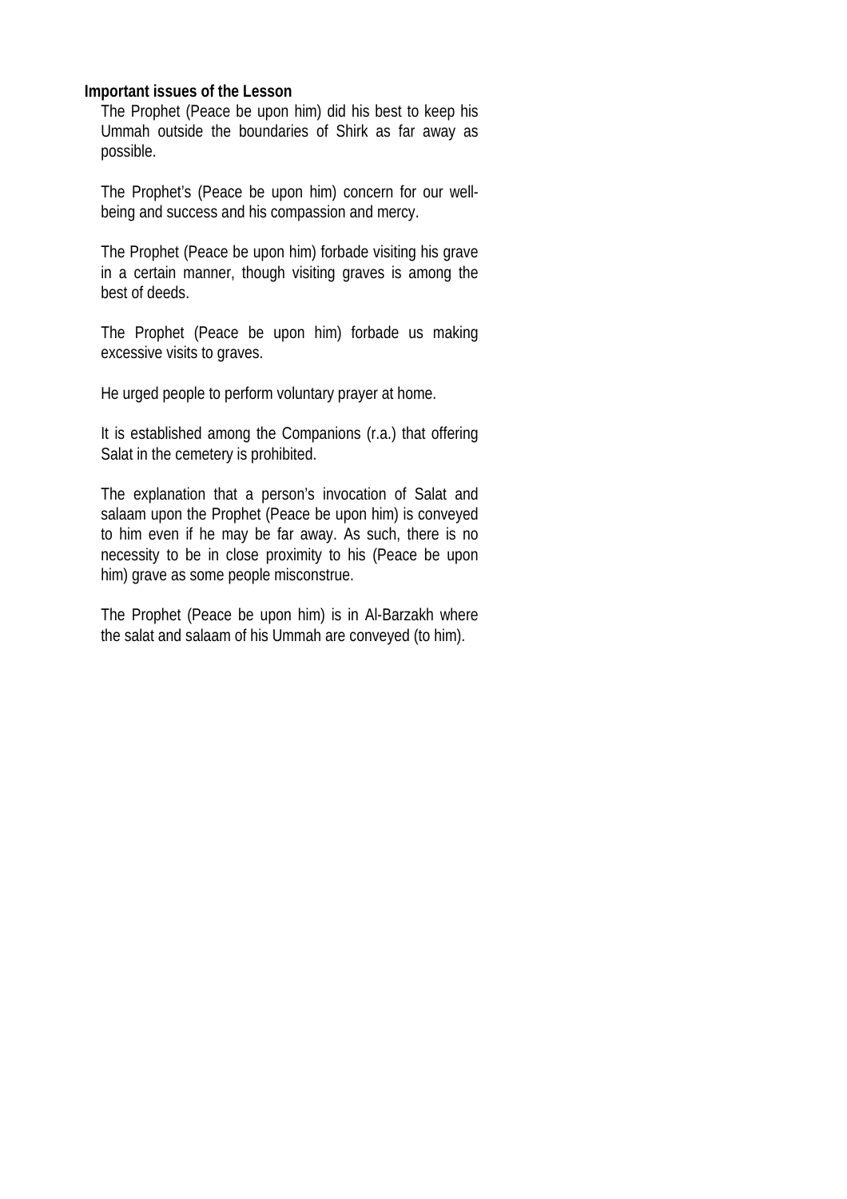**Important issues of the Lesson**

The Prophet (Peace be upon him) did his best to keep his Ummah outside the boundaries of Shirk as far away as possible.

The Prophet's (Peace be upon him) concern for our well-being and success and his compassion and mercy.

The Prophet (Peace be upon him) forbade visiting his grave in a certain manner, though visiting graves is among the best of deeds.

The Prophet (Peace be upon him) forbade us making excessive visits to graves.

He urged people to perform voluntary prayer at home.

It is established among the Companions (r.a.) that offering Salat in the cemetery is prohibited.

The explanation that a person's invocation of Salat and salaam upon the Prophet (Peace be upon him) is conveyed to him even if he may be far away. As such, there is no necessity to be in close proximity to his (Peace be upon him) grave as some people misconstrue.

The Prophet (Peace be upon him) is in Al-Barzakh where the salat and salaam of his Ummah are conveyed (to him).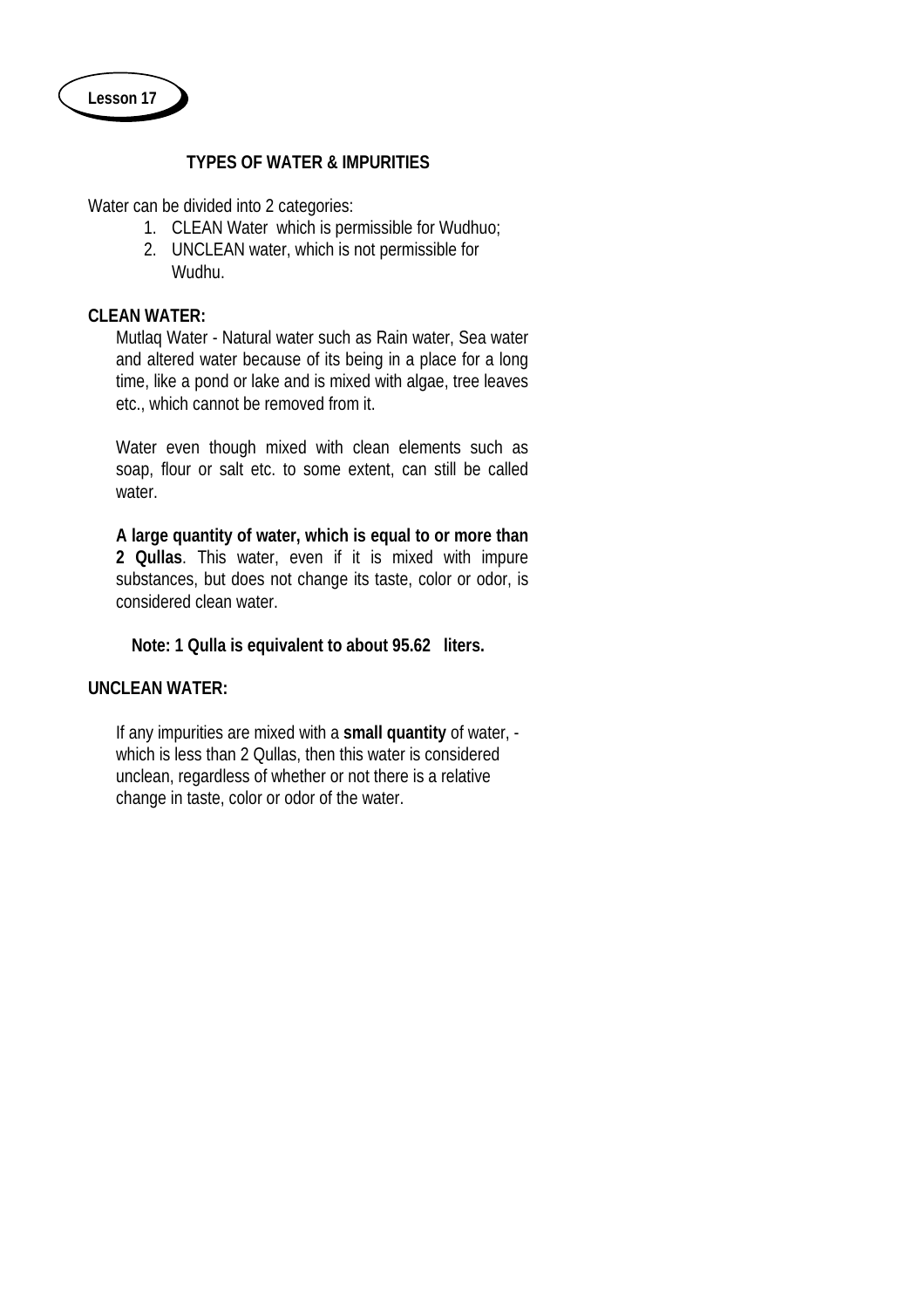**Lesson 17**

## TYPES OF WATER & IMPURITIES

Water can be divided into 2 categories:

1. CLEAN Water which is permissible for Wudhuo;
2. UNCLEAN water, which is not permissible for Wudhu.

**CLEAN WATER:**

Mutlaq Water - Natural water such as Rain water, Sea water and altered water because of its being in a place for a long time, like a pond or lake and is mixed with algae, tree leaves etc., which cannot be removed from it.

Water even though mixed with clean elements such as soap, flour or salt etc. to some extent, can still be called water.

**A large quantity of water, which is equal to or more than 2 Qullas**. This water, even if it is mixed with impure substances, but does not change its taste, color or odor, is considered clean water.

**Note: 1 Qulla is equivalent to about 95.62 liters.**

**UNCLEAN WATER:**

If any impurities are mixed with a **small quantity** of water, - which is less than 2 Qullas, then this water is considered unclean, regardless of whether or not there is a relative change in taste, color or odor of the water.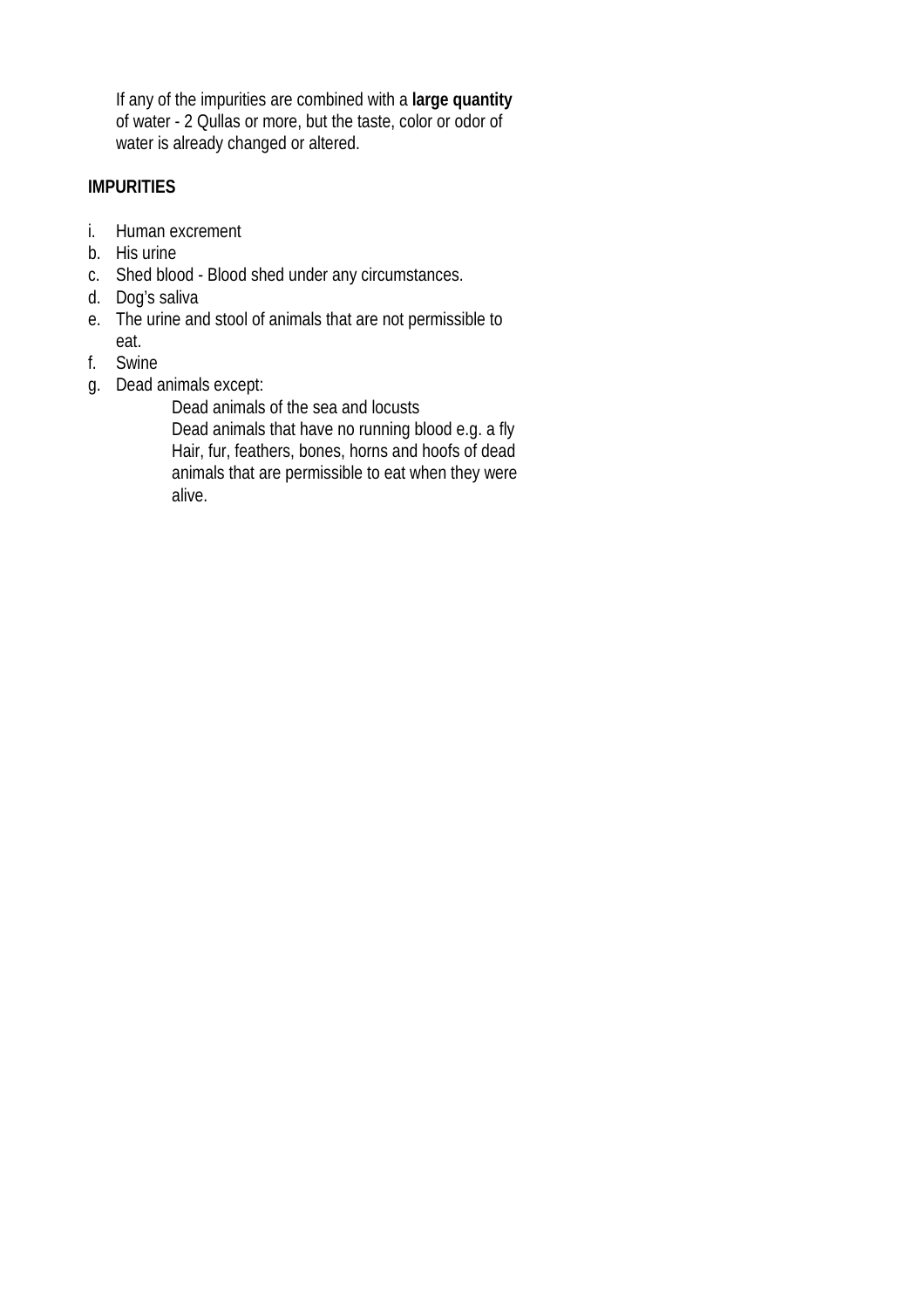If any of the impurities are combined with a **large quantity** of water - 2 Qullas or more, but the taste, color or odor of water is already changed or altered.

**IMPURITIES**

i. Human excrement
b. His urine
c. Shed blood - Blood shed under any circumstances.
d. Dog's saliva
e. The urine and stool of animals that are not permissible to eat.
f. Swine
g. Dead animals except:
    - Dead animals of the sea and locusts
    - Dead animals that have no running blood e.g. a fly
    - Hair, fur, feathers, bones, horns and hoofs of dead animals that are permissible to eat when they were alive.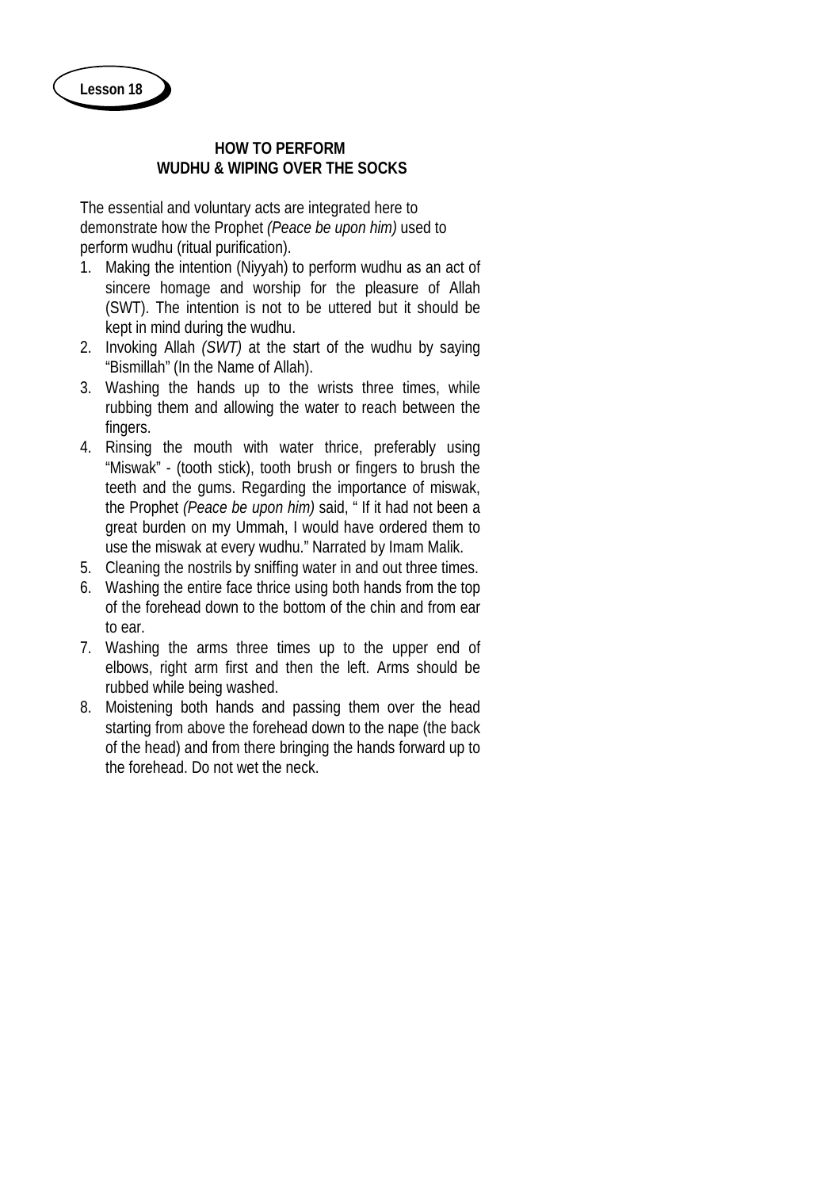**Lesson 18**

## HOW TO PERFORM WUDHU & WIPING OVER THE SOCKS

The essential and voluntary acts are integrated here to demonstrate how the Prophet *(Peace be upon him)* used to perform wudhu (ritual purification).

1. Making the intention (Niyyah) to perform wudhu as an act of sincere homage and worship for the pleasure of Allah (SWT). The intention is not to be uttered but it should be kept in mind during the wudhu.
2. Invoking Allah *(SWT)* at the start of the wudhu by saying "Bismillah" (In the Name of Allah).
3. Washing the hands up to the wrists three times, while rubbing them and allowing the water to reach between the fingers.
4. Rinsing the mouth with water thrice, preferably using "Miswak" - (tooth stick), tooth brush or fingers to brush the teeth and the gums. Regarding the importance of miswak, the Prophet *(Peace be upon him)* said, " If it had not been a great burden on my Ummah, I would have ordered them to use the miswak at every wudhu." Narrated by Imam Malik.
5. Cleaning the nostrils by sniffing water in and out three times.
6. Washing the entire face thrice using both hands from the top of the forehead down to the bottom of the chin and from ear to ear.
7. Washing the arms three times up to the upper end of elbows, right arm first and then the left. Arms should be rubbed while being washed.
8. Moistening both hands and passing them over the head starting from above the forehead down to the nape (the back of the head) and from there bringing the hands forward up to the forehead. Do not wet the neck.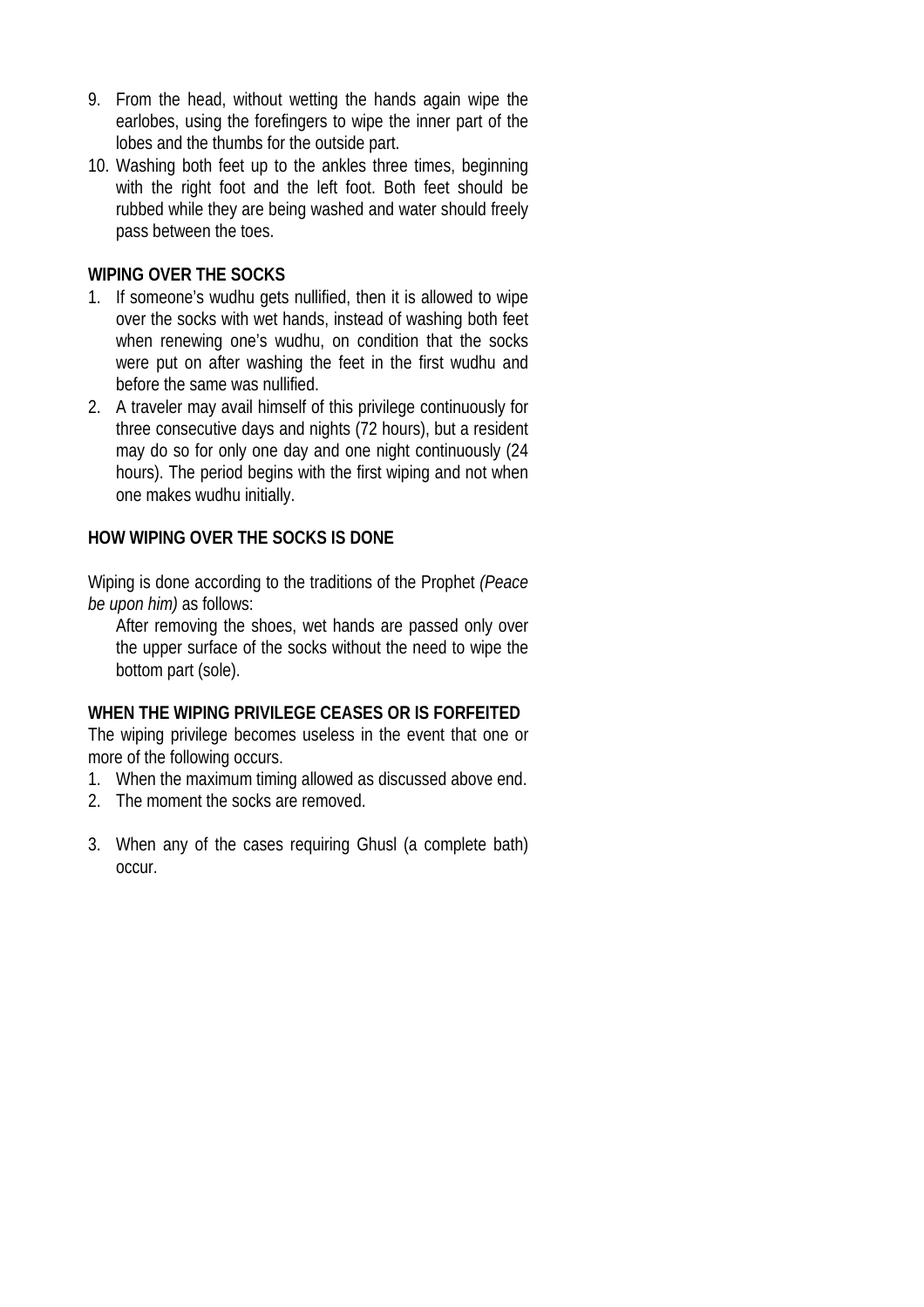9. From the head, without wetting the hands again wipe the earlobes, using the forefingers to wipe the inner part of the lobes and the thumbs for the outside part.
10. Washing both feet up to the ankles three times, beginning with the right foot and the left foot. Both feet should be rubbed while they are being washed and water should freely pass between the toes.

**WIPING OVER THE SOCKS**

1. If someone's wudhu gets nullified, then it is allowed to wipe over the socks with wet hands, instead of washing both feet when renewing one's wudhu, on condition that the socks were put on after washing the feet in the first wudhu and before the same was nullified.
2. A traveler may avail himself of this privilege continuously for three consecutive days and nights (72 hours), but a resident may do so for only one day and one night continuously (24 hours). The period begins with the first wiping and not when one makes wudhu initially.

**HOW WIPING OVER THE SOCKS IS DONE**

Wiping is done according to the traditions of the Prophet *(Peace be upon him)* as follows:

After removing the shoes, wet hands are passed only over the upper surface of the socks without the need to wipe the bottom part (sole).

**WHEN THE WIPING PRIVILEGE CEASES OR IS FORFEITED**

The wiping privilege becomes useless in the event that one or more of the following occurs.

1. When the maximum timing allowed as discussed above end.
2. The moment the socks are removed.
3. When any of the cases requiring Ghusl (a complete bath) occur.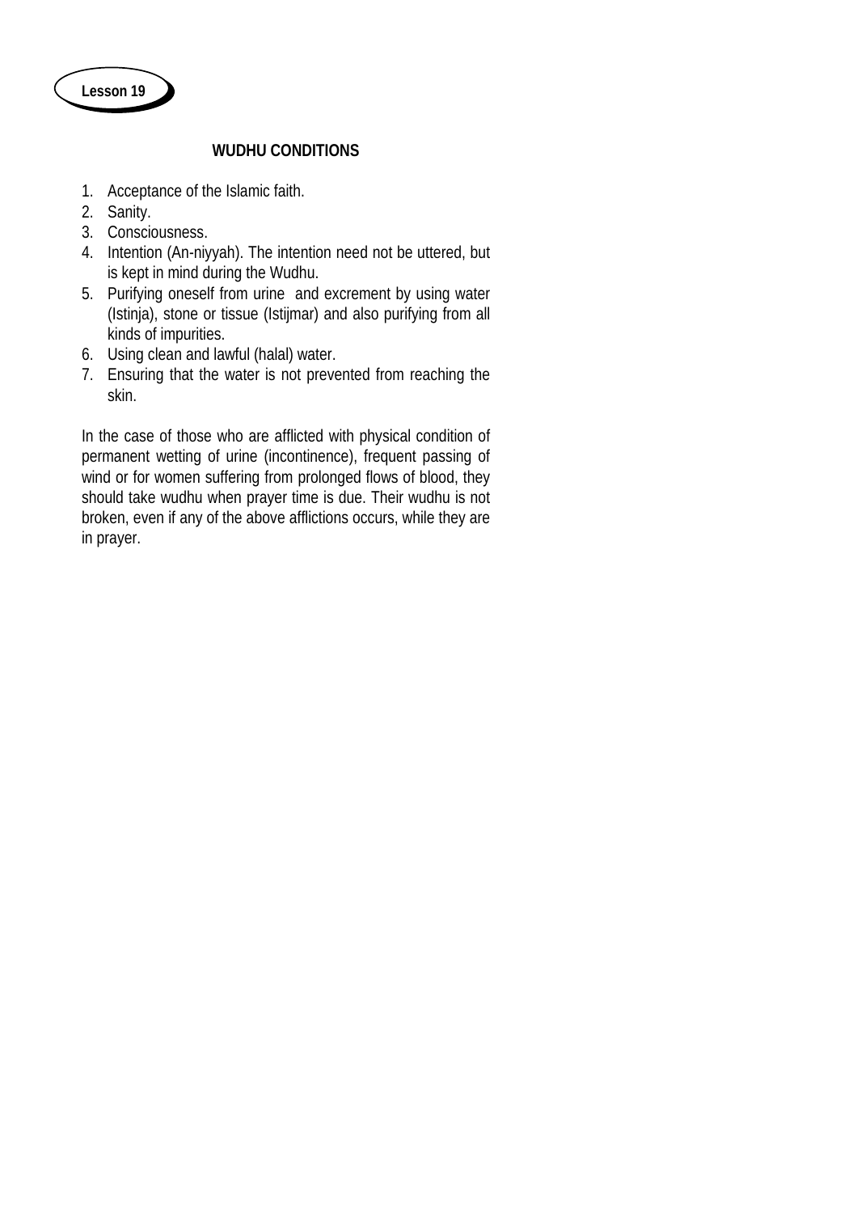**Lesson 19**

## WUDHU CONDITIONS

1. Acceptance of the Islamic faith.
2. Sanity.
3. Consciousness.
4. Intention (An-niyyah). The intention need not be uttered, but is kept in mind during the Wudhu.
5. Purifying oneself from urine and excrement by using water (Istinja), stone or tissue (Istijmar) and also purifying from all kinds of impurities.
6. Using clean and lawful (halal) water.
7. Ensuring that the water is not prevented from reaching the skin.

In the case of those who are afflicted with physical condition of permanent wetting of urine (incontinence), frequent passing of wind or for women suffering from prolonged flows of blood, they should take wudhu when prayer time is due. Their wudhu is not broken, even if any of the above afflictions occurs, while they are in prayer.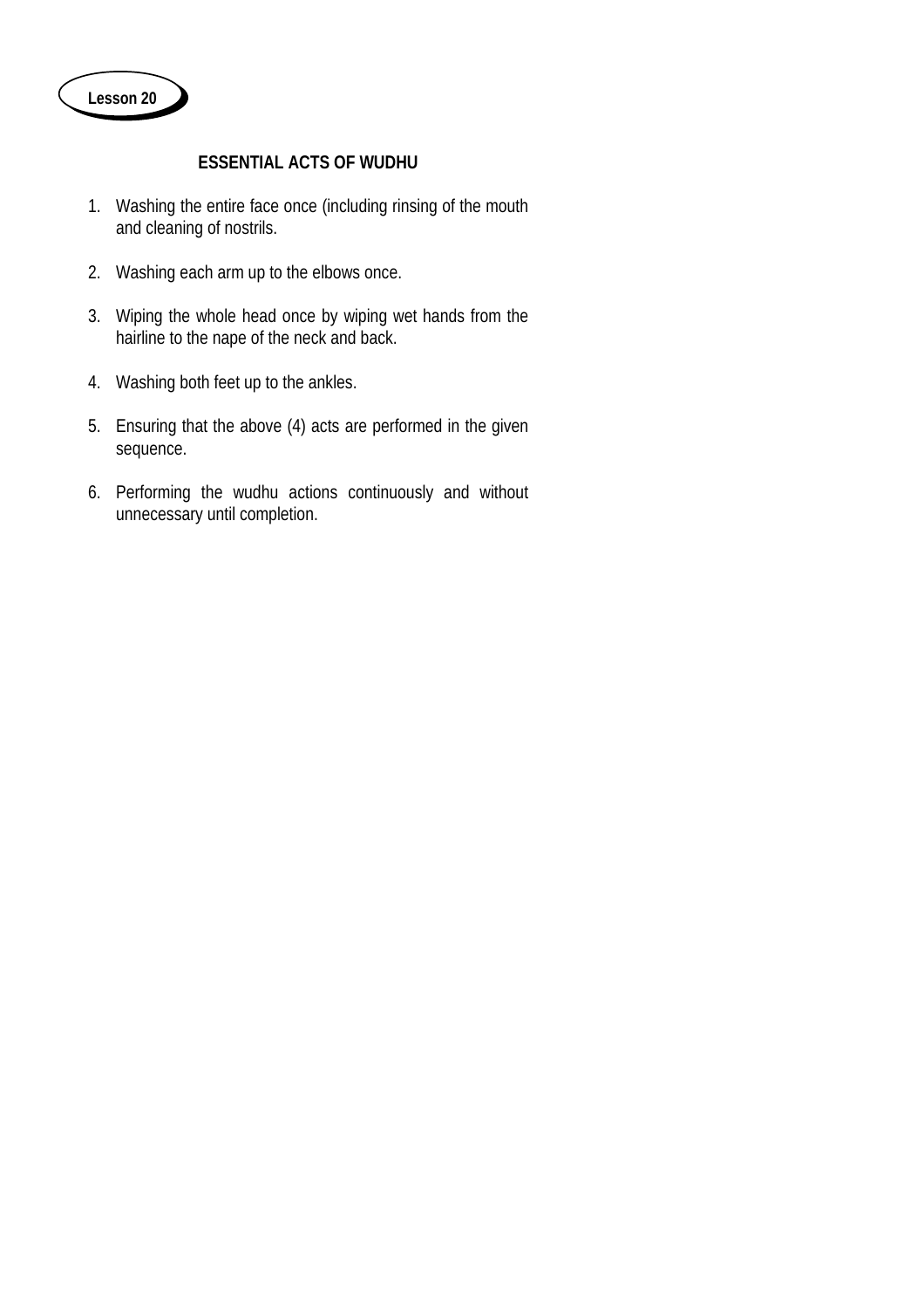**Lesson 20**

## ESSENTIAL ACTS OF WUDHU

1. Washing the entire face once (including rinsing of the mouth and cleaning of nostrils.

2. Washing each arm up to the elbows once.

3. Wiping the whole head once by wiping wet hands from the hairline to the nape of the neck and back.

4. Washing both feet up to the ankles.

5. Ensuring that the above (4) acts are performed in the given sequence.

6. Performing the wudhu actions continuously and without unnecessary until completion.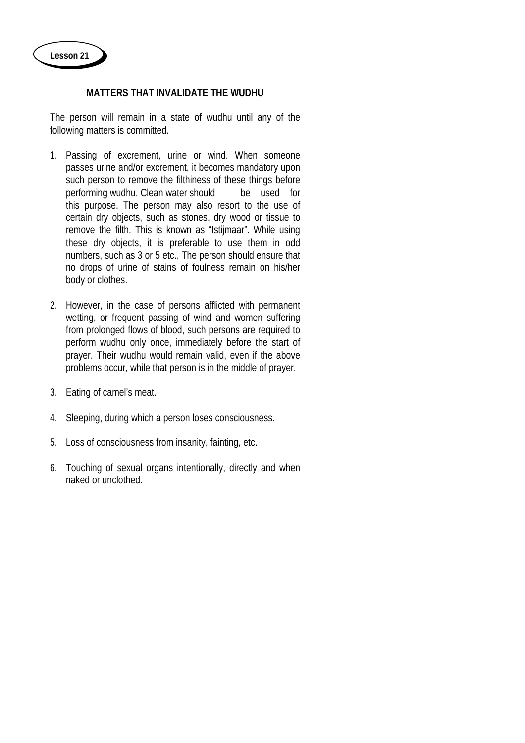**Lesson 21**

## MATTERS THAT INVALIDATE THE WUDHU

The person will remain in a state of wudhu until any of the following matters is committed.

1. Passing of excrement, urine or wind. When someone passes urine and/or excrement, it becomes mandatory upon such person to remove the filthiness of these things before performing wudhu. Clean water should be used for this purpose. The person may also resort to the use of certain dry objects, such as stones, dry wood or tissue to remove the filth. This is known as "Istijmaar". While using these dry objects, it is preferable to use them in odd numbers, such as 3 or 5 etc., The person should ensure that no drops of urine of stains of foulness remain on his/her body or clothes.

2. However, in the case of persons afflicted with permanent wetting, or frequent passing of wind and women suffering from prolonged flows of blood, such persons are required to perform wudhu only once, immediately before the start of prayer. Their wudhu would remain valid, even if the above problems occur, while that person is in the middle of prayer.

3. Eating of camel's meat.

4. Sleeping, during which a person loses consciousness.

5. Loss of consciousness from insanity, fainting, etc.

6. Touching of sexual organs intentionally, directly and when naked or unclothed.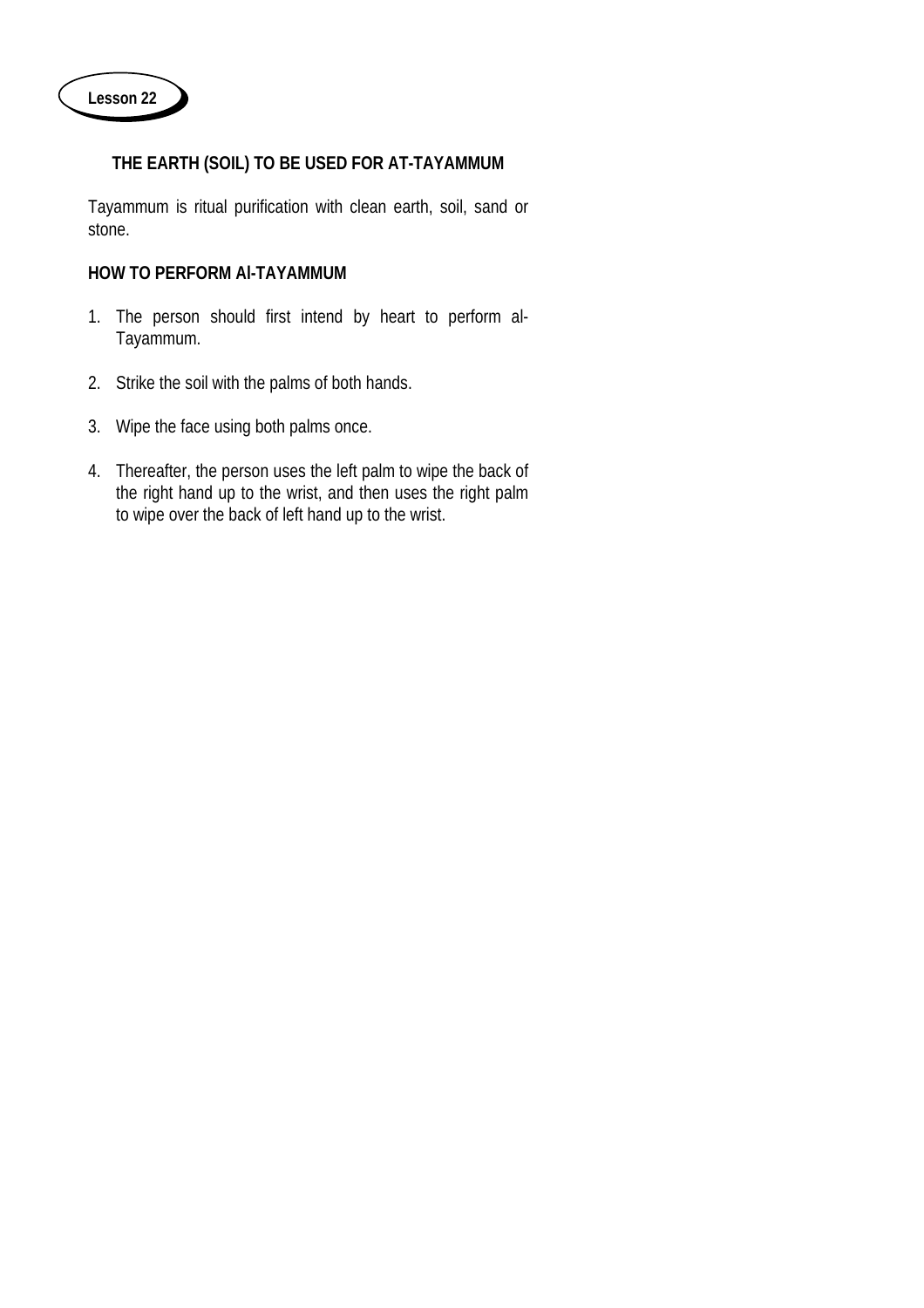**Lesson 22**

## THE EARTH (SOIL) TO BE USED FOR AT-TAYAMMUM

Tayammum is ritual purification with clean earth, soil, sand or stone.

### HOW TO PERFORM Al-TAYAMMUM

1. The person should first intend by heart to perform al-Tayammum.

2. Strike the soil with the palms of both hands.

3. Wipe the face using both palms once.

4. Thereafter, the person uses the left palm to wipe the back of the right hand up to the wrist, and then uses the right palm to wipe over the back of left hand up to the wrist.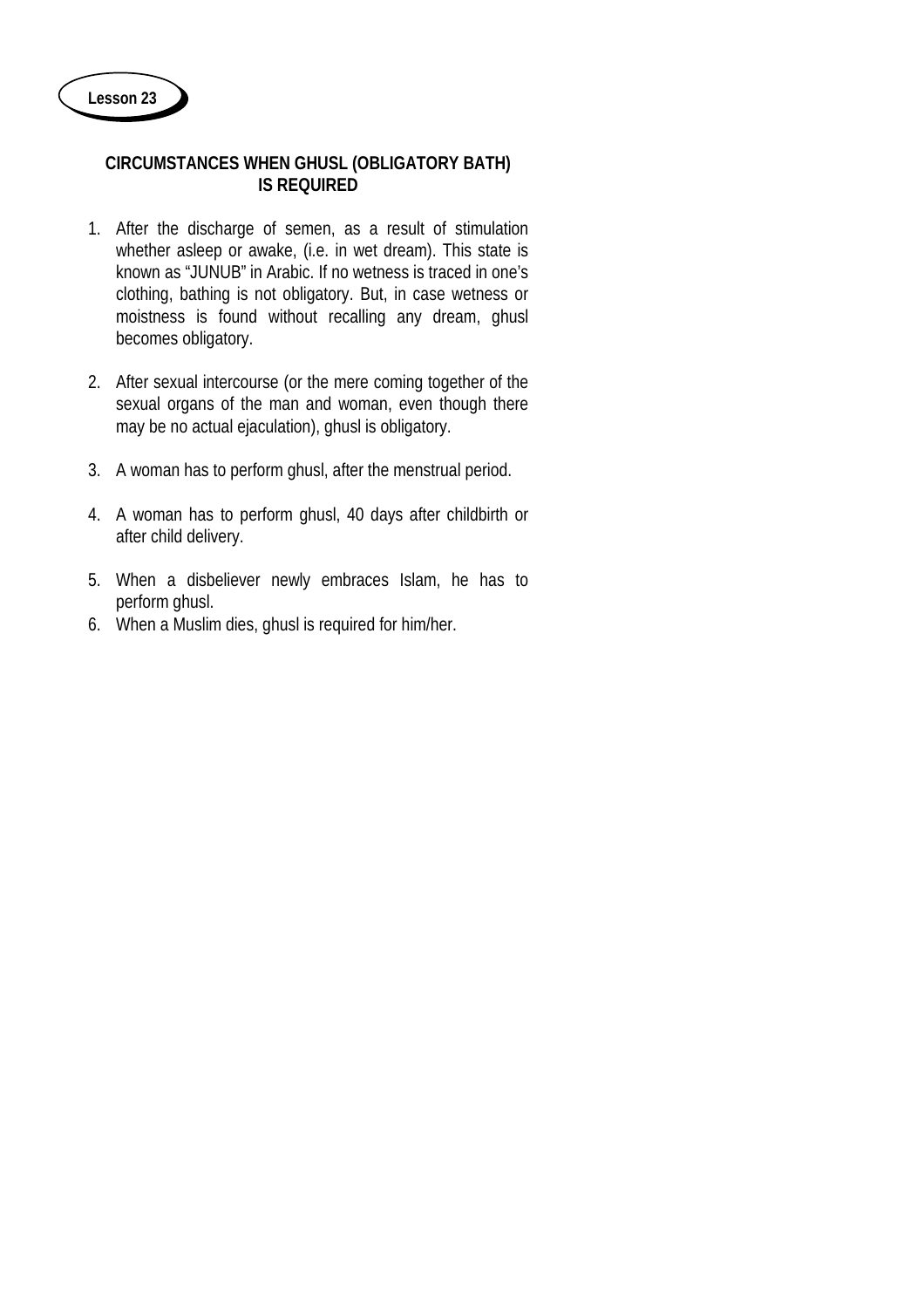**Lesson 23**

## CIRCUMSTANCES WHEN GHUSL (OBLIGATORY BATH) IS REQUIRED

1. After the discharge of semen, as a result of stimulation whether asleep or awake, (i.e. in wet dream). This state is known as "JUNUB" in Arabic. If no wetness is traced in one's clothing, bathing is not obligatory. But, in case wetness or moistness is found without recalling any dream, ghusl becomes obligatory.

2. After sexual intercourse (or the mere coming together of the sexual organs of the man and woman, even though there may be no actual ejaculation), ghusl is obligatory.

3. A woman has to perform ghusl, after the menstrual period.

4. A woman has to perform ghusl, 40 days after childbirth or after child delivery.

5. When a disbeliever newly embraces Islam, he has to perform ghusl.
6. When a Muslim dies, ghusl is required for him/her.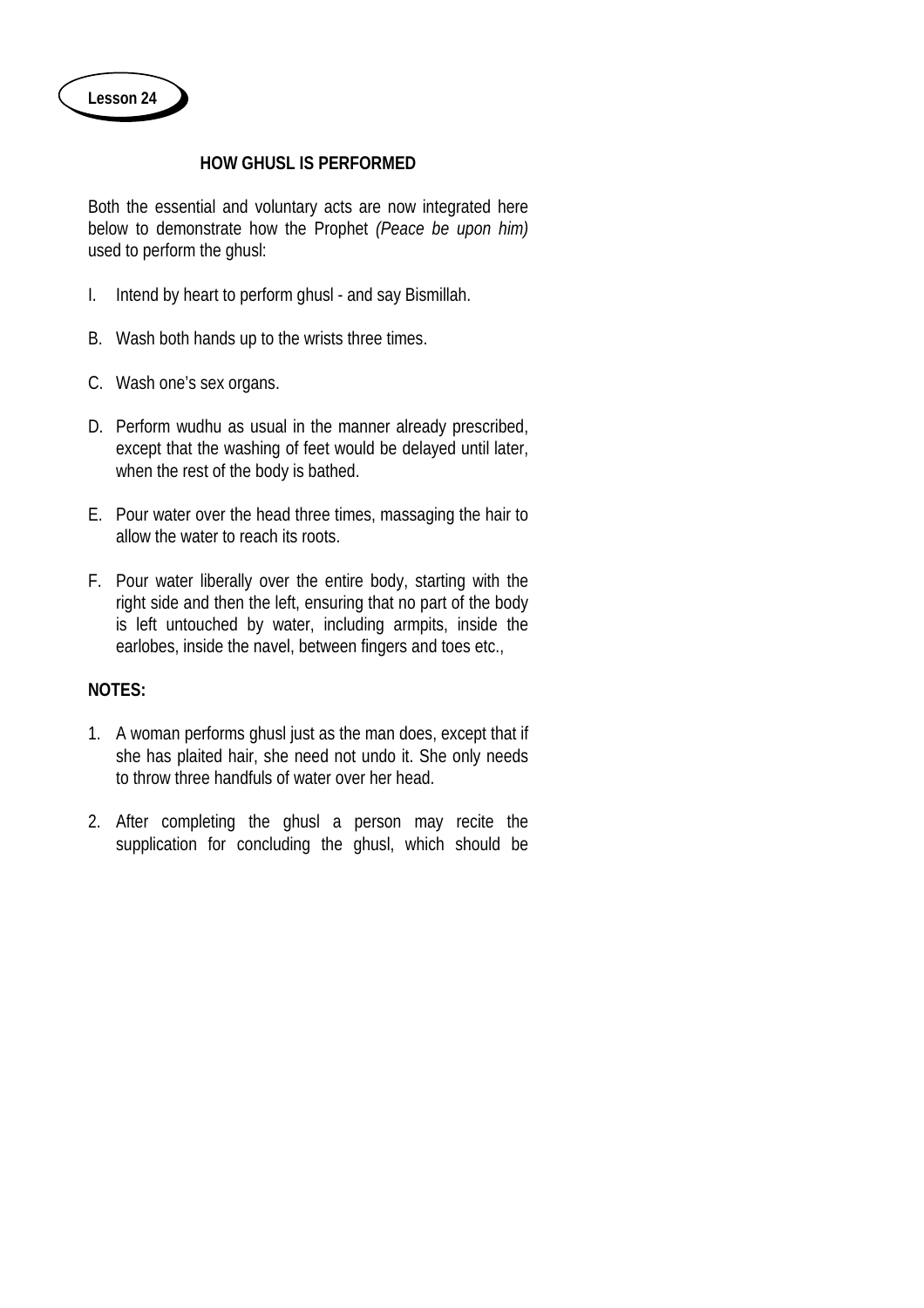Lesson 24

## HOW GHUSL IS PERFORMED

Both the essential and voluntary acts are now integrated here below to demonstrate how the Prophet *(Peace be upon him)* used to perform the ghusl:

I. Intend by heart to perform ghusl - and say Bismillah.

B. Wash both hands up to the wrists three times.

C. Wash one's sex organs.

D. Perform wudhu as usual in the manner already prescribed, except that the washing of feet would be delayed until later, when the rest of the body is bathed.

E. Pour water over the head three times, massaging the hair to allow the water to reach its roots.

F. Pour water liberally over the entire body, starting with the right side and then the left, ensuring that no part of the body is left untouched by water, including armpits, inside the earlobes, inside the navel, between fingers and toes etc.,

**NOTES:**

1. A woman performs ghusl just as the man does, except that if she has plaited hair, she need not undo it. She only needs to throw three handfuls of water over her head.

2. After completing the ghusl a person may recite the supplication for concluding the ghusl, which should be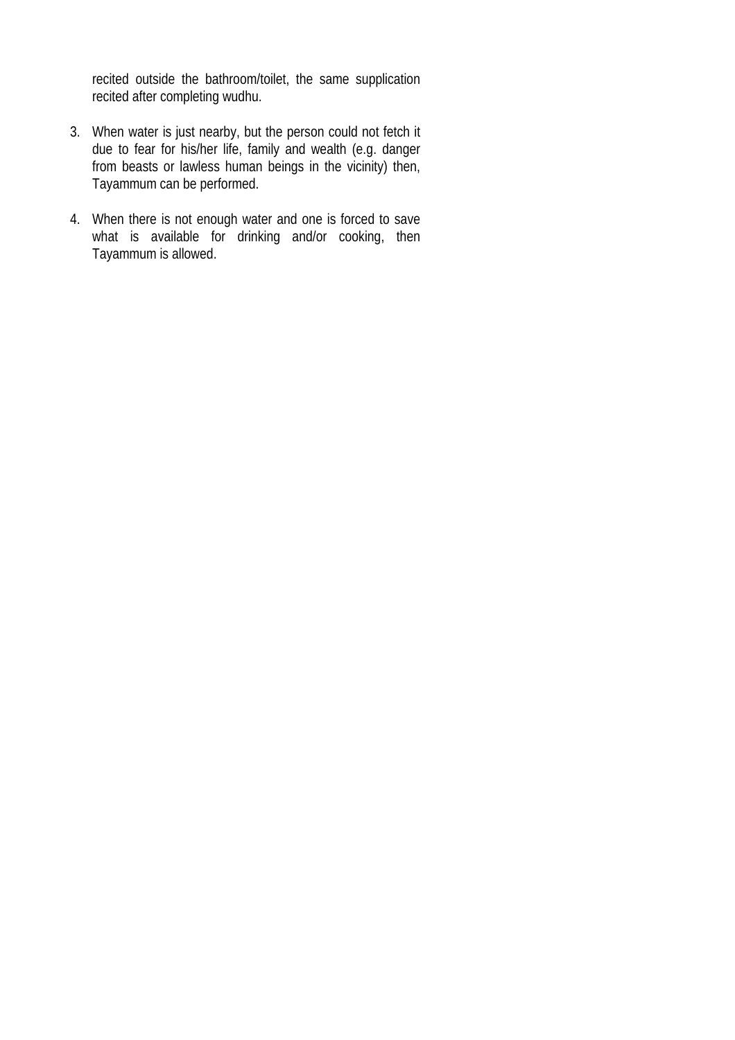recited outside the bathroom/toilet, the same supplication recited after completing wudhu.

3. When water is just nearby, but the person could not fetch it due to fear for his/her life, family and wealth (e.g. danger from beasts or lawless human beings in the vicinity) then, Tayammum can be performed.

4. When there is not enough water and one is forced to save what is available for drinking and/or cooking, then Tayammum is allowed.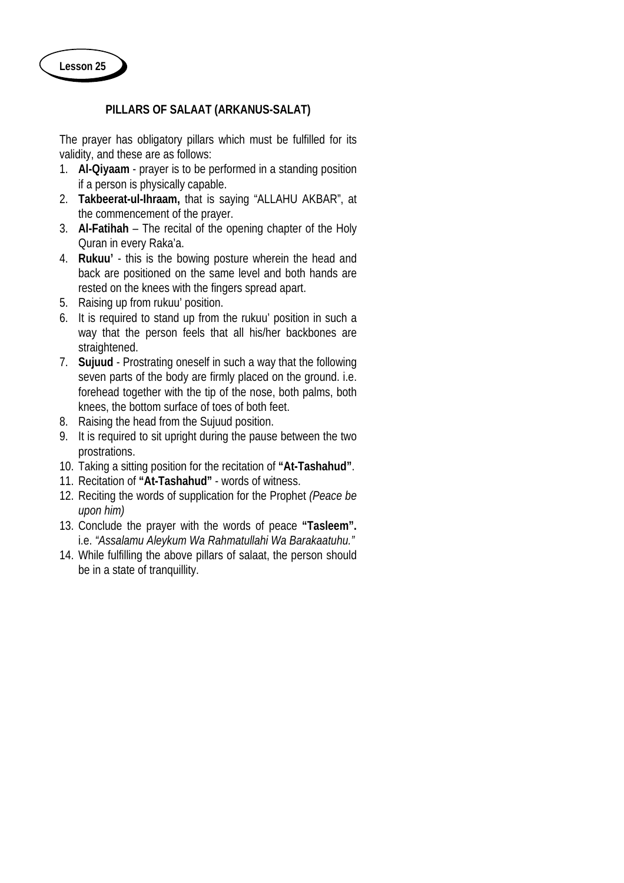**Lesson 25**

## PILLARS OF SALAAT (ARKANUS-SALAT)

The prayer has obligatory pillars which must be fulfilled for its validity, and these are as follows:

1. **Al-Qiyaam** - prayer is to be performed in a standing position if a person is physically capable.
2. **Takbeerat-ul-Ihraam,** that is saying "ALLAHU AKBAR", at the commencement of the prayer.
3. **Al-Fatihah** – The recital of the opening chapter of the Holy Quran in every Raka'a.
4. **Rukuu'** - this is the bowing posture wherein the head and back are positioned on the same level and both hands are rested on the knees with the fingers spread apart.
5. Raising up from rukuu' position.
6. It is required to stand up from the rukuu' position in such a way that the person feels that all his/her backbones are straightened.
7. **Sujuud** - Prostrating oneself in such a way that the following seven parts of the body are firmly placed on the ground. i.e. forehead together with the tip of the nose, both palms, both knees, the bottom surface of toes of both feet.
8. Raising the head from the Sujuud position.
9. It is required to sit upright during the pause between the two prostrations.
10. Taking a sitting position for the recitation of **"At-Tashahud"**.
11. Recitation of **"At-Tashahud"** - words of witness.
12. Reciting the words of supplication for the Prophet *(Peace be upon him)*
13. Conclude the prayer with the words of peace **"Tasleem".** i.e. *"Assalamu Aleykum Wa Rahmatullahi Wa Barakaatuhu."*
14. While fulfilling the above pillars of salaat, the person should be in a state of tranquillity.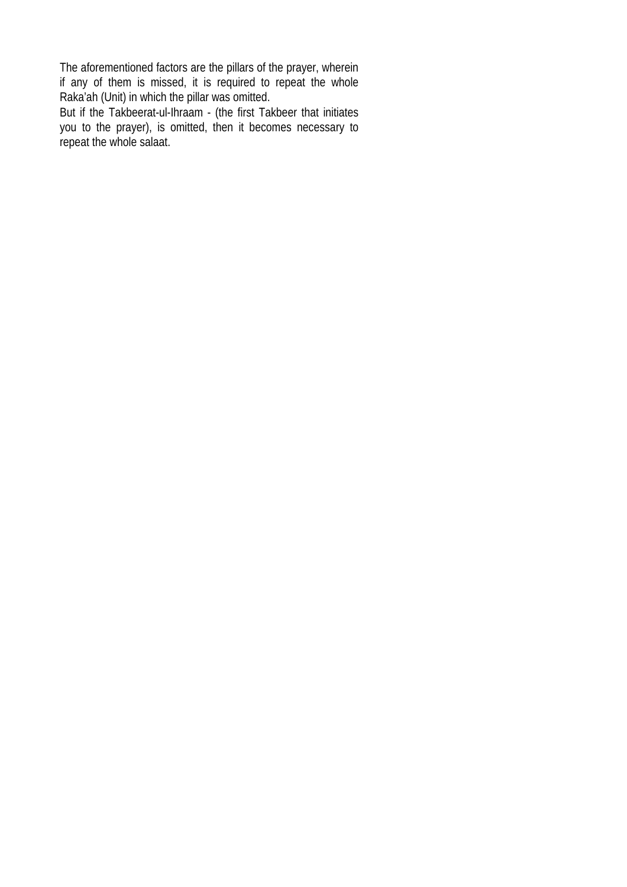The aforementioned factors are the pillars of the prayer, wherein if any of them is missed, it is required to repeat the whole Raka'ah (Unit) in which the pillar was omitted.

But if the Takbeerat-ul-Ihraam - (the first Takbeer that initiates you to the prayer), is omitted, then it becomes necessary to repeat the whole salaat.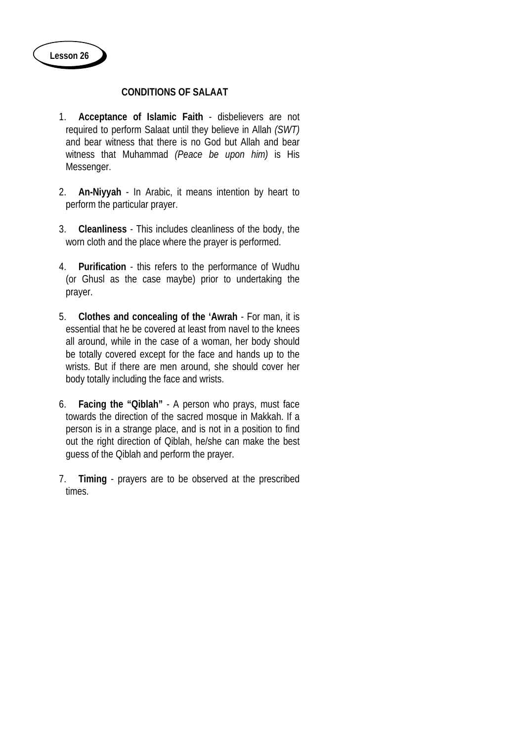**Lesson 26**

## CONDITIONS OF SALAAT

1. **Acceptance of Islamic Faith** - disbelievers are not required to perform Salaat until they believe in Allah *(SWT)* and bear witness that there is no God but Allah and bear witness that Muhammad *(Peace be upon him)* is His Messenger.

2. **An-Niyyah** - In Arabic, it means intention by heart to perform the particular prayer.

3. **Cleanliness** - This includes cleanliness of the body, the worn cloth and the place where the prayer is performed.

4. **Purification** - this refers to the performance of Wudhu (or Ghusl as the case maybe) prior to undertaking the prayer.

5. **Clothes and concealing of the 'Awrah** - For man, it is essential that he be covered at least from navel to the knees all around, while in the case of a woman, her body should be totally covered except for the face and hands up to the wrists. But if there are men around, she should cover her body totally including the face and wrists.

6. **Facing the "Qiblah"** - A person who prays, must face towards the direction of the sacred mosque in Makkah. If a person is in a strange place, and is not in a position to find out the right direction of Qiblah, he/she can make the best guess of the Qiblah and perform the prayer.

7. **Timing** - prayers are to be observed at the prescribed times.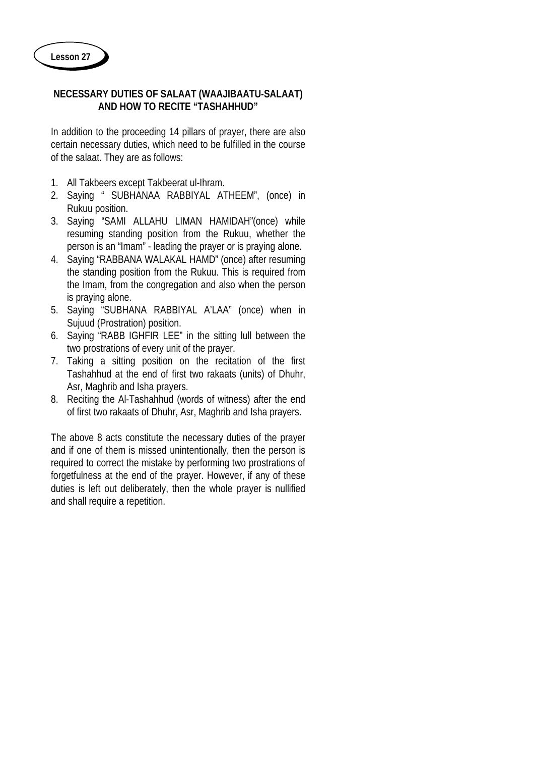**Lesson 27**

## NECESSARY DUTIES OF SALAAT (WAAJIBAATU-SALAAT) AND HOW TO RECITE "TASHAHHUD"

In addition to the proceeding 14 pillars of prayer, there are also certain necessary duties, which need to be fulfilled in the course of the salaat. They are as follows:

1. All Takbeers except Takbeerat ul-Ihram.
2. Saying " SUBHANAA RABBIYAL ATHEEM", (once) in Rukuu position.
3. Saying "SAMI ALLAHU LIMAN HAMIDAH"(once) while resuming standing position from the Rukuu, whether the person is an "Imam" - leading the prayer or is praying alone.
4. Saying "RABBANA WALAKAL HAMD" (once) after resuming the standing position from the Rukuu. This is required from the Imam, from the congregation and also when the person is praying alone.
5. Saying "SUBHANA RABBIYAL A'LAA" (once) when in Sujuud (Prostration) position.
6. Saying "RABB IGHFIR LEE" in the sitting lull between the two prostrations of every unit of the prayer.
7. Taking a sitting position on the recitation of the first Tashahhud at the end of first two rakaats (units) of Dhuhr, Asr, Maghrib and Isha prayers.
8. Reciting the Al-Tashahhud (words of witness) after the end of first two rakaats of Dhuhr, Asr, Maghrib and Isha prayers.

The above 8 acts constitute the necessary duties of the prayer and if one of them is missed unintentionally, then the person is required to correct the mistake by performing two prostrations of forgetfulness at the end of the prayer. However, if any of these duties is left out deliberately, then the whole prayer is nullified and shall require a repetition.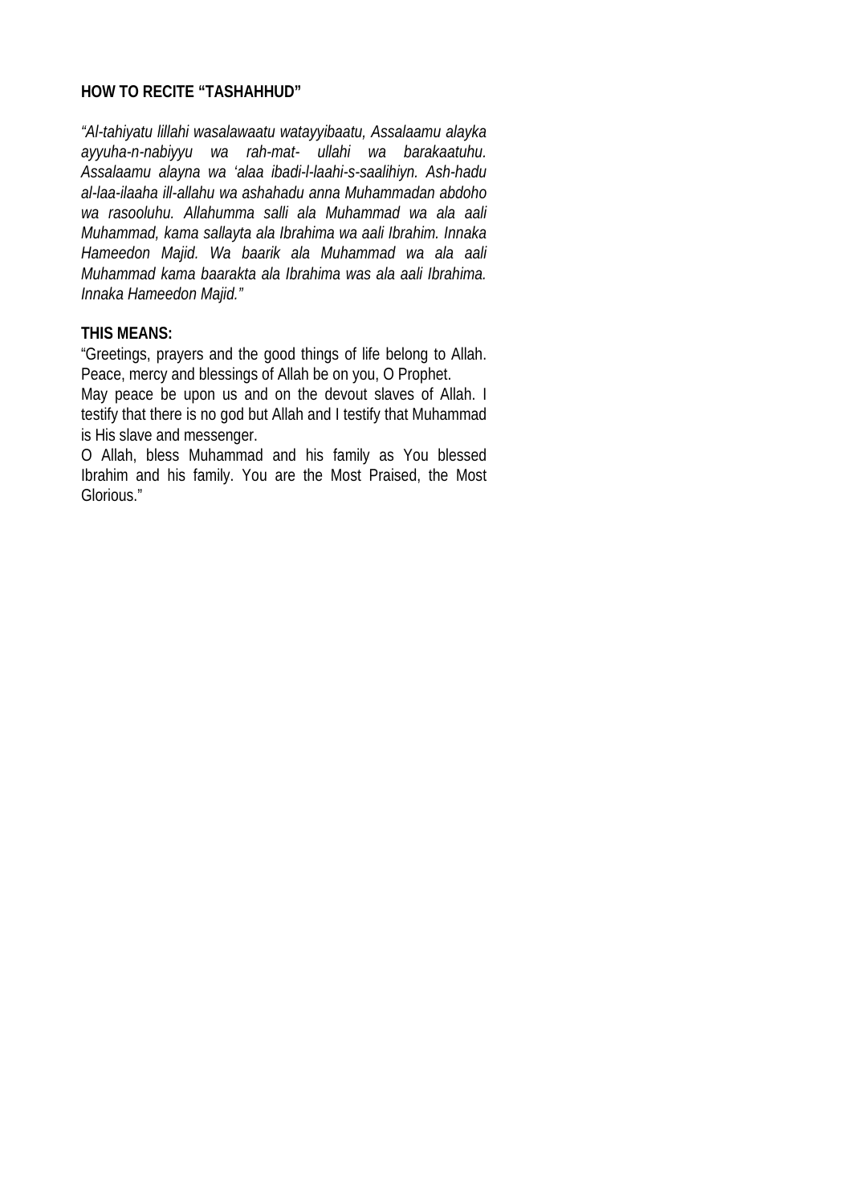**HOW TO RECITE "TASHAHHUD"**

*"Al-tahiyatu lillahi wasalawaatu watayyibaatu, Assalaamu alayka ayyuha-n-nabiyyu wa rah-mat- ullahi wa barakaatuhu. Assalaamu alayna wa 'alaa ibadi-l-laahi-s-saalihiyn. Ash-hadu al-laa-ilaaha ill-allahu wa ashahadu anna Muhammadan abdoho wa rasooluhu. Allahumma salli ala Muhammad wa ala aali Muhammad, kama sallayta ala Ibrahima wa aali Ibrahim. Innaka Hameedon Majid. Wa baarik ala Muhammad wa ala aali Muhammad kama baarakta ala Ibrahima was ala aali Ibrahima. Innaka Hameedon Majid."*

**THIS MEANS:**

"Greetings, prayers and the good things of life belong to Allah. Peace, mercy and blessings of Allah be on you, O Prophet.

May peace be upon us and on the devout slaves of Allah. I testify that there is no god but Allah and I testify that Muhammad is His slave and messenger.

O Allah, bless Muhammad and his family as You blessed Ibrahim and his family. You are the Most Praised, the Most Glorious."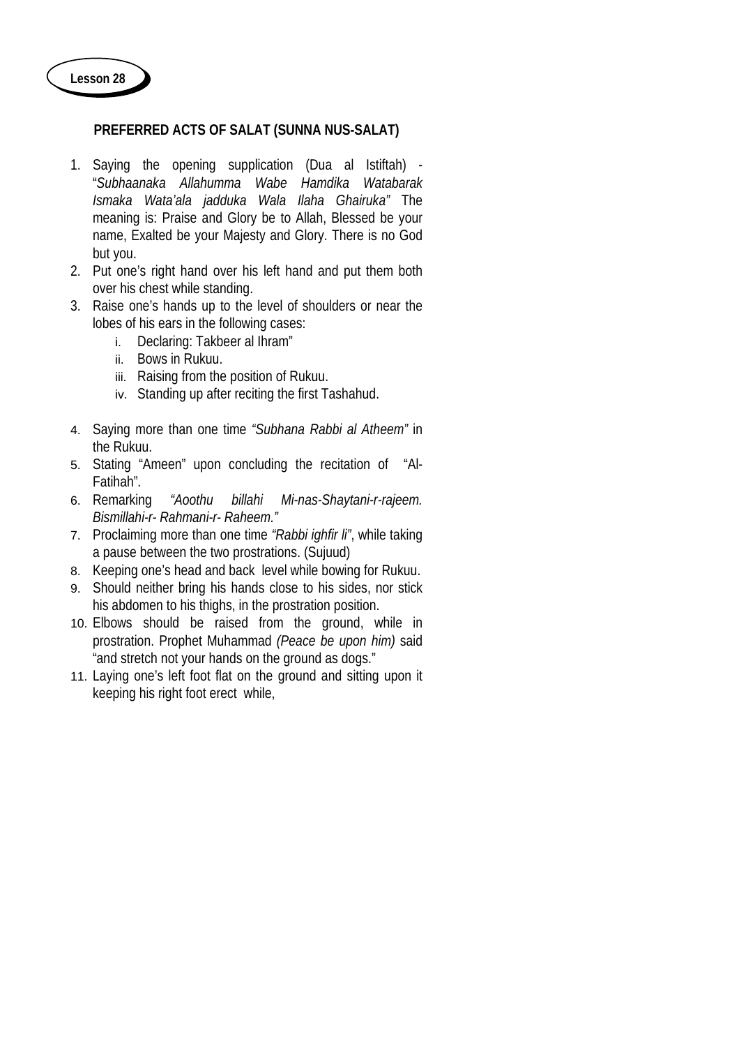**Lesson 28**

## PREFERRED ACTS OF SALAT (SUNNA NUS-SALAT)

1. Saying the opening supplication (Dua al Istiftah) - "*Subhaanaka Allahumma Wabe Hamdika Watabarak Ismaka Wata'ala jadduka Wala Ilaha Ghairuka"* The meaning is: Praise and Glory be to Allah, Blessed be your name, Exalted be your Majesty and Glory. There is no God but you.
2. Put one's right hand over his left hand and put them both over his chest while standing.
3. Raise one's hands up to the level of shoulders or near the lobes of his ears in the following cases:
   i. Declaring: Takbeer al Ihram"
   ii. Bows in Rukuu.
   iii. Raising from the position of Rukuu.
   iv. Standing up after reciting the first Tashahud.
4. Saying more than one time *"Subhana Rabbi al Atheem"* in the Rukuu.
5. Stating "Ameen" upon concluding the recitation of "Al-Fatihah".
6. Remarking *"Aoothu billahi Mi-nas-Shaytani-r-rajeem. Bismillahi-r- Rahmani-r- Raheem."*
7. Proclaiming more than one time *"Rabbi ighfir li"*, while taking a pause between the two prostrations. (Sujuud)
8. Keeping one's head and back level while bowing for Rukuu.
9. Should neither bring his hands close to his sides, nor stick his abdomen to his thighs, in the prostration position.
10. Elbows should be raised from the ground, while in prostration. Prophet Muhammad *(Peace be upon him)* said "and stretch not your hands on the ground as dogs."
11. Laying one's left foot flat on the ground and sitting upon it keeping his right foot erect while,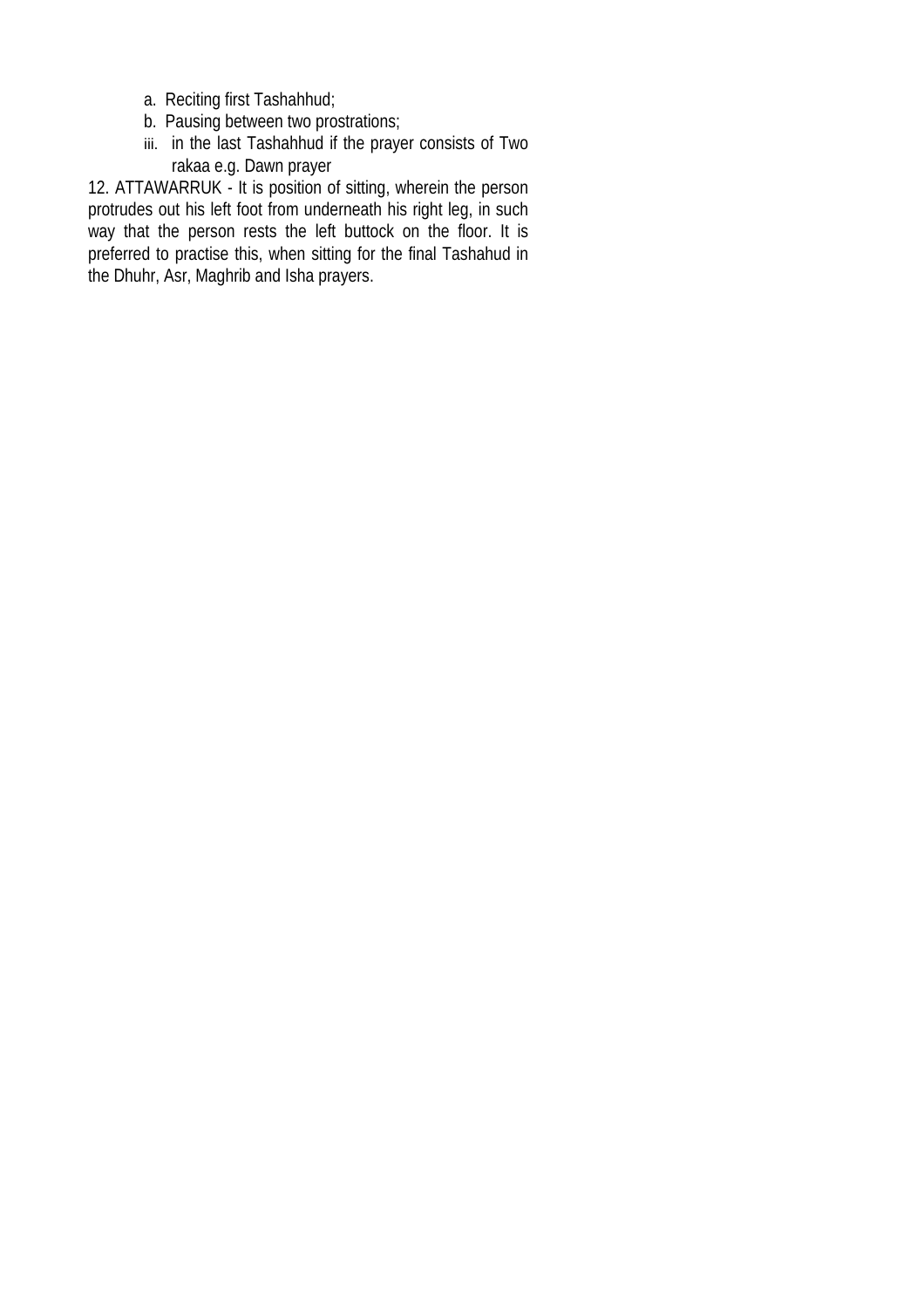a. Reciting first Tashahhud;
b. Pausing between two prostrations;

iii. in the last Tashahhud if the prayer consists of Two rakaa e.g. Dawn prayer

12. ATTAWARRUK - It is position of sitting, wherein the person protrudes out his left foot from underneath his right leg, in such way that the person rests the left buttock on the floor. It is preferred to practise this, when sitting for the final Tashahud in the Dhuhr, Asr, Maghrib and Isha prayers.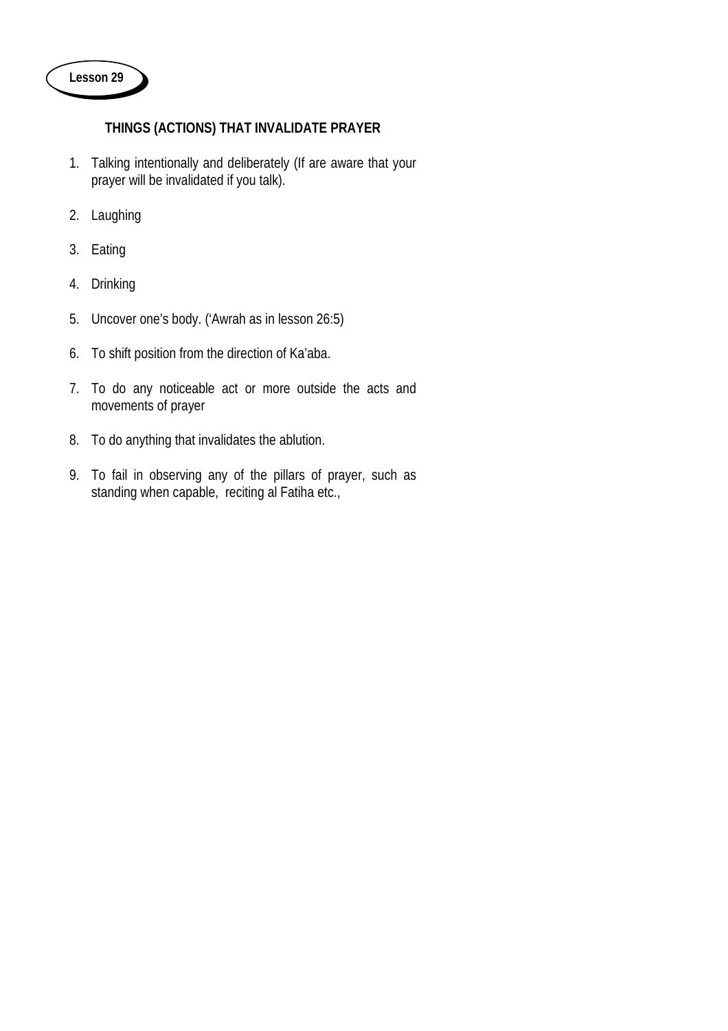**Lesson 29**

## THINGS (ACTIONS) THAT INVALIDATE PRAYER

1. Talking intentionally and deliberately (If are aware that your prayer will be invalidated if you talk).
2. Laughing
3. Eating
4. Drinking
5. Uncover one's body. ('Awrah as in lesson 26:5)
6. To shift position from the direction of Ka'aba.
7. To do any noticeable act or more outside the acts and movements of prayer
8. To do anything that invalidates the ablution.
9. To fail in observing any of the pillars of prayer, such as standing when capable, reciting al Fatiha etc.,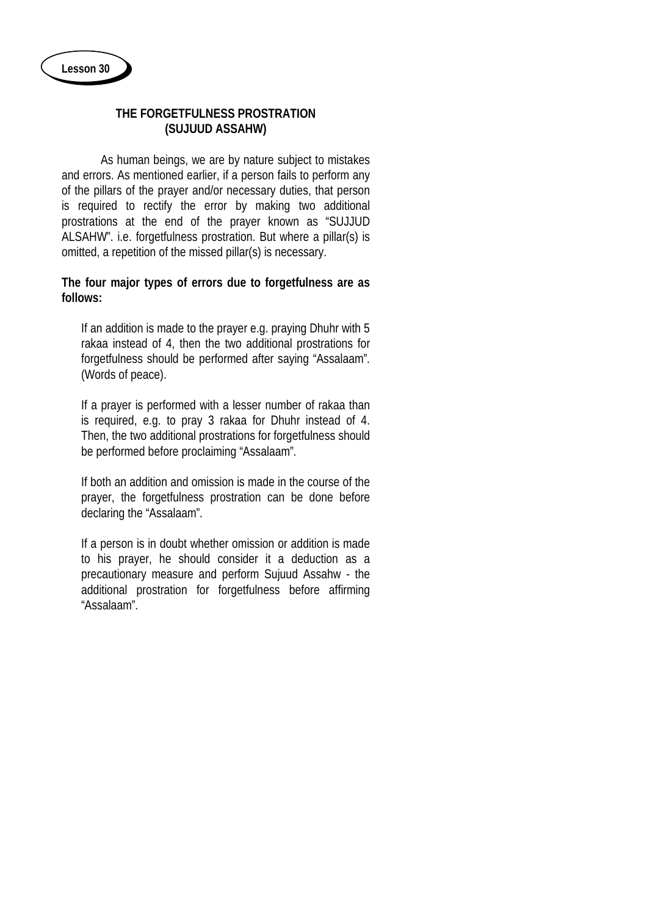Lesson 30

## THE FORGETFULNESS PROSTRATION (SUJUUD ASSAHW)

As human beings, we are by nature subject to mistakes and errors. As mentioned earlier, if a person fails to perform any of the pillars of the prayer and/or necessary duties, that person is required to rectify the error by making two additional prostrations at the end of the prayer known as "SUJJUD ALSAHW". i.e. forgetfulness prostration. But where a pillar(s) is omitted, a repetition of the missed pillar(s) is necessary.

**The four major types of errors due to forgetfulness are as follows:**

If an addition is made to the prayer e.g. praying Dhuhr with 5 rakaa instead of 4, then the two additional prostrations for forgetfulness should be performed after saying "Assalaam". (Words of peace).

If a prayer is performed with a lesser number of rakaa than is required, e.g. to pray 3 rakaa for Dhuhr instead of 4. Then, the two additional prostrations for forgetfulness should be performed before proclaiming "Assalaam".

If both an addition and omission is made in the course of the prayer, the forgetfulness prostration can be done before declaring the "Assalaam".

If a person is in doubt whether omission or addition is made to his prayer, he should consider it a deduction as a precautionary measure and perform Sujuud Assahw - the additional prostration for forgetfulness before affirming "Assalaam".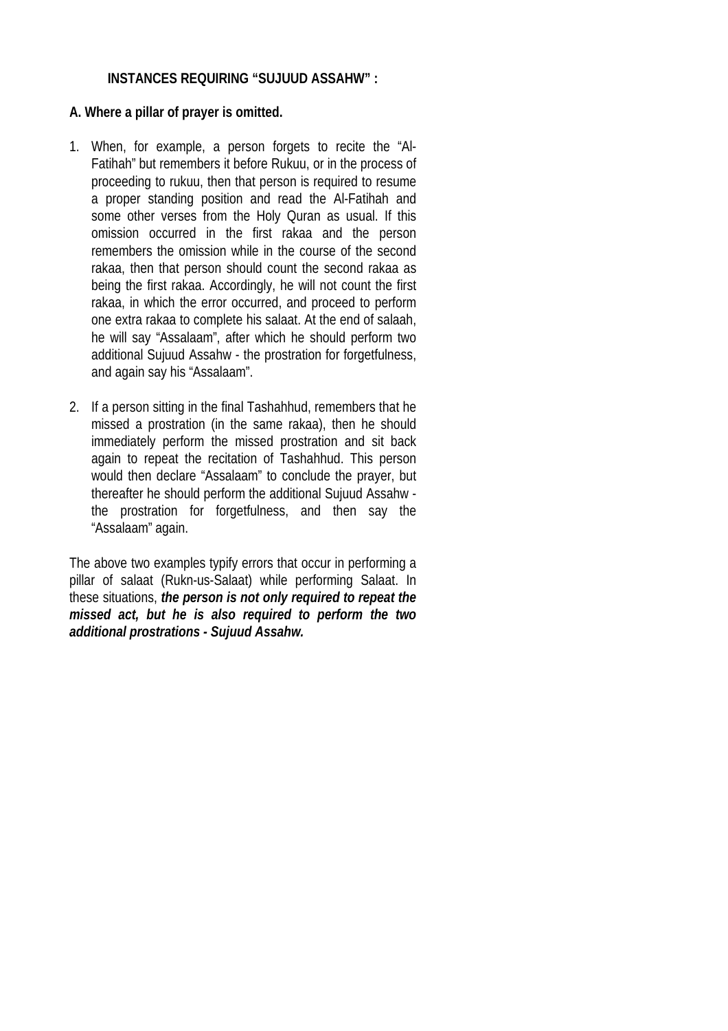### INSTANCES REQUIRING "SUJUUD ASSAHW" :

**A. Where a pillar of prayer is omitted.**

1. When, for example, a person forgets to recite the "Al-Fatihah" but remembers it before Rukuu, or in the process of proceeding to rukuu, then that person is required to resume a proper standing position and read the Al-Fatihah and some other verses from the Holy Quran as usual. If this omission occurred in the first rakaa and the person remembers the omission while in the course of the second rakaa, then that person should count the second rakaa as being the first rakaa. Accordingly, he will not count the first rakaa, in which the error occurred, and proceed to perform one extra rakaa to complete his salaat. At the end of salaah, he will say "Assalaam", after which he should perform two additional Sujuud Assahw - the prostration for forgetfulness, and again say his "Assalaam".

2. If a person sitting in the final Tashahhud, remembers that he missed a prostration (in the same rakaa), then he should immediately perform the missed prostration and sit back again to repeat the recitation of Tashahhud. This person would then declare "Assalaam" to conclude the prayer, but thereafter he should perform the additional Sujuud Assahw - the prostration for forgetfulness, and then say the "Assalaam" again.

The above two examples typify errors that occur in performing a pillar of salaat (Rukn-us-Salaat) while performing Salaat. In these situations, ***the person is not only required to repeat the missed act, but he is also required to perform the two additional prostrations - Sujuud Assahw.***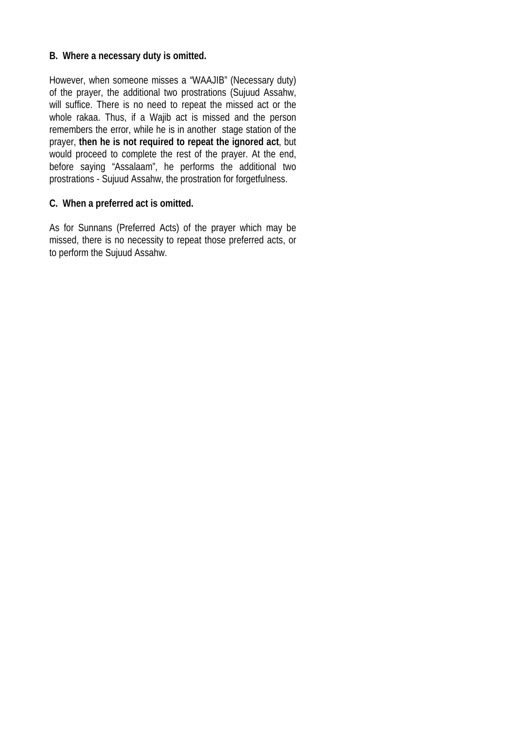**B. Where a necessary duty is omitted.**

However, when someone misses a “WAAJIB” (Necessary duty) of the prayer, the additional two prostrations (Sujuud Assahw, will suffice. There is no need to repeat the missed act or the whole rakaa. Thus, if a Wajib act is missed and the person remembers the error, while he is in another stage station of the prayer, **then he is not required to repeat the ignored act**, but would proceed to complete the rest of the prayer. At the end, before saying “Assalaam”, he performs the additional two prostrations - Sujuud Assahw, the prostration for forgetfulness.

**C. When a preferred act is omitted.**

As for Sunnans (Preferred Acts) of the prayer which may be missed, there is no necessity to repeat those preferred acts, or to perform the Sujuud Assahw.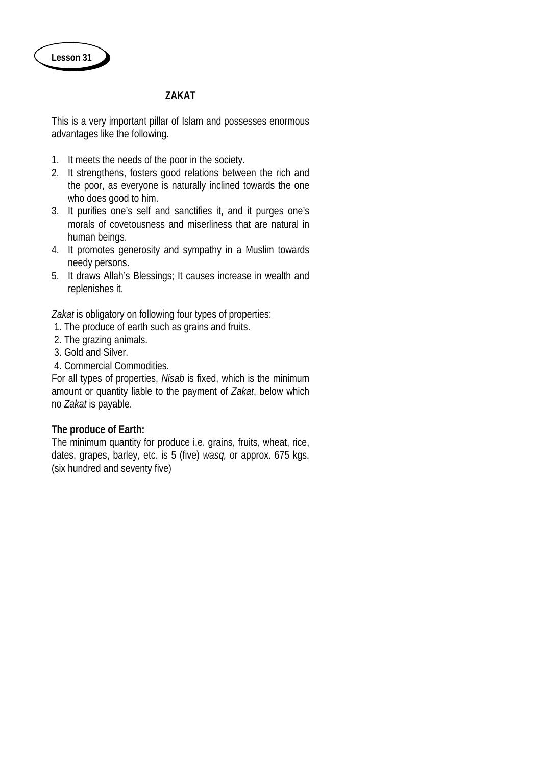Lesson 31

## ZAKAT

This is a very important pillar of Islam and possesses enormous advantages like the following.

1. It meets the needs of the poor in the society.
2. It strengthens, fosters good relations between the rich and the poor, as everyone is naturally inclined towards the one who does good to him.
3. It purifies one's self and sanctifies it, and it purges one's morals of covetousness and miserliness that are natural in human beings.
4. It promotes generosity and sympathy in a Muslim towards needy persons.
5. It draws Allah's Blessings; It causes increase in wealth and replenishes it.

*Zakat* is obligatory on following four types of properties:

1. The produce of earth such as grains and fruits.
2. The grazing animals.
3. Gold and Silver.
4. Commercial Commodities.

For all types of properties, *Nisab* is fixed, which is the minimum amount or quantity liable to the payment of *Zakat*, below which no *Zakat* is payable.

**The produce of Earth:**

The minimum quantity for produce i.e. grains, fruits, wheat, rice, dates, grapes, barley, etc. is 5 (five) *wasq,* or approx. 675 kgs. (six hundred and seventy five)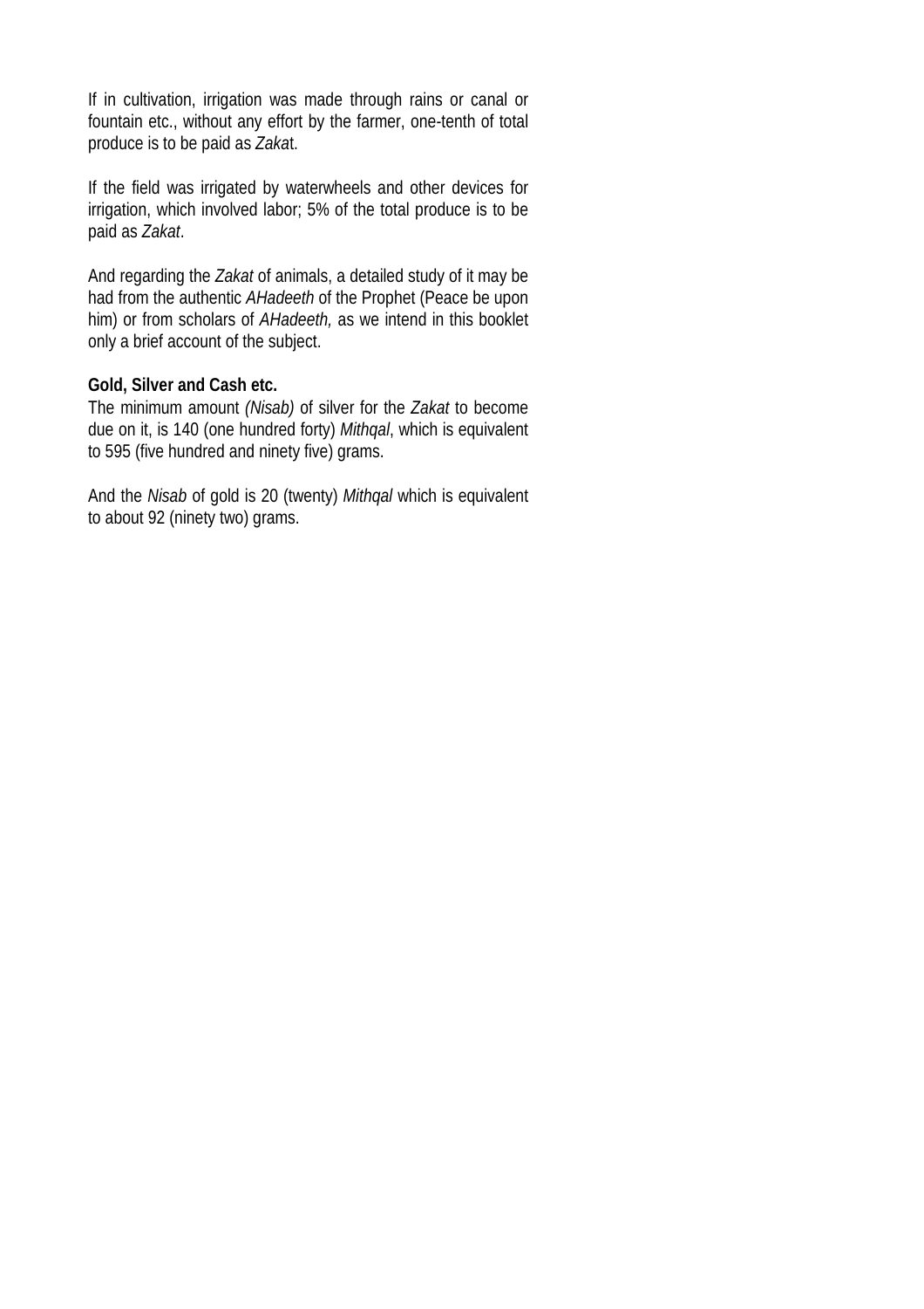If in cultivation, irrigation was made through rains or canal or fountain etc., without any effort by the farmer, one-tenth of total produce is to be paid as *Zaka*t.

If the field was irrigated by waterwheels and other devices for irrigation, which involved labor; 5% of the total produce is to be paid as *Zakat*.

And regarding the *Zakat* of animals, a detailed study of it may be had from the authentic *AHadeeth* of the Prophet (Peace be upon him) or from scholars of *AHadeeth,* as we intend in this booklet only a brief account of the subject.

**Gold, Silver and Cash etc.**

The minimum amount *(Nisab)* of silver for the *Zakat* to become due on it, is 140 (one hundred forty) *Mithqal*, which is equivalent to 595 (five hundred and ninety five) grams.

And the *Nisab* of gold is 20 (twenty) *Mithqal* which is equivalent to about 92 (ninety two) grams.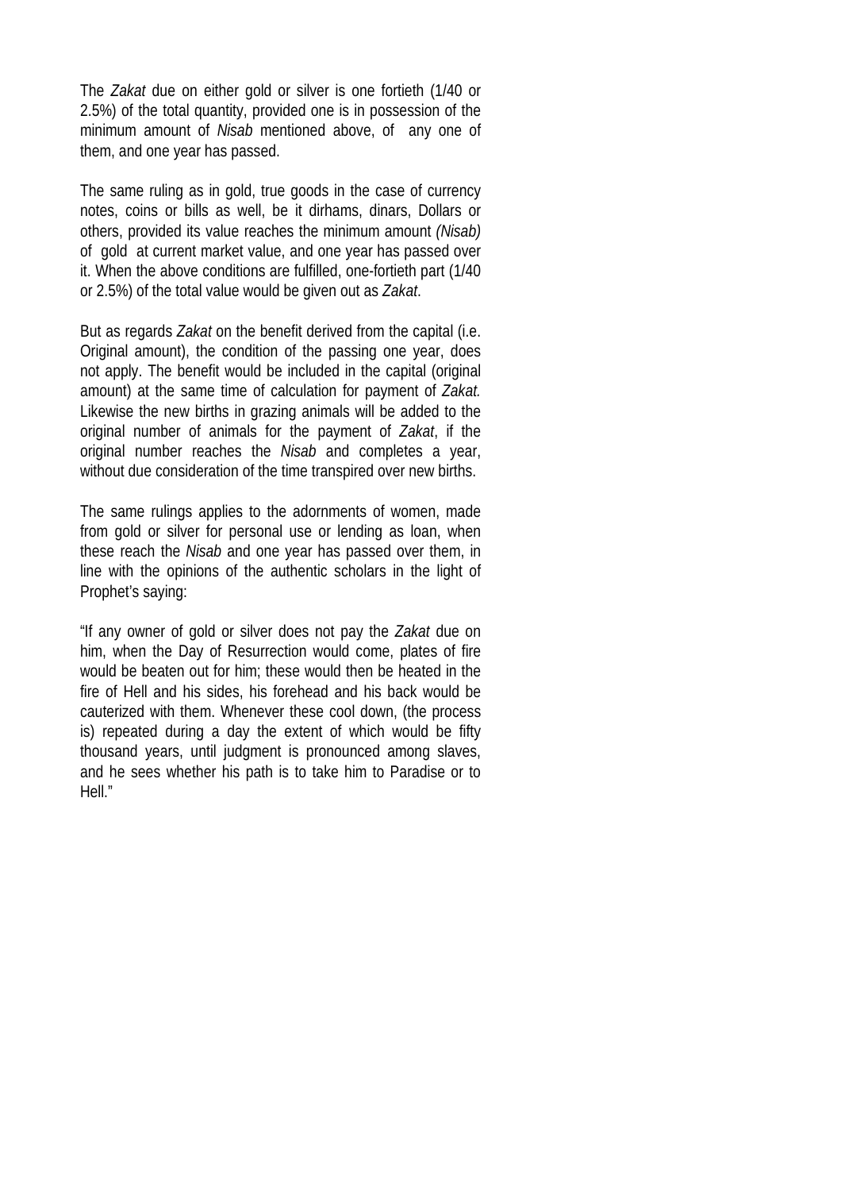The *Zakat* due on either gold or silver is one fortieth (1/40 or 2.5%) of the total quantity, provided one is in possession of the minimum amount of *Nisab* mentioned above, of any one of them, and one year has passed.

The same ruling as in gold, true goods in the case of currency notes, coins or bills as well, be it dirhams, dinars, Dollars or others, provided its value reaches the minimum amount *(Nisab)* of gold at current market value, and one year has passed over it. When the above conditions are fulfilled, one-fortieth part (1/40 or 2.5%) of the total value would be given out as *Zakat*.

But as regards *Zakat* on the benefit derived from the capital (i.e. Original amount), the condition of the passing one year, does not apply. The benefit would be included in the capital (original amount) at the same time of calculation for payment of *Zakat.* Likewise the new births in grazing animals will be added to the original number of animals for the payment of *Zakat*, if the original number reaches the *Nisab* and completes a year, without due consideration of the time transpired over new births.

The same rulings applies to the adornments of women, made from gold or silver for personal use or lending as loan, when these reach the *Nisab* and one year has passed over them, in line with the opinions of the authentic scholars in the light of Prophet's saying:

"If any owner of gold or silver does not pay the *Zakat* due on him, when the Day of Resurrection would come, plates of fire would be beaten out for him; these would then be heated in the fire of Hell and his sides, his forehead and his back would be cauterized with them. Whenever these cool down, (the process is) repeated during a day the extent of which would be fifty thousand years, until judgment is pronounced among slaves, and he sees whether his path is to take him to Paradise or to Hell."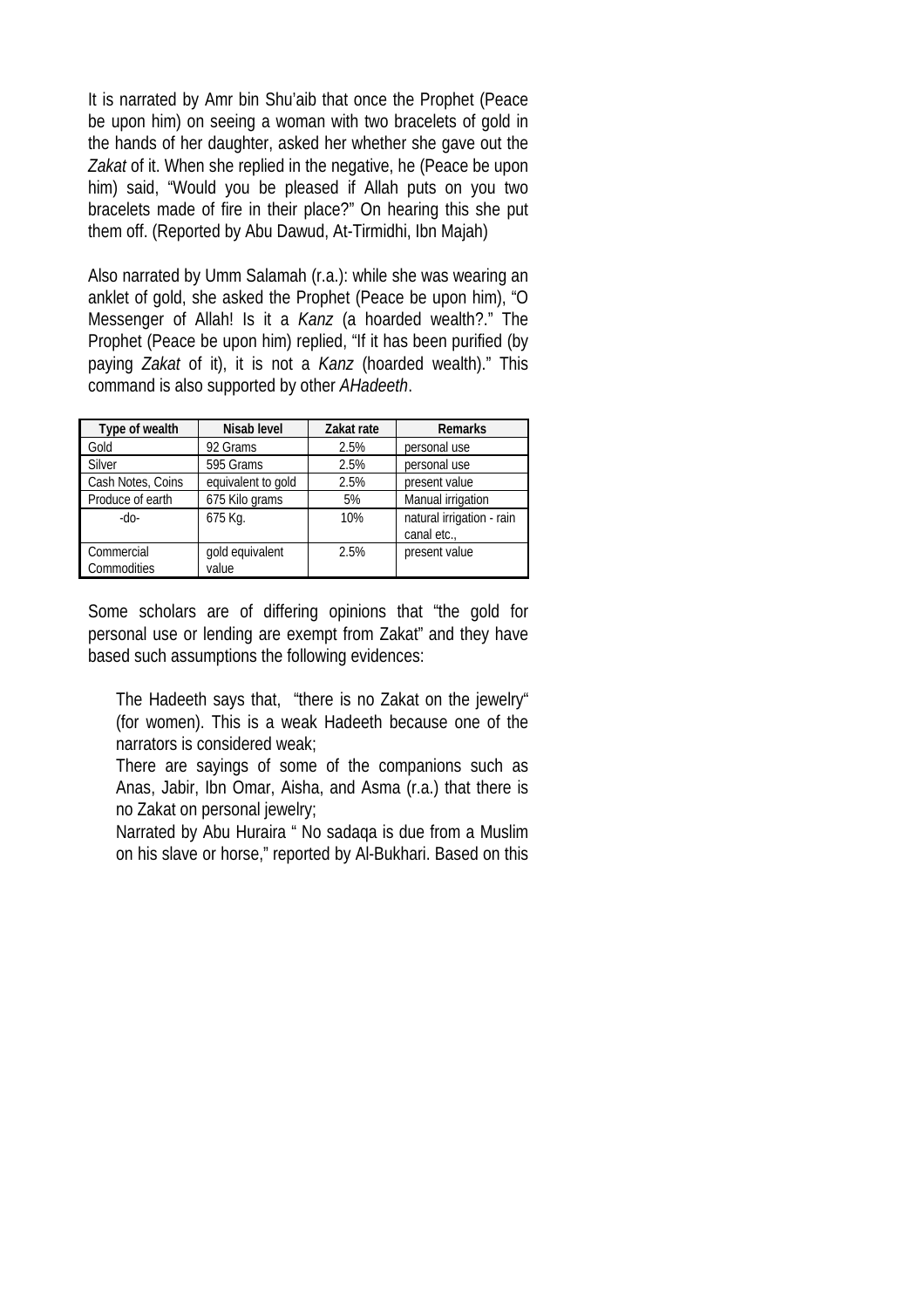It is narrated by Amr bin Shu'aib that once the Prophet (Peace be upon him) on seeing a woman with two bracelets of gold in the hands of her daughter, asked her whether she gave out the *Zakat* of it. When she replied in the negative, he (Peace be upon him) said, "Would you be pleased if Allah puts on you two bracelets made of fire in their place?" On hearing this she put them off. (Reported by Abu Dawud, At-Tirmidhi, Ibn Majah)

Also narrated by Umm Salamah (r.a.): while she was wearing an anklet of gold, she asked the Prophet (Peace be upon him), "O Messenger of Allah! Is it a *Kanz* (a hoarded wealth?." The Prophet (Peace be upon him) replied, "If it has been purified (by paying *Zakat* of it), it is not a *Kanz* (hoarded wealth)." This command is also supported by other *AHadeeth*.

| Type of wealth | Nisab level | Zakat rate | Remarks |
|---|---|---|---|
| Gold | 92 Grams | 2.5% | personal use |
| Silver | 595 Grams | 2.5% | personal use |
| Cash Notes, Coins | equivalent to gold | 2.5% | present value |
| Produce of earth | 675 Kilo grams | 5% | Manual irrigation |
| -do- | 675 Kg. | 10% | natural irrigation - rain canal etc., |
| Commercial Commodities | gold equivalent value | 2.5% | present value |

Some scholars are of differing opinions that "the gold for personal use or lending are exempt from Zakat" and they have based such assumptions the following evidences:

- The Hadeeth says that, "there is no Zakat on the jewelry" (for women). This is a weak Hadeeth because one of the narrators is considered weak;
- There are sayings of some of the companions such as Anas, Jabir, Ibn Omar, Aisha, and Asma (r.a.) that there is no Zakat on personal jewelry;
- Narrated by Abu Huraira " No sadaqa is due from a Muslim on his slave or horse," reported by Al-Bukhari. Based on this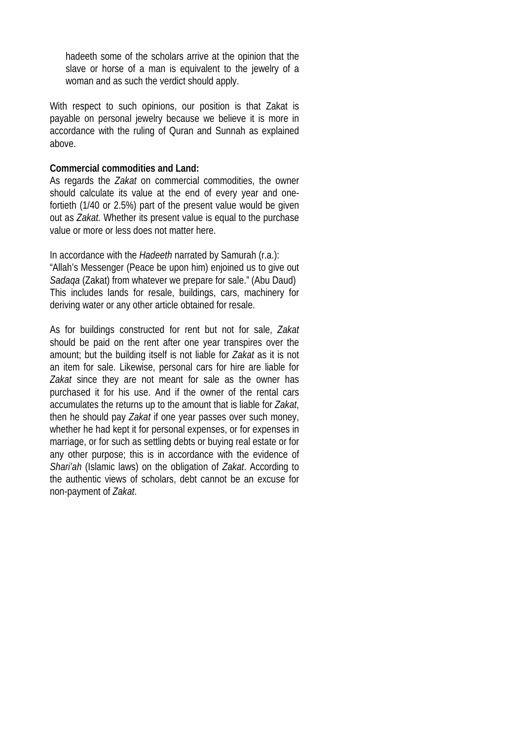hadeeth some of the scholars arrive at the opinion that the slave or horse of a man is equivalent to the jewelry of a woman and as such the verdict should apply.

With respect to such opinions, our position is that Zakat is payable on personal jewelry because we believe it is more in accordance with the ruling of Quran and Sunnah as explained above.

**Commercial commodities and Land:**
As regards the *Zakat* on commercial commodities, the owner should calculate its value at the end of every year and one-fortieth (1/40 or 2.5%) part of the present value would be given out as *Zakat.* Whether its present value is equal to the purchase value or more or less does not matter here.

In accordance with the *Hadeeth* narrated by Samurah (r.a.):
"Allah's Messenger (Peace be upon him) enjoined us to give out *Sadaqa* (Zakat) from whatever we prepare for sale." (Abu Daud)
This includes lands for resale, buildings, cars, machinery for deriving water or any other article obtained for resale.

As for buildings constructed for rent but not for sale, *Zakat* should be paid on the rent after one year transpires over the amount; but the building itself is not liable for *Zakat* as it is not an item for sale. Likewise, personal cars for hire are liable for *Zakat* since they are not meant for sale as the owner has purchased it for his use. And if the owner of the rental cars accumulates the returns up to the amount that is liable for *Zakat*, then he should pay *Zakat* if one year passes over such money, whether he had kept it for personal expenses, or for expenses in marriage, or for such as settling debts or buying real estate or for any other purpose; this is in accordance with the evidence of *Shari'ah* (Islamic laws) on the obligation of *Zakat*. According to the authentic views of scholars, debt cannot be an excuse for non-payment of *Zakat*.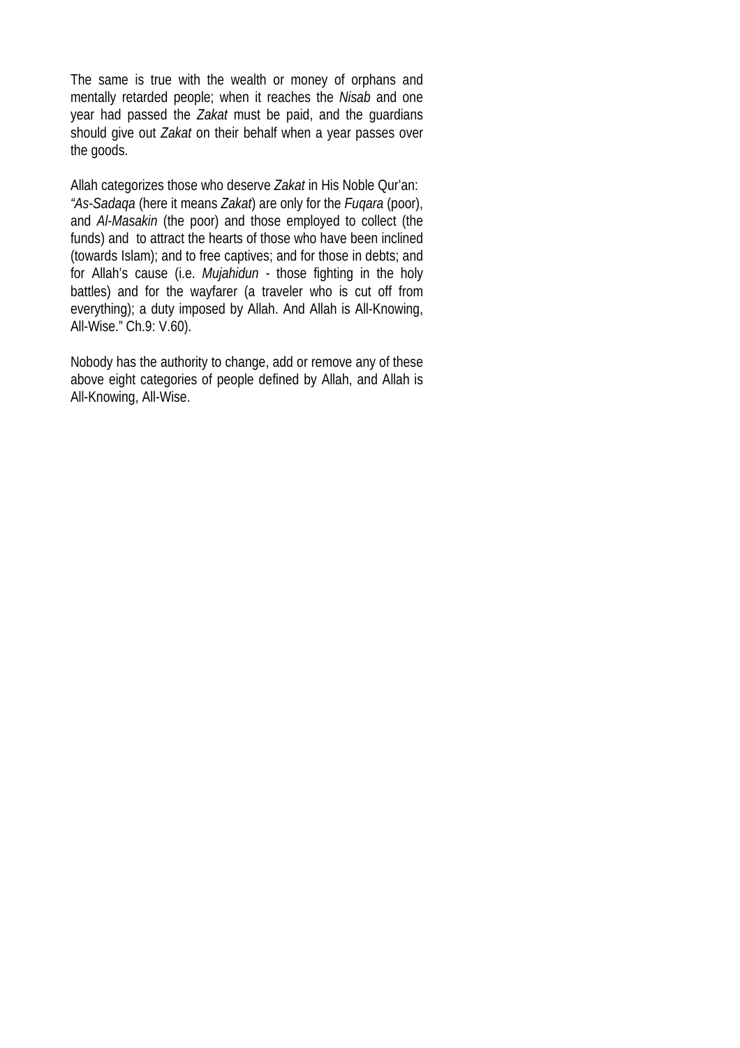The same is true with the wealth or money of orphans and mentally retarded people; when it reaches the *Nisab* and one year had passed the *Zakat* must be paid, and the guardians should give out *Zakat* on their behalf when a year passes over the goods.

Allah categorizes those who deserve *Zakat* in His Noble Qur'an: *"As-Sadaqa* (here it means *Zakat*) are only for the *Fuqara* (poor), and *Al-Masakin* (the poor) and those employed to collect (the funds) and to attract the hearts of those who have been inclined (towards Islam); and to free captives; and for those in debts; and for Allah's cause (i.e. *Mujahidun* - those fighting in the holy battles) and for the wayfarer (a traveler who is cut off from everything); a duty imposed by Allah. And Allah is All-Knowing, All-Wise." Ch.9: V.60).

Nobody has the authority to change, add or remove any of these above eight categories of people defined by Allah, and Allah is All-Knowing, All-Wise.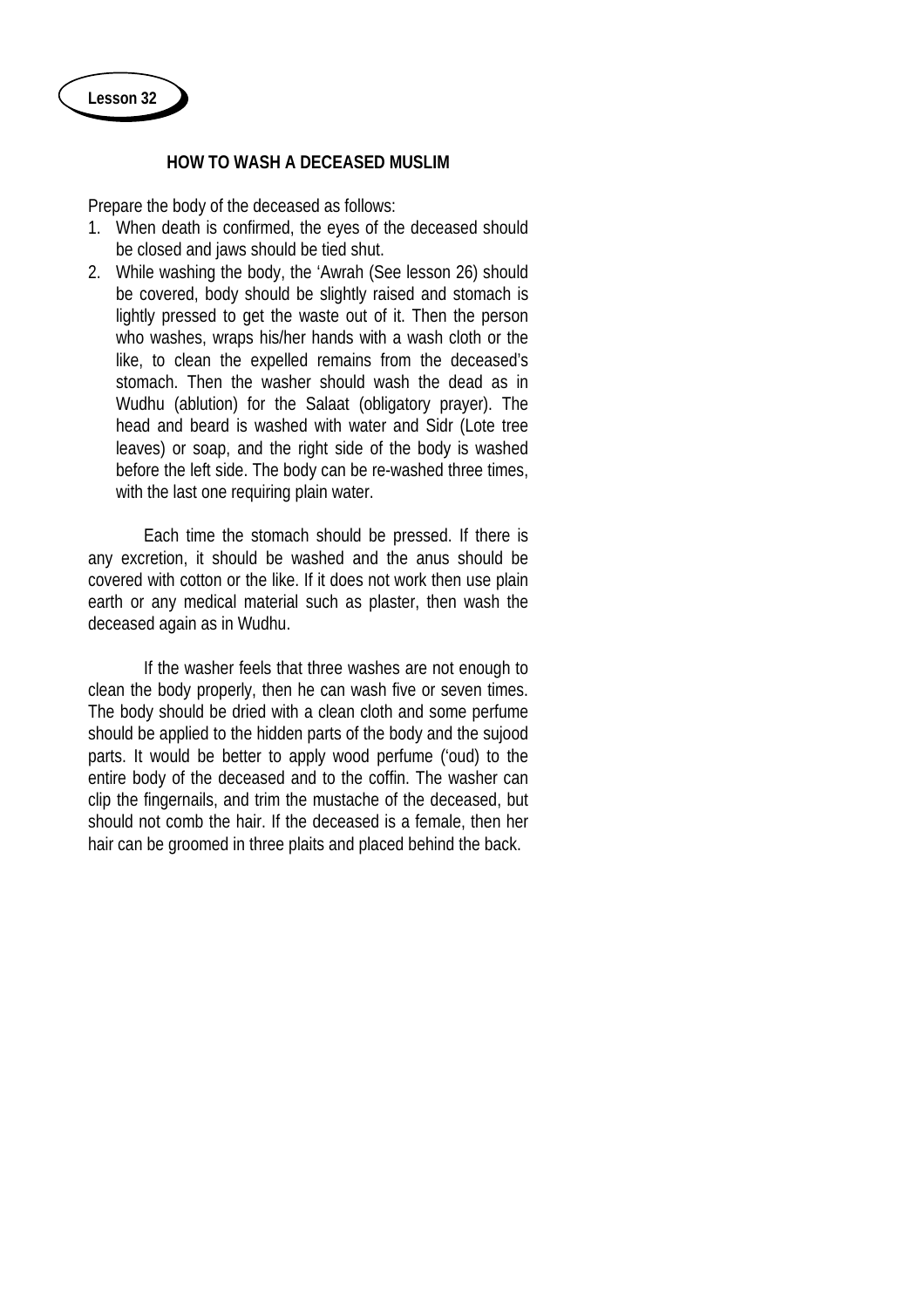**Lesson 32**

## HOW TO WASH A DECEASED MUSLIM

Prepare the body of the deceased as follows:

1. When death is confirmed, the eyes of the deceased should be closed and jaws should be tied shut.
2. While washing the body, the 'Awrah (See lesson 26) should be covered, body should be slightly raised and stomach is lightly pressed to get the waste out of it. Then the person who washes, wraps his/her hands with a wash cloth or the like, to clean the expelled remains from the deceased's stomach. Then the washer should wash the dead as in Wudhu (ablution) for the Salaat (obligatory prayer). The head and beard is washed with water and Sidr (Lote tree leaves) or soap, and the right side of the body is washed before the left side. The body can be re-washed three times, with the last one requiring plain water.

Each time the stomach should be pressed. If there is any excretion, it should be washed and the anus should be covered with cotton or the like. If it does not work then use plain earth or any medical material such as plaster, then wash the deceased again as in Wudhu.

If the washer feels that three washes are not enough to clean the body properly, then he can wash five or seven times. The body should be dried with a clean cloth and some perfume should be applied to the hidden parts of the body and the sujood parts. It would be better to apply wood perfume ('oud) to the entire body of the deceased and to the coffin. The washer can clip the fingernails, and trim the mustache of the deceased, but should not comb the hair. If the deceased is a female, then her hair can be groomed in three plaits and placed behind the back.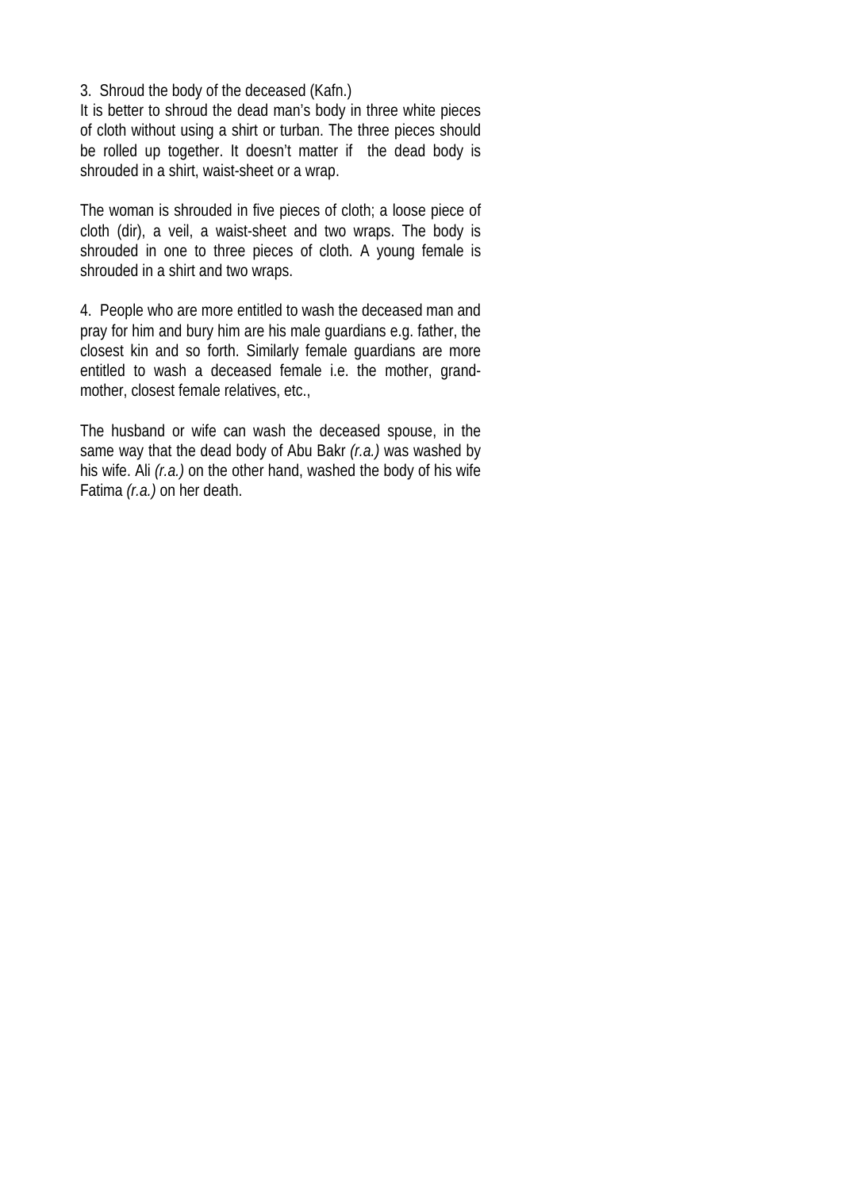3. Shroud the body of the deceased (Kafn.)

It is better to shroud the dead man's body in three white pieces of cloth without using a shirt or turban. The three pieces should be rolled up together. It doesn't matter if the dead body is shrouded in a shirt, waist-sheet or a wrap.

The woman is shrouded in five pieces of cloth; a loose piece of cloth (dir), a veil, a waist-sheet and two wraps. The body is shrouded in one to three pieces of cloth. A young female is shrouded in a shirt and two wraps.

4. People who are more entitled to wash the deceased man and pray for him and bury him are his male guardians e.g. father, the closest kin and so forth. Similarly female guardians are more entitled to wash a deceased female i.e. the mother, grand-mother, closest female relatives, etc.,

The husband or wife can wash the deceased spouse, in the same way that the dead body of Abu Bakr *(r.a.)* was washed by his wife. Ali *(r.a.)* on the other hand, washed the body of his wife Fatima *(r.a.)* on her death.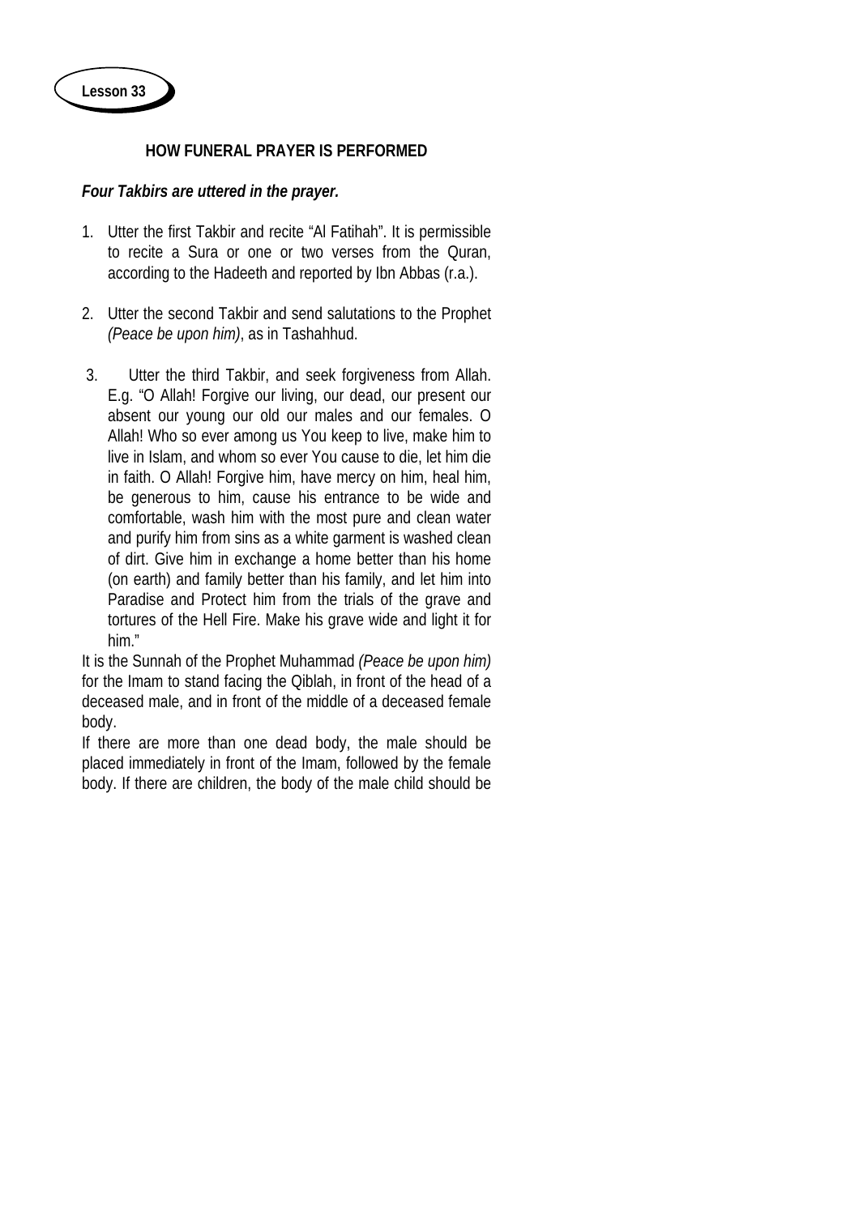**Lesson 33**

### HOW FUNERAL PRAYER IS PERFORMED

***Four Takbirs are uttered in the prayer.***

1. Utter the first Takbir and recite "Al Fatihah". It is permissible to recite a Sura or one or two verses from the Quran, according to the Hadeeth and reported by Ibn Abbas (r.a.).

2. Utter the second Takbir and send salutations to the Prophet *(Peace be upon him)*, as in Tashahhud.

3. Utter the third Takbir, and seek forgiveness from Allah. E.g. "O Allah! Forgive our living, our dead, our present our absent our young our old our males and our females. O Allah! Who so ever among us You keep to live, make him to live in Islam, and whom so ever You cause to die, let him die in faith. O Allah! Forgive him, have mercy on him, heal him, be generous to him, cause his entrance to be wide and comfortable, wash him with the most pure and clean water and purify him from sins as a white garment is washed clean of dirt. Give him in exchange a home better than his home (on earth) and family better than his family, and let him into Paradise and Protect him from the trials of the grave and tortures of the Hell Fire. Make his grave wide and light it for him."

It is the Sunnah of the Prophet Muhammad *(Peace be upon him)* for the Imam to stand facing the Qiblah, in front of the head of a deceased male, and in front of the middle of a deceased female body.

If there are more than one dead body, the male should be placed immediately in front of the Imam, followed by the female body. If there are children, the body of the male child should be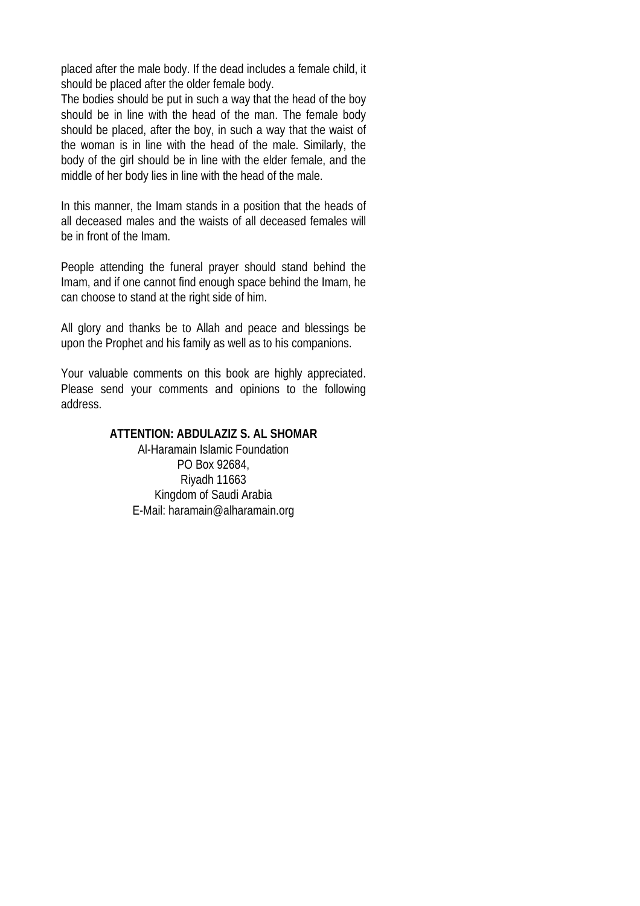placed after the male body. If the dead includes a female child, it should be placed after the older female body.
The bodies should be put in such a way that the head of the boy should be in line with the head of the man. The female body should be placed, after the boy, in such a way that the waist of the woman is in line with the head of the male. Similarly, the body of the girl should be in line with the elder female, and the middle of her body lies in line with the head of the male.

In this manner, the Imam stands in a position that the heads of all deceased males and the waists of all deceased females will be in front of the Imam.

People attending the funeral prayer should stand behind the Imam, and if one cannot find enough space behind the Imam, he can choose to stand at the right side of him.

All glory and thanks be to Allah and peace and blessings be upon the Prophet and his family as well as to his companions.

Your valuable comments on this book are highly appreciated. Please send your comments and opinions to the following address.

**ATTENTION: ABDULAZIZ S. AL SHOMAR**
Al-Haramain Islamic Foundation
PO Box 92684,
Riyadh 11663
Kingdom of Saudi Arabia
E-Mail: haramain@alharamain.org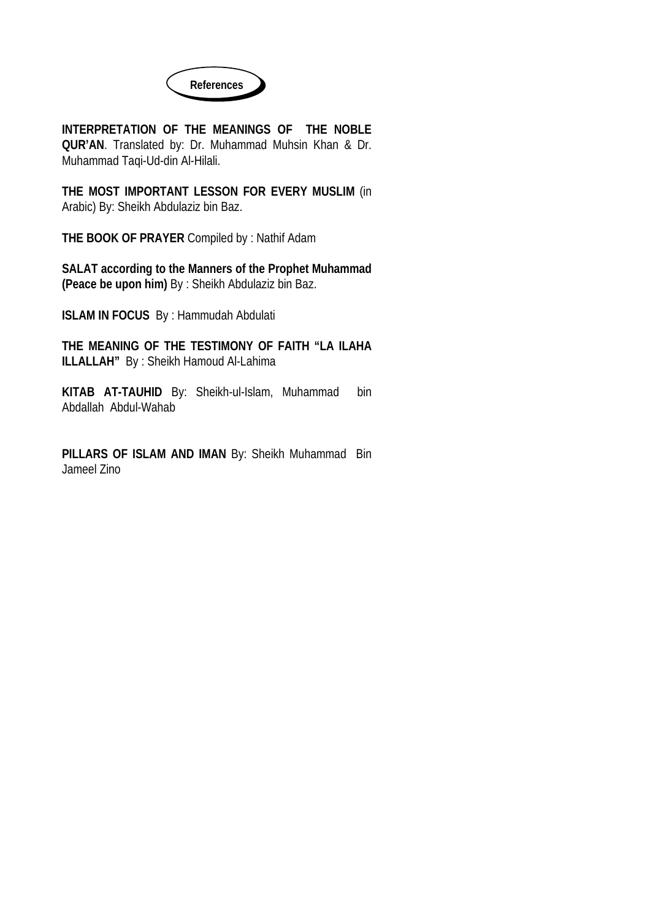## References

**INTERPRETATION OF THE MEANINGS OF THE NOBLE QUR'AN**. Translated by: Dr. Muhammad Muhsin Khan & Dr. Muhammad Taqi-Ud-din Al-Hilali.

**THE MOST IMPORTANT LESSON FOR EVERY MUSLIM** (in Arabic) By: Sheikh Abdulaziz bin Baz.

**THE BOOK OF PRAYER** Compiled by : Nathif Adam

**SALAT according to the Manners of the Prophet Muhammad (Peace be upon him)** By : Sheikh Abdulaziz bin Baz.

**ISLAM IN FOCUS** By : Hammudah Abdulati

**THE MEANING OF THE TESTIMONY OF FAITH "LA ILAHA ILLALLAH"** By : Sheikh Hamoud Al-Lahima

**KITAB AT-TAUHID** By: Sheikh-ul-Islam, Muhammad bin Abdallah Abdul-Wahab

**PILLARS OF ISLAM AND IMAN** By: Sheikh Muhammad Bin Jameel Zino